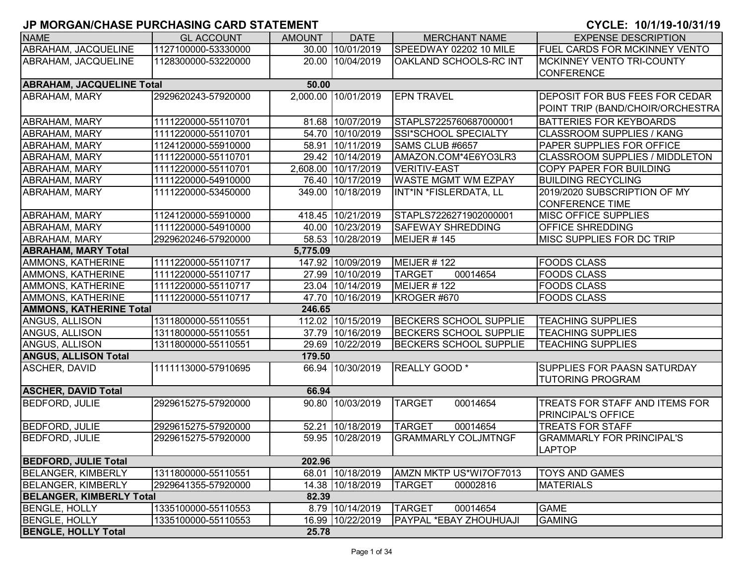# JP MORGAN/CHASE PURCHASING CARD STATEMENT

**CYCLE: 10/1/19-10/31/19**

| NAME | GL ACCOUNT | AMOUNT | DATE | MERCHANT NAME | EXPENSE DESCRIPTION |
|---|---|---|---|---|---|
| ABRAHAM, JACQUELINE | 1127100000-53330000 | 30.00 | 10/01/2019 | SPEEDWAY 02202 10 MILE | FUEL CARDS FOR MCKINNEY VENTO |
| ABRAHAM, JACQUELINE | 1128300000-53220000 | 20.00 | 10/04/2019 | OAKLAND SCHOOLS-RC INT | MCKINNEY VENTO TRI-COUNTY CONFERENCE |
| **ABRAHAM, JACQUELINE Total** | | **50.00** | | | |
| ABRAHAM, MARY | 2929620243-57920000 | 2,000.00 | 10/01/2019 | EPN TRAVEL | DEPOSIT FOR BUS FEES FOR CEDAR POINT TRIP (BAND/CHOIR/ORCHESTRA |
| ABRAHAM, MARY | 1111220000-55110701 | 81.68 | 10/07/2019 | STAPLS7225760687000001 | BATTERIES FOR KEYBOARDS |
| ABRAHAM, MARY | 1111220000-55110701 | 54.70 | 10/10/2019 | SSI*SCHOOL SPECIALTY | CLASSROOM SUPPLIES / KANG |
| ABRAHAM, MARY | 1124120000-55910000 | 58.91 | 10/11/2019 | SAMS CLUB #6657 | PAPER SUPPLIES FOR OFFICE |
| ABRAHAM, MARY | 1111220000-55110701 | 29.42 | 10/14/2019 | AMAZON.COM*4E6YO3LR3 | CLASSROOM SUPPLIES / MIDDLETON |
| ABRAHAM, MARY | 1111220000-55110701 | 2,608.00 | 10/17/2019 | VERITIV-EAST | COPY PAPER FOR BUILDING |
| ABRAHAM, MARY | 1111220000-54910000 | 76.40 | 10/17/2019 | WASTE MGMT WM EZPAY | BUILDING RECYCLING |
| ABRAHAM, MARY | 1111220000-53450000 | 349.00 | 10/18/2019 | INT*IN *FISLERDATA, LL | 2019/2020 SUBSCRIPTION OF MY CONFERENCE TIME |
| ABRAHAM, MARY | 1124120000-55910000 | 418.45 | 10/21/2019 | STAPLS7226271902000001 | MISC OFFICE SUPPLIES |
| ABRAHAM, MARY | 1111220000-54910000 | 40.00 | 10/23/2019 | SAFEWAY SHREDDING | OFFICE SHREDDING |
| ABRAHAM, MARY | 2929620246-57920000 | 58.53 | 10/28/2019 | MEIJER # 145 | MISC SUPPLIES FOR DC TRIP |
| **ABRAHAM, MARY Total** | | **5,775.09** | | | |
| AMMONS, KATHERINE | 1111220000-55110717 | 147.92 | 10/09/2019 | MEIJER # 122 | FOODS CLASS |
| AMMONS, KATHERINE | 1111220000-55110717 | 27.99 | 10/10/2019 | TARGET 00014654 | FOODS CLASS |
| AMMONS, KATHERINE | 1111220000-55110717 | 23.04 | 10/14/2019 | MEIJER # 122 | FOODS CLASS |
| AMMONS, KATHERINE | 1111220000-55110717 | 47.70 | 10/16/2019 | KROGER #670 | FOODS CLASS |
| **AMMONS, KATHERINE Total** | | **246.65** | | | |
| ANGUS, ALLISON | 1311800000-55110551 | 112.02 | 10/15/2019 | BECKERS SCHOOL SUPPLIE | TEACHING SUPPLIES |
| ANGUS, ALLISON | 1311800000-55110551 | 37.79 | 10/16/2019 | BECKERS SCHOOL SUPPLIE | TEACHING SUPPLIES |
| ANGUS, ALLISON | 1311800000-55110551 | 29.69 | 10/22/2019 | BECKERS SCHOOL SUPPLIE | TEACHING SUPPLIES |
| **ANGUS, ALLISON Total** | | **179.50** | | | |
| ASCHER, DAVID | 1111113000-57910695 | 66.94 | 10/30/2019 | REALLY GOOD * | SUPPLIES FOR PAASN SATURDAY TUTORING PROGRAM |
| **ASCHER, DAVID Total** | | **66.94** | | | |
| BEDFORD, JULIE | 2929615275-57920000 | 90.80 | 10/03/2019 | TARGET 00014654 | TREATS FOR STAFF AND ITEMS FOR PRINCIPAL'S OFFICE |
| BEDFORD, JULIE | 2929615275-57920000 | 52.21 | 10/18/2019 | TARGET 00014654 | TREATS FOR STAFF |
| BEDFORD, JULIE | 2929615275-57920000 | 59.95 | 10/28/2019 | GRAMMARLY COLJMTNGF | GRAMMARLY FOR PRINCIPAL'S LAPTOP |
| **BEDFORD, JULIE Total** | | **202.96** | | | |
| BELANGER, KIMBERLY | 1311800000-55110551 | 68.01 | 10/18/2019 | AMZN MKTP US*WI7OF7013 | TOYS AND GAMES |
| BELANGER, KIMBERLY | 2929641355-57920000 | 14.38 | 10/18/2019 | TARGET 00002816 | MATERIALS |
| **BELANGER, KIMBERLY Total** | | **82.39** | | | |
| BENGLE, HOLLY | 1335100000-55110553 | 8.79 | 10/14/2019 | TARGET 00014654 | GAME |
| BENGLE, HOLLY | 1335100000-55110553 | 16.99 | 10/22/2019 | PAYPAL *EBAY ZHOUHUAJI | GAMING |
| **BENGLE, HOLLY Total** | | **25.78** | | | |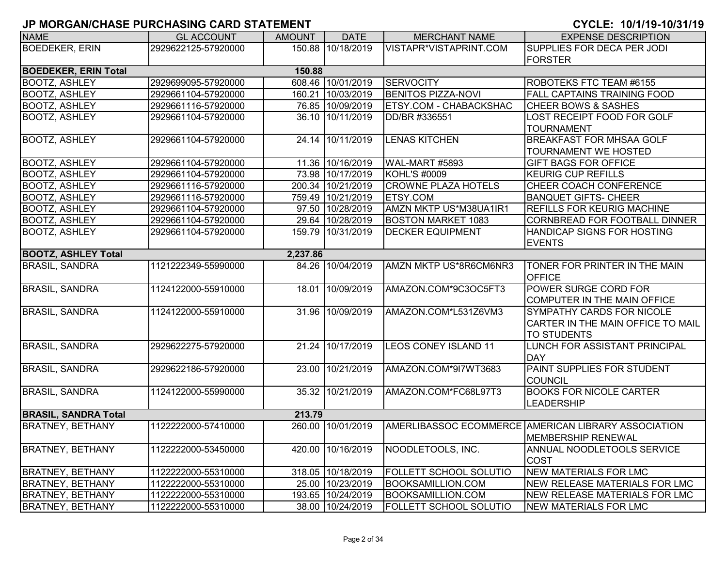## JP MORGAN/CHASE PURCHASING CARD STATEMENT

**CYCLE: 10/1/19-10/31/19**

| NAME | GL ACCOUNT | AMOUNT | DATE | MERCHANT NAME | EXPENSE DESCRIPTION |
|---|---|---|---|---|---|
| BOEDEKER, ERIN | 2929622125-57920000 | 150.88 | 10/18/2019 | VISTAPR*VISTAPRINT.COM | SUPPLIES FOR DECA PER JODI FORSTER |
| **BOEDEKER, ERIN Total** | | **150.88** | | | |
| BOOTZ, ASHLEY | 2929699095-57920000 | 608.46 | 10/01/2019 | SERVOCITY | ROBOTEKS FTC TEAM #6155 |
| BOOTZ, ASHLEY | 2929661104-57920000 | 160.21 | 10/03/2019 | BENITOS PIZZA-NOVI | FALL CAPTAINS TRAINING FOOD |
| BOOTZ, ASHLEY | 2929661116-57920000 | 76.85 | 10/09/2019 | ETSY.COM - CHABACKSHAC | CHEER BOWS & SASHES |
| BOOTZ, ASHLEY | 2929661104-57920000 | 36.10 | 10/11/2019 | DD/BR #336551 | LOST RECEIPT FOOD FOR GOLF TOURNAMENT |
| BOOTZ, ASHLEY | 2929661104-57920000 | 24.14 | 10/11/2019 | LENAS KITCHEN | BREAKFAST FOR MHSAA GOLF TOURNAMENT WE HOSTED |
| BOOTZ, ASHLEY | 2929661104-57920000 | 11.36 | 10/16/2019 | WAL-MART #5893 | GIFT BAGS FOR OFFICE |
| BOOTZ, ASHLEY | 2929661104-57920000 | 73.98 | 10/17/2019 | KOHL'S #0009 | KEURIG CUP REFILLS |
| BOOTZ, ASHLEY | 2929661116-57920000 | 200.34 | 10/21/2019 | CROWNE PLAZA HOTELS | CHEER COACH CONFERENCE |
| BOOTZ, ASHLEY | 2929661116-57920000 | 759.49 | 10/21/2019 | ETSY.COM | BANQUET GIFTS- CHEER |
| BOOTZ, ASHLEY | 2929661104-57920000 | 97.50 | 10/28/2019 | AMZN MKTP US*M38UA1IR1 | REFILLS FOR KEURIG MACHINE |
| BOOTZ, ASHLEY | 2929661104-57920000 | 29.64 | 10/28/2019 | BOSTON MARKET 1083 | CORNBREAD FOR FOOTBALL DINNER |
| BOOTZ, ASHLEY | 2929661104-57920000 | 159.79 | 10/31/2019 | DECKER EQUIPMENT | HANDICAP SIGNS FOR HOSTING EVENTS |
| **BOOTZ, ASHLEY Total** | | **2,237.86** | | | |
| BRASIL, SANDRA | 1121222349-55990000 | 84.26 | 10/04/2019 | AMZN MKTP US*8R6CM6NR3 | TONER FOR PRINTER IN THE MAIN OFFICE |
| BRASIL, SANDRA | 1124122000-55910000 | 18.01 | 10/09/2019 | AMAZON.COM*9C3OC5FT3 | POWER SURGE CORD FOR COMPUTER IN THE MAIN OFFICE |
| BRASIL, SANDRA | 1124122000-55910000 | 31.96 | 10/09/2019 | AMAZON.COM*L531Z6VM3 | SYMPATHY CARDS FOR NICOLE CARTER IN THE MAIN OFFICE TO MAIL TO STUDENTS |
| BRASIL, SANDRA | 2929622275-57920000 | 21.24 | 10/17/2019 | LEOS CONEY ISLAND 11 | LUNCH FOR ASSISTANT PRINCIPAL DAY |
| BRASIL, SANDRA | 2929622186-57920000 | 23.00 | 10/21/2019 | AMAZON.COM*9I7WT3683 | PAINT SUPPLIES FOR STUDENT COUNCIL |
| BRASIL, SANDRA | 1124122000-55990000 | 35.32 | 10/21/2019 | AMAZON.COM*FC68L97T3 | BOOKS FOR NICOLE CARTER LEADERSHIP |
| **BRASIL, SANDRA Total** | | **213.79** | | | |
| BRATNEY, BETHANY | 1122222000-57410000 | 260.00 | 10/01/2019 | AMERLIBASSOC ECOMMERCE | AMERICAN LIBRARY ASSOCIATION MEMBERSHIP RENEWAL |
| BRATNEY, BETHANY | 1122222000-53450000 | 420.00 | 10/16/2019 | NOODLETOOLS, INC. | ANNUAL NOODLETOOLS SERVICE COST |
| BRATNEY, BETHANY | 1122222000-55310000 | 318.05 | 10/18/2019 | FOLLETT SCHOOL SOLUTIO | NEW MATERIALS FOR LMC |
| BRATNEY, BETHANY | 1122222000-55310000 | 25.00 | 10/23/2019 | BOOKSAMILLION.COM | NEW RELEASE MATERIALS FOR LMC |
| BRATNEY, BETHANY | 1122222000-55310000 | 193.65 | 10/24/2019 | BOOKSAMILLION.COM | NEW RELEASE MATERIALS FOR LMC |
| BRATNEY, BETHANY | 1122222000-55310000 | 38.00 | 10/24/2019 | FOLLETT SCHOOL SOLUTIO | NEW MATERIALS FOR LMC |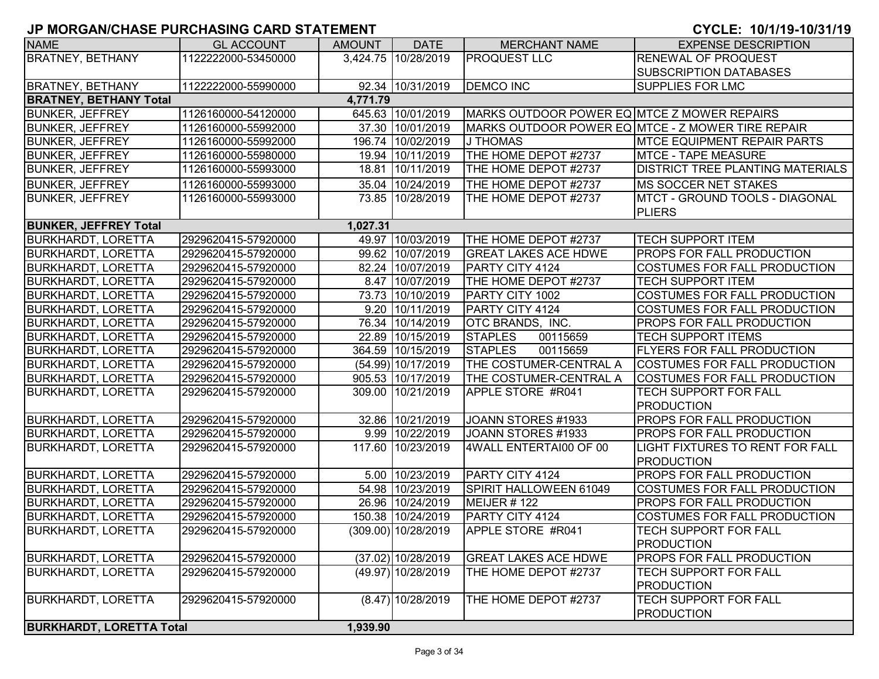# JP MORGAN/CHASE PURCHASING CARD STATEMENT

**CYCLE: 10/1/19-10/31/19**

| NAME | GL ACCOUNT | AMOUNT | DATE | MERCHANT NAME | EXPENSE DESCRIPTION |
|---|---|---|---|---|---|
| BRATNEY, BETHANY | 1122222000-53450000 | 3,424.75 | 10/28/2019 | PROQUEST LLC | RENEWAL OF PROQUEST SUBSCRIPTION DATABASES |
| BRATNEY, BETHANY | 1122222000-55990000 | 92.34 | 10/31/2019 | DEMCO INC | SUPPLIES FOR LMC |
| **BRATNEY, BETHANY Total** | | **4,771.79** | | | |
| BUNKER, JEFFREY | 1126160000-54120000 | 645.63 | 10/01/2019 | MARKS OUTDOOR POWER EQ | MTCE Z MOWER REPAIRS |
| BUNKER, JEFFREY | 1126160000-55992000 | 37.30 | 10/01/2019 | MARKS OUTDOOR POWER EQ | MTCE - Z MOWER TIRE REPAIR |
| BUNKER, JEFFREY | 1126160000-55992000 | 196.74 | 10/02/2019 | J THOMAS | MTCE EQUIPMENT REPAIR PARTS |
| BUNKER, JEFFREY | 1126160000-55980000 | 19.94 | 10/11/2019 | THE HOME DEPOT #2737 | MTCE - TAPE MEASURE |
| BUNKER, JEFFREY | 1126160000-55993000 | 18.81 | 10/11/2019 | THE HOME DEPOT #2737 | DISTRICT TREE PLANTING MATERIALS |
| BUNKER, JEFFREY | 1126160000-55993000 | 35.04 | 10/24/2019 | THE HOME DEPOT #2737 | MS SOCCER NET STAKES |
| BUNKER, JEFFREY | 1126160000-55993000 | 73.85 | 10/28/2019 | THE HOME DEPOT #2737 | MTCT - GROUND TOOLS - DIAGONAL PLIERS |
| **BUNKER, JEFFREY Total** | | **1,027.31** | | | |
| BURKHARDT, LORETTA | 2929620415-57920000 | 49.97 | 10/03/2019 | THE HOME DEPOT #2737 | TECH SUPPORT ITEM |
| BURKHARDT, LORETTA | 2929620415-57920000 | 99.62 | 10/07/2019 | GREAT LAKES ACE HDWE | PROPS FOR FALL PRODUCTION |
| BURKHARDT, LORETTA | 2929620415-57920000 | 82.24 | 10/07/2019 | PARTY CITY 4124 | COSTUMES FOR FALL PRODUCTION |
| BURKHARDT, LORETTA | 2929620415-57920000 | 8.47 | 10/07/2019 | THE HOME DEPOT #2737 | TECH SUPPORT ITEM |
| BURKHARDT, LORETTA | 2929620415-57920000 | 73.73 | 10/10/2019 | PARTY CITY 1002 | COSTUMES FOR FALL PRODUCTION |
| BURKHARDT, LORETTA | 2929620415-57920000 | 9.20 | 10/11/2019 | PARTY CITY 4124 | COSTUMES FOR FALL PRODUCTION |
| BURKHARDT, LORETTA | 2929620415-57920000 | 76.34 | 10/14/2019 | OTC BRANDS, INC. | PROPS FOR FALL PRODUCTION |
| BURKHARDT, LORETTA | 2929620415-57920000 | 22.89 | 10/15/2019 | STAPLES 00115659 | TECH SUPPORT ITEMS |
| BURKHARDT, LORETTA | 2929620415-57920000 | 364.59 | 10/15/2019 | STAPLES 00115659 | FLYERS FOR FALL PRODUCTION |
| BURKHARDT, LORETTA | 2929620415-57920000 | (54.99) | 10/17/2019 | THE COSTUMER-CENTRAL A | COSTUMES FOR FALL PRODUCTION |
| BURKHARDT, LORETTA | 2929620415-57920000 | 905.53 | 10/17/2019 | THE COSTUMER-CENTRAL A | COSTUMES FOR FALL PRODUCTION |
| BURKHARDT, LORETTA | 2929620415-57920000 | 309.00 | 10/21/2019 | APPLE STORE #R041 | TECH SUPPORT FOR FALL PRODUCTION |
| BURKHARDT, LORETTA | 2929620415-57920000 | 32.86 | 10/21/2019 | JOANN STORES #1933 | PROPS FOR FALL PRODUCTION |
| BURKHARDT, LORETTA | 2929620415-57920000 | 9.99 | 10/22/2019 | JOANN STORES #1933 | PROPS FOR FALL PRODUCTION |
| BURKHARDT, LORETTA | 2929620415-57920000 | 117.60 | 10/23/2019 | 4WALL ENTERTAI00 OF 00 | LIGHT FIXTURES TO RENT FOR FALL PRODUCTION |
| BURKHARDT, LORETTA | 2929620415-57920000 | 5.00 | 10/23/2019 | PARTY CITY 4124 | PROPS FOR FALL PRODUCTION |
| BURKHARDT, LORETTA | 2929620415-57920000 | 54.98 | 10/23/2019 | SPIRIT HALLOWEEN 61049 | COSTUMES FOR FALL PRODUCTION |
| BURKHARDT, LORETTA | 2929620415-57920000 | 26.96 | 10/24/2019 | MEIJER # 122 | PROPS FOR FALL PRODUCTION |
| BURKHARDT, LORETTA | 2929620415-57920000 | 150.38 | 10/24/2019 | PARTY CITY 4124 | COSTUMES FOR FALL PRODUCTION |
| BURKHARDT, LORETTA | 2929620415-57920000 | (309.00) | 10/28/2019 | APPLE STORE #R041 | TECH SUPPORT FOR FALL PRODUCTION |
| BURKHARDT, LORETTA | 2929620415-57920000 | (37.02) | 10/28/2019 | GREAT LAKES ACE HDWE | PROPS FOR FALL PRODUCTION |
| BURKHARDT, LORETTA | 2929620415-57920000 | (49.97) | 10/28/2019 | THE HOME DEPOT #2737 | TECH SUPPORT FOR FALL PRODUCTION |
| BURKHARDT, LORETTA | 2929620415-57920000 | (8.47) | 10/28/2019 | THE HOME DEPOT #2737 | TECH SUPPORT FOR FALL PRODUCTION |
| **BURKHARDT, LORETTA Total** | | **1,939.90** | | | |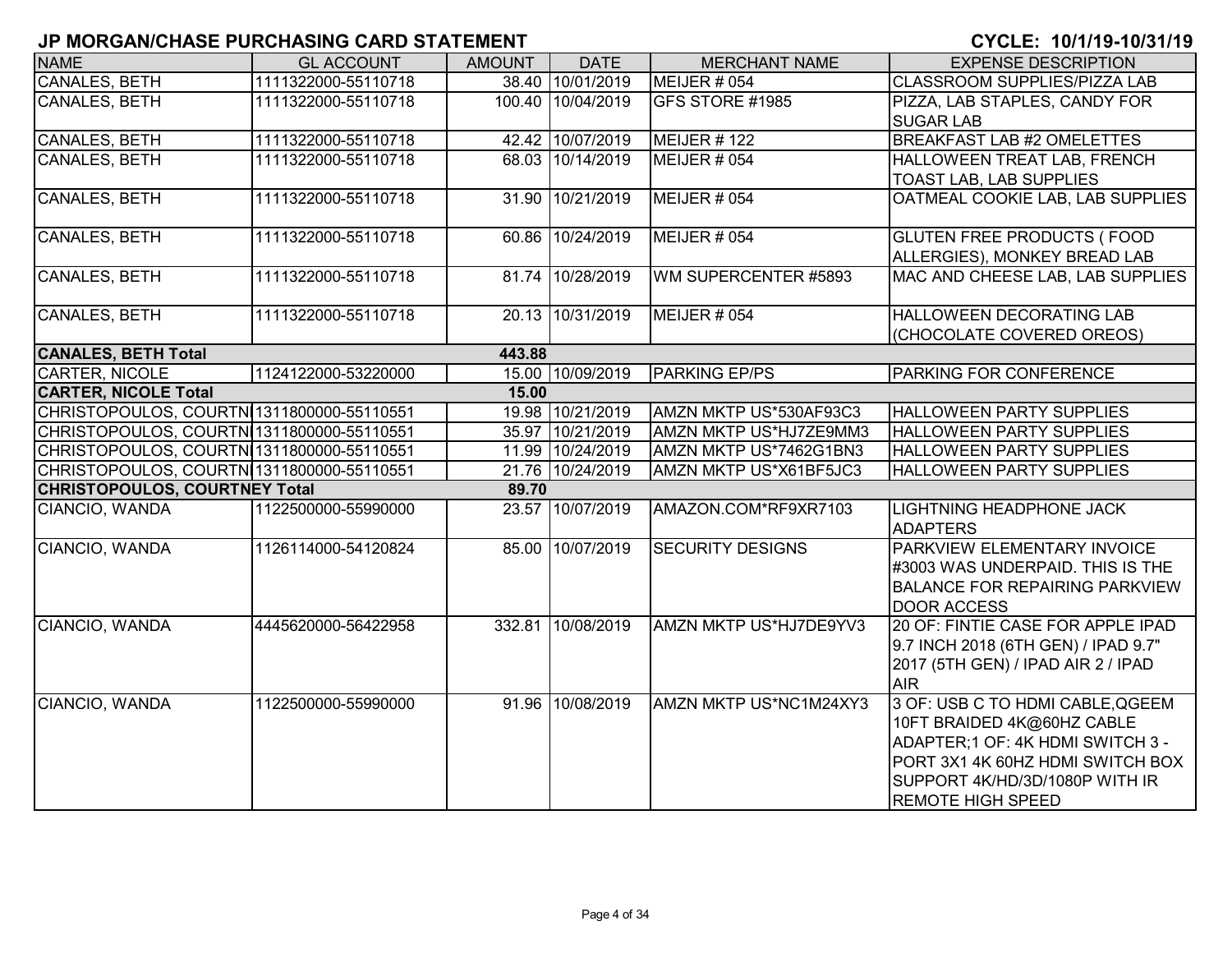# JP MORGAN/CHASE PURCHASING CARD STATEMENT

**CYCLE: 10/1/19-10/31/19**

| NAME | GL ACCOUNT | AMOUNT | DATE | MERCHANT NAME | EXPENSE DESCRIPTION |
|---|---|---|---|---|---|
| CANALES, BETH | 1111322000-55110718 | 38.40 | 10/01/2019 | MEIJER # 054 | CLASSROOM SUPPLIES/PIZZA LAB |
| CANALES, BETH | 1111322000-55110718 | 100.40 | 10/04/2019 | GFS STORE #1985 | PIZZA, LAB STAPLES, CANDY FOR SUGAR LAB |
| CANALES, BETH | 1111322000-55110718 | 42.42 | 10/07/2019 | MEIJER # 122 | BREAKFAST LAB #2 OMELETTES |
| CANALES, BETH | 1111322000-55110718 | 68.03 | 10/14/2019 | MEIJER # 054 | HALLOWEEN TREAT LAB, FRENCH TOAST LAB, LAB SUPPLIES |
| CANALES, BETH | 1111322000-55110718 | 31.90 | 10/21/2019 | MEIJER # 054 | OATMEAL COOKIE LAB, LAB SUPPLIES |
| CANALES, BETH | 1111322000-55110718 | 60.86 | 10/24/2019 | MEIJER # 054 | GLUTEN FREE PRODUCTS ( FOOD ALLERGIES), MONKEY BREAD LAB |
| CANALES, BETH | 1111322000-55110718 | 81.74 | 10/28/2019 | WM SUPERCENTER #5893 | MAC AND CHEESE LAB, LAB SUPPLIES |
| CANALES, BETH | 1111322000-55110718 | 20.13 | 10/31/2019 | MEIJER # 054 | HALLOWEEN DECORATING LAB (CHOCOLATE COVERED OREOS) |
| **CANALES, BETH Total** | | **443.88** | | | |
| CARTER, NICOLE | 1124122000-53220000 | 15.00 | 10/09/2019 | PARKING EP/PS | PARKING FOR CONFERENCE |
| **CARTER, NICOLE Total** | | **15.00** | | | |
| CHRISTOPOULOS, COURTN | 1311800000-55110551 | 19.98 | 10/21/2019 | AMZN MKTP US*530AF93C3 | HALLOWEEN PARTY SUPPLIES |
| CHRISTOPOULOS, COURTN | 1311800000-55110551 | 35.97 | 10/21/2019 | AMZN MKTP US*HJ7ZE9MM3 | HALLOWEEN PARTY SUPPLIES |
| CHRISTOPOULOS, COURTN | 1311800000-55110551 | 11.99 | 10/24/2019 | AMZN MKTP US*7462G1BN3 | HALLOWEEN PARTY SUPPLIES |
| CHRISTOPOULOS, COURTN | 1311800000-55110551 | 21.76 | 10/24/2019 | AMZN MKTP US*X61BF5JC3 | HALLOWEEN PARTY SUPPLIES |
| **CHRISTOPOULOS, COURTNEY Total** | | **89.70** | | | |
| CIANCIO, WANDA | 1122500000-55990000 | 23.57 | 10/07/2019 | AMAZON.COM*RF9XR7103 | LIGHTNING HEADPHONE JACK ADAPTERS |
| CIANCIO, WANDA | 1126114000-54120824 | 85.00 | 10/07/2019 | SECURITY DESIGNS | PARKVIEW ELEMENTARY INVOICE #3003 WAS UNDERPAID. THIS IS THE BALANCE FOR REPAIRING PARKVIEW DOOR ACCESS |
| CIANCIO, WANDA | 4445620000-56422958 | 332.81 | 10/08/2019 | AMZN MKTP US*HJ7DE9YV3 | 20 OF: FINTIE CASE FOR APPLE IPAD 9.7 INCH 2018 (6TH GEN) / IPAD 9.7" 2017 (5TH GEN) / IPAD AIR 2 / IPAD AIR |
| CIANCIO, WANDA | 1122500000-55990000 | 91.96 | 10/08/2019 | AMZN MKTP US*NC1M24XY3 | 3 OF: USB C TO HDMI CABLE,QGEEM 10FT BRAIDED 4K@60HZ CABLE ADAPTER;1 OF: 4K HDMI SWITCH 3 - PORT 3X1 4K 60HZ HDMI SWITCH BOX SUPPORT 4K/HD/3D/1080P WITH IR REMOTE HIGH SPEED |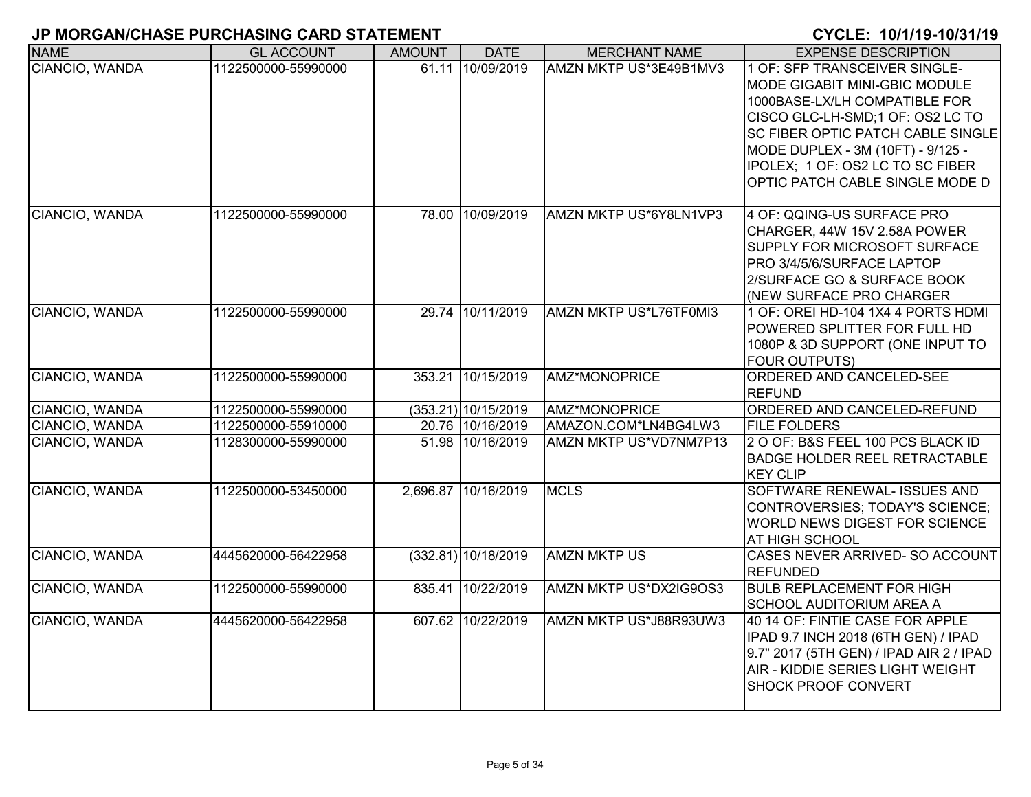## JP MORGAN/CHASE PURCHASING CARD STATEMENT

**CYCLE: 10/1/19-10/31/19**

| NAME | GL ACCOUNT | AMOUNT | DATE | MERCHANT NAME | EXPENSE DESCRIPTION |
|---|---|---|---|---|---|
| CIANCIO, WANDA | 1122500000-55990000 | 61.11 | 10/09/2019 | AMZN MKTP US*3E49B1MV3 | 1 OF: SFP TRANSCEIVER SINGLE-MODE GIGABIT MINI-GBIC MODULE 1000BASE-LX/LH COMPATIBLE FOR CISCO GLC-LH-SMD;1 OF: OS2 LC TO SC FIBER OPTIC PATCH CABLE SINGLE MODE DUPLEX - 3M (10FT) - 9/125 - IPOLEX; 1 OF: OS2 LC TO SC FIBER OPTIC PATCH CABLE SINGLE MODE D |
| CIANCIO, WANDA | 1122500000-55990000 | 78.00 | 10/09/2019 | AMZN MKTP US*6Y8LN1VP3 | 4 OF: QQING-US SURFACE PRO CHARGER, 44W 15V 2.58A POWER SUPPLY FOR MICROSOFT SURFACE PRO 3/4/5/6/SURFACE LAPTOP 2/SURFACE GO & SURFACE BOOK (NEW SURFACE PRO CHARGER |
| CIANCIO, WANDA | 1122500000-55990000 | 29.74 | 10/11/2019 | AMZN MKTP US*L76TF0MI3 | 1 OF: OREI HD-104 1X4 4 PORTS HDMI POWERED SPLITTER FOR FULL HD 1080P & 3D SUPPORT (ONE INPUT TO FOUR OUTPUTS) |
| CIANCIO, WANDA | 1122500000-55990000 | 353.21 | 10/15/2019 | AMZ*MONOPRICE | ORDERED AND CANCELED-SEE REFUND |
| CIANCIO, WANDA | 1122500000-55990000 | (353.21) | 10/15/2019 | AMZ*MONOPRICE | ORDERED AND CANCELED-REFUND |
| CIANCIO, WANDA | 1122500000-55910000 | 20.76 | 10/16/2019 | AMAZON.COM*LN4BG4LW3 | FILE FOLDERS |
| CIANCIO, WANDA | 1128300000-55990000 | 51.98 | 10/16/2019 | AMZN MKTP US*VD7NM7P13 | 2 O OF: B&S FEEL 100 PCS BLACK ID BADGE HOLDER REEL RETRACTABLE KEY CLIP |
| CIANCIO, WANDA | 1122500000-53450000 | 2,696.87 | 10/16/2019 | MCLS | SOFTWARE RENEWAL- ISSUES AND CONTROVERSIES; TODAY'S SCIENCE; WORLD NEWS DIGEST FOR SCIENCE AT HIGH SCHOOL |
| CIANCIO, WANDA | 4445620000-56422958 | (332.81) | 10/18/2019 | AMZN MKTP US | CASES NEVER ARRIVED- SO ACCOUNT REFUNDED |
| CIANCIO, WANDA | 1122500000-55990000 | 835.41 | 10/22/2019 | AMZN MKTP US*DX2IG9OS3 | BULB REPLACEMENT FOR HIGH SCHOOL AUDITORIUM AREA A |
| CIANCIO, WANDA | 4445620000-56422958 | 607.62 | 10/22/2019 | AMZN MKTP US*J88R93UW3 | 40 14 OF: FINTIE CASE FOR APPLE IPAD 9.7 INCH 2018 (6TH GEN) / IPAD 9.7" 2017 (5TH GEN) / IPAD AIR 2 / IPAD AIR - KIDDIE SERIES LIGHT WEIGHT SHOCK PROOF CONVERT |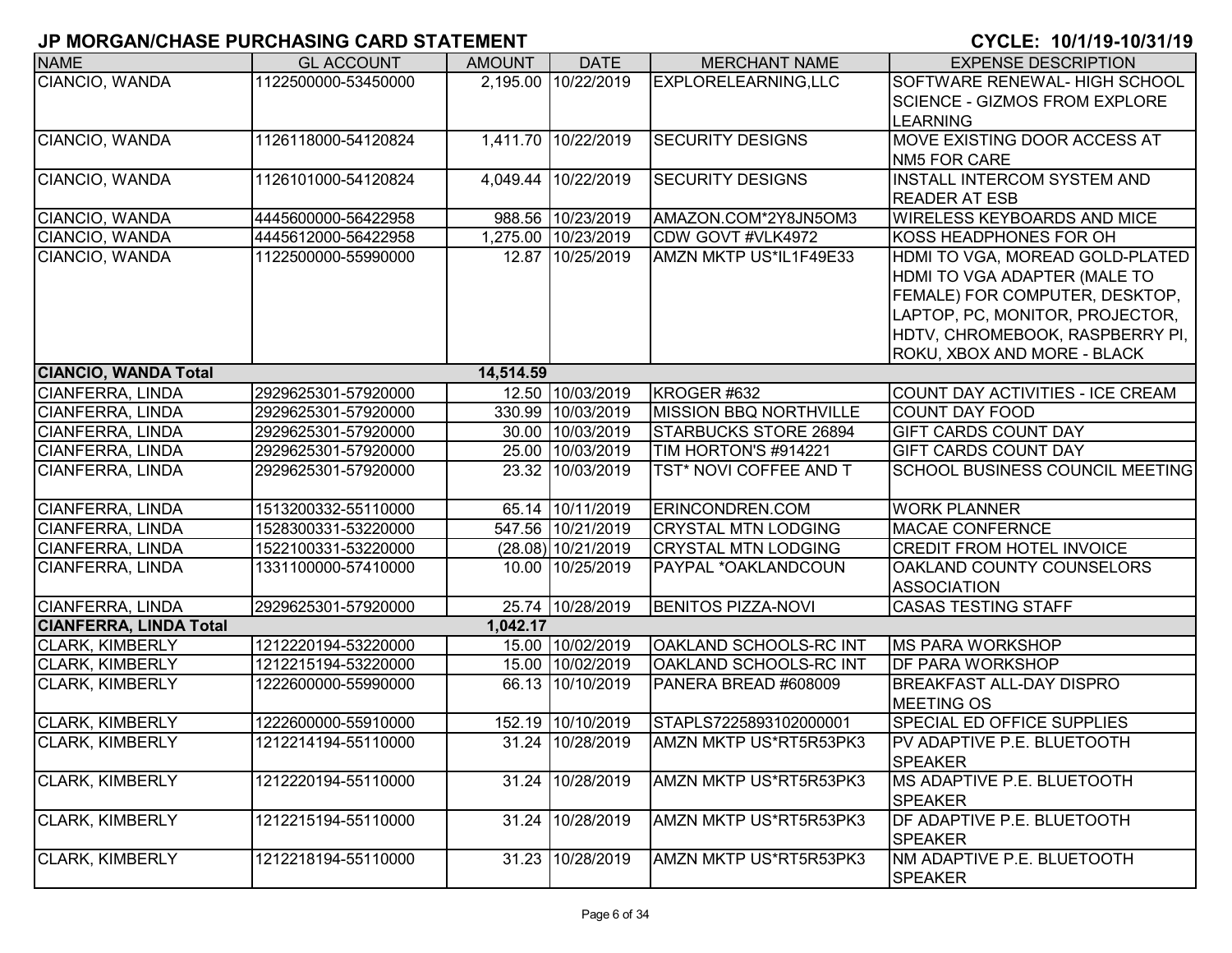## JP MORGAN/CHASE PURCHASING CARD STATEMENT

**CYCLE: 10/1/19-10/31/19**

| NAME | GL ACCOUNT | AMOUNT | DATE | MERCHANT NAME | EXPENSE DESCRIPTION |
|---|---|---|---|---|---|
| CIANCIO, WANDA | 1122500000-53450000 | 2,195.00 | 10/22/2019 | EXPLORELEARNING,LLC | SOFTWARE RENEWAL- HIGH SCHOOL SCIENCE - GIZMOS FROM EXPLORE LEARNING |
| CIANCIO, WANDA | 1126118000-54120824 | 1,411.70 | 10/22/2019 | SECURITY DESIGNS | MOVE EXISTING DOOR ACCESS AT NM5 FOR CARE |
| CIANCIO, WANDA | 1126101000-54120824 | 4,049.44 | 10/22/2019 | SECURITY DESIGNS | INSTALL INTERCOM SYSTEM AND READER AT ESB |
| CIANCIO, WANDA | 4445600000-56422958 | 988.56 | 10/23/2019 | AMAZON.COM*2Y8JN5OM3 | WIRELESS KEYBOARDS AND MICE |
| CIANCIO, WANDA | 4445612000-56422958 | 1,275.00 | 10/23/2019 | CDW GOVT #VLK4972 | KOSS HEADPHONES FOR OH |
| CIANCIO, WANDA | 1122500000-55990000 | 12.87 | 10/25/2019 | AMZN MKTP US*IL1F49E33 | HDMI TO VGA, MOREAD GOLD-PLATED HDMI TO VGA ADAPTER (MALE TO FEMALE) FOR COMPUTER, DESKTOP, LAPTOP, PC, MONITOR, PROJECTOR, HDTV, CHROMEBOOK, RASPBERRY PI, ROKU, XBOX AND MORE - BLACK |
| **CIANCIO, WANDA Total** | | **14,514.59** | | | |
| CIANFERRA, LINDA | 2929625301-57920000 | 12.50 | 10/03/2019 | KROGER #632 | COUNT DAY ACTIVITIES - ICE CREAM |
| CIANFERRA, LINDA | 2929625301-57920000 | 330.99 | 10/03/2019 | MISSION BBQ NORTHVILLE | COUNT DAY FOOD |
| CIANFERRA, LINDA | 2929625301-57920000 | 30.00 | 10/03/2019 | STARBUCKS STORE 26894 | GIFT CARDS COUNT DAY |
| CIANFERRA, LINDA | 2929625301-57920000 | 25.00 | 10/03/2019 | TIM HORTON'S #914221 | GIFT CARDS COUNT DAY |
| CIANFERRA, LINDA | 2929625301-57920000 | 23.32 | 10/03/2019 | TST* NOVI COFFEE AND T | SCHOOL BUSINESS COUNCIL MEETING |
| CIANFERRA, LINDA | 1513200332-55110000 | 65.14 | 10/11/2019 | ERINCONDREN.COM | WORK PLANNER |
| CIANFERRA, LINDA | 1528300331-53220000 | 547.56 | 10/21/2019 | CRYSTAL MTN LODGING | MACAE CONFERNCE |
| CIANFERRA, LINDA | 1522100331-53220000 | (28.08) | 10/21/2019 | CRYSTAL MTN LODGING | CREDIT FROM HOTEL INVOICE |
| CIANFERRA, LINDA | 1331100000-57410000 | 10.00 | 10/25/2019 | PAYPAL *OAKLANDCOUN | OAKLAND COUNTY COUNSELORS ASSOCIATION |
| CIANFERRA, LINDA | 2929625301-57920000 | 25.74 | 10/28/2019 | BENITOS PIZZA-NOVI | CASAS TESTING STAFF |
| **CIANFERRA, LINDA Total** | | **1,042.17** | | | |
| CLARK, KIMBERLY | 1212220194-53220000 | 15.00 | 10/02/2019 | OAKLAND SCHOOLS-RC INT | MS PARA WORKSHOP |
| CLARK, KIMBERLY | 1212215194-53220000 | 15.00 | 10/02/2019 | OAKLAND SCHOOLS-RC INT | DF PARA WORKSHOP |
| CLARK, KIMBERLY | 1222600000-55990000 | 66.13 | 10/10/2019 | PANERA BREAD #608009 | BREAKFAST ALL-DAY DISPRO MEETING OS |
| CLARK, KIMBERLY | 1222600000-55910000 | 152.19 | 10/10/2019 | STAPLS7225893102000001 | SPECIAL ED OFFICE SUPPLIES |
| CLARK, KIMBERLY | 1212214194-55110000 | 31.24 | 10/28/2019 | AMZN MKTP US*RT5R53PK3 | PV ADAPTIVE P.E. BLUETOOTH SPEAKER |
| CLARK, KIMBERLY | 1212220194-55110000 | 31.24 | 10/28/2019 | AMZN MKTP US*RT5R53PK3 | MS ADAPTIVE P.E. BLUETOOTH SPEAKER |
| CLARK, KIMBERLY | 1212215194-55110000 | 31.24 | 10/28/2019 | AMZN MKTP US*RT5R53PK3 | DF ADAPTIVE P.E. BLUETOOTH SPEAKER |
| CLARK, KIMBERLY | 1212218194-55110000 | 31.23 | 10/28/2019 | AMZN MKTP US*RT5R53PK3 | NM ADAPTIVE P.E. BLUETOOTH SPEAKER |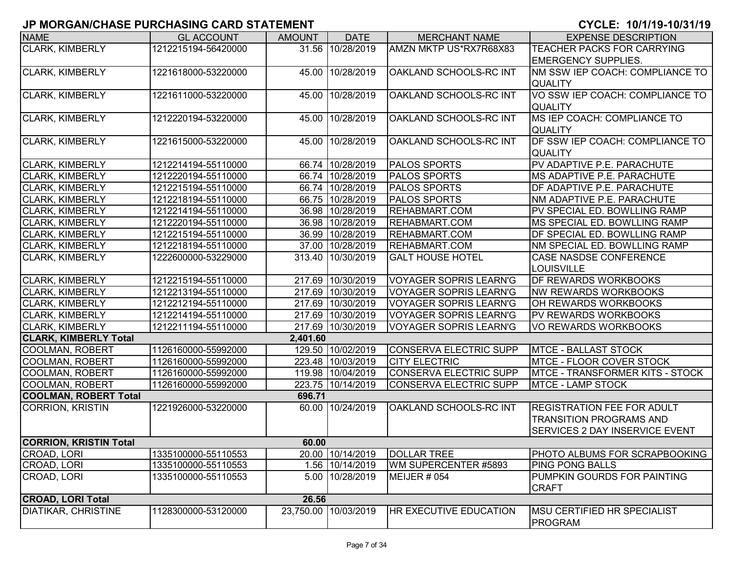## JP MORGAN/CHASE PURCHASING CARD STATEMENT

**CYCLE: 10/1/19-10/31/19**

| NAME | GL ACCOUNT | AMOUNT | DATE | MERCHANT NAME | EXPENSE DESCRIPTION |
|---|---|---|---|---|---|
| CLARK, KIMBERLY | 1212215194-56420000 | 31.56 | 10/28/2019 | AMZN MKTP US*RX7R68X83 | TEACHER PACKS FOR CARRYING EMERGENCY SUPPLIES. |
| CLARK, KIMBERLY | 1221618000-53220000 | 45.00 | 10/28/2019 | OAKLAND SCHOOLS-RC INT | NM SSW IEP COACH: COMPLIANCE TO QUALITY |
| CLARK, KIMBERLY | 1221611000-53220000 | 45.00 | 10/28/2019 | OAKLAND SCHOOLS-RC INT | VO SSW IEP COACH: COMPLIANCE TO QUALITY |
| CLARK, KIMBERLY | 1212220194-53220000 | 45.00 | 10/28/2019 | OAKLAND SCHOOLS-RC INT | MS IEP COACH: COMPLIANCE TO QUALITY |
| CLARK, KIMBERLY | 1221615000-53220000 | 45.00 | 10/28/2019 | OAKLAND SCHOOLS-RC INT | DF SSW IEP COACH: COMPLIANCE TO QUALITY |
| CLARK, KIMBERLY | 1212214194-55110000 | 66.74 | 10/28/2019 | PALOS SPORTS | PV ADAPTIVE P.E. PARACHUTE |
| CLARK, KIMBERLY | 1212220194-55110000 | 66.74 | 10/28/2019 | PALOS SPORTS | MS ADAPTIVE P.E. PARACHUTE |
| CLARK, KIMBERLY | 1212215194-55110000 | 66.74 | 10/28/2019 | PALOS SPORTS | DF ADAPTIVE P.E. PARACHUTE |
| CLARK, KIMBERLY | 1212218194-55110000 | 66.75 | 10/28/2019 | PALOS SPORTS | NM ADAPTIVE P.E. PARACHUTE |
| CLARK, KIMBERLY | 1212214194-55110000 | 36.98 | 10/28/2019 | REHABMART.COM | PV SPECIAL ED. BOWLLING RAMP |
| CLARK, KIMBERLY | 1212220194-55110000 | 36.98 | 10/28/2019 | REHABMART.COM | MS SPECIAL ED. BOWLLING RAMP |
| CLARK, KIMBERLY | 1212215194-55110000 | 36.99 | 10/28/2019 | REHABMART.COM | DF SPECIAL ED. BOWLLING RAMP |
| CLARK, KIMBERLY | 1212218194-55110000 | 37.00 | 10/28/2019 | REHABMART.COM | NM SPECIAL ED. BOWLLING RAMP |
| CLARK, KIMBERLY | 1222600000-53229000 | 313.40 | 10/30/2019 | GALT HOUSE HOTEL | CASE NASDSE CONFERENCE LOUISVILLE |
| CLARK, KIMBERLY | 1212215194-55110000 | 217.69 | 10/30/2019 | VOYAGER SOPRIS LEARN'G | DF REWARDS WORKBOOKS |
| CLARK, KIMBERLY | 1212213194-55110000 | 217.69 | 10/30/2019 | VOYAGER SOPRIS LEARN'G | NW REWARDS WORKBOOKS |
| CLARK, KIMBERLY | 1212212194-55110000 | 217.69 | 10/30/2019 | VOYAGER SOPRIS LEARN'G | OH REWARDS WORKBOOKS |
| CLARK, KIMBERLY | 1212214194-55110000 | 217.69 | 10/30/2019 | VOYAGER SOPRIS LEARN'G | PV REWARDS WORKBOOKS |
| CLARK, KIMBERLY | 1212211194-55110000 | 217.69 | 10/30/2019 | VOYAGER SOPRIS LEARN'G | VO REWARDS WORKBOOKS |
| **CLARK, KIMBERLY Total** | | **2,401.60** | | | |
| COOLMAN, ROBERT | 1126160000-55992000 | 129.50 | 10/02/2019 | CONSERVA ELECTRIC SUPP | MTCE - BALLAST STOCK |
| COOLMAN, ROBERT | 1126160000-55992000 | 223.48 | 10/03/2019 | CITY ELECTRIC | MTCE - FLOOR COVER STOCK |
| COOLMAN, ROBERT | 1126160000-55992000 | 119.98 | 10/04/2019 | CONSERVA ELECTRIC SUPP | MTCE - TRANSFORMER KITS - STOCK |
| COOLMAN, ROBERT | 1126160000-55992000 | 223.75 | 10/14/2019 | CONSERVA ELECTRIC SUPP | MTCE - LAMP STOCK |
| **COOLMAN, ROBERT Total** | | **696.71** | | | |
| CORRION, KRISTIN | 1221926000-53220000 | 60.00 | 10/24/2019 | OAKLAND SCHOOLS-RC INT | REGISTRATION FEE FOR ADULT TRANSITION PROGRAMS AND SERVICES 2 DAY INSERVICE EVENT |
| **CORRION, KRISTIN Total** | | **60.00** | | | |
| CROAD, LORI | 1335100000-55110553 | 20.00 | 10/14/2019 | DOLLAR TREE | PHOTO ALBUMS FOR SCRAPBOOKING |
| CROAD, LORI | 1335100000-55110553 | 1.56 | 10/14/2019 | WM SUPERCENTER #5893 | PING PONG BALLS |
| CROAD, LORI | 1335100000-55110553 | 5.00 | 10/28/2019 | MEIJER # 054 | PUMPKIN GOURDS FOR PAINTING CRAFT |
| **CROAD, LORI Total** | | **26.56** | | | |
| DIATIKAR, CHRISTINE | 1128300000-53120000 | 23,750.00 | 10/03/2019 | HR EXECUTIVE EDUCATION | MSU CERTIFIED HR SPECIALIST PROGRAM |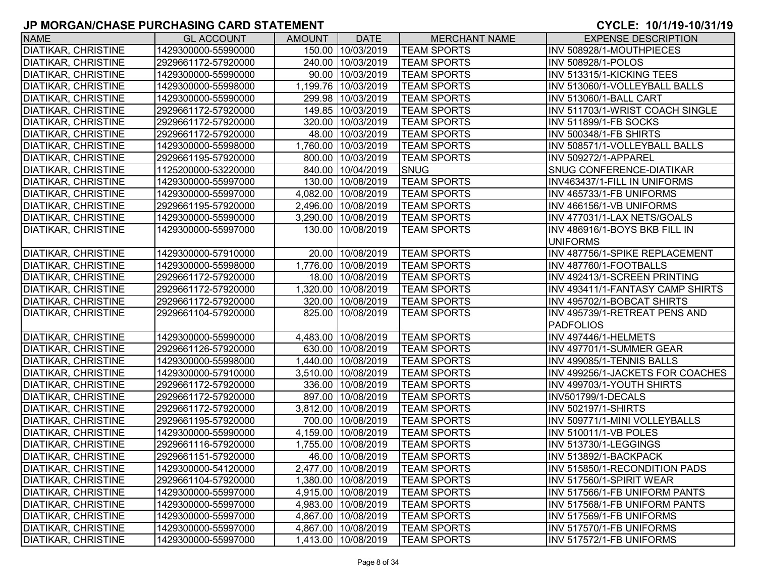# JP MORGAN/CHASE PURCHASING CARD STATEMENT

**CYCLE: 10/1/19-10/31/19**

| NAME | GL ACCOUNT | AMOUNT | DATE | MERCHANT NAME | EXPENSE DESCRIPTION |
|---|---|---|---|---|---|
| DIATIKAR, CHRISTINE | 1429300000-55990000 | 150.00 | 10/03/2019 | TEAM SPORTS | INV 508928/1-MOUTHPIECES |
| DIATIKAR, CHRISTINE | 2929661172-57920000 | 240.00 | 10/03/2019 | TEAM SPORTS | INV 508928/1-POLOS |
| DIATIKAR, CHRISTINE | 1429300000-55990000 | 90.00 | 10/03/2019 | TEAM SPORTS | INV 513315/1-KICKING TEES |
| DIATIKAR, CHRISTINE | 1429300000-55998000 | 1,199.76 | 10/03/2019 | TEAM SPORTS | INV 513060/1-VOLLEYBALL BALLS |
| DIATIKAR, CHRISTINE | 1429300000-55990000 | 299.98 | 10/03/2019 | TEAM SPORTS | INV 513060/1-BALL CART |
| DIATIKAR, CHRISTINE | 2929661172-57920000 | 149.85 | 10/03/2019 | TEAM SPORTS | INV 511703/1-WRIST COACH SINGLE |
| DIATIKAR, CHRISTINE | 2929661172-57920000 | 320.00 | 10/03/2019 | TEAM SPORTS | INV 511899/1-FB SOCKS |
| DIATIKAR, CHRISTINE | 2929661172-57920000 | 48.00 | 10/03/2019 | TEAM SPORTS | INV 500348/1-FB SHIRTS |
| DIATIKAR, CHRISTINE | 1429300000-55998000 | 1,760.00 | 10/03/2019 | TEAM SPORTS | INV 508571/1-VOLLEYBALL BALLS |
| DIATIKAR, CHRISTINE | 2929661195-57920000 | 800.00 | 10/03/2019 | TEAM SPORTS | INV 509272/1-APPAREL |
| DIATIKAR, CHRISTINE | 1125200000-53220000 | 840.00 | 10/04/2019 | SNUG | SNUG CONFERENCE-DIATIKAR |
| DIATIKAR, CHRISTINE | 1429300000-55997000 | 130.00 | 10/08/2019 | TEAM SPORTS | INV463437/1-FILL IN UNIFORMS |
| DIATIKAR, CHRISTINE | 1429300000-55997000 | 4,082.00 | 10/08/2019 | TEAM SPORTS | INV 465733/1-FB UNIFORMS |
| DIATIKAR, CHRISTINE | 2929661195-57920000 | 2,496.00 | 10/08/2019 | TEAM SPORTS | INV 466156/1-VB UNIFORMS |
| DIATIKAR, CHRISTINE | 1429300000-55990000 | 3,290.00 | 10/08/2019 | TEAM SPORTS | INV 477031/1-LAX NETS/GOALS |
| DIATIKAR, CHRISTINE | 1429300000-55997000 | 130.00 | 10/08/2019 | TEAM SPORTS | INV 486916/1-BOYS BKB FILL IN UNIFORMS |
| DIATIKAR, CHRISTINE | 1429300000-57910000 | 20.00 | 10/08/2019 | TEAM SPORTS | INV 487756/1-SPIKE REPLACEMENT |
| DIATIKAR, CHRISTINE | 1429300000-55998000 | 1,776.00 | 10/08/2019 | TEAM SPORTS | INV 487760/1-FOOTBALLS |
| DIATIKAR, CHRISTINE | 2929661172-57920000 | 18.00 | 10/08/2019 | TEAM SPORTS | INV 492413/1-SCREEN PRINTING |
| DIATIKAR, CHRISTINE | 2929661172-57920000 | 1,320.00 | 10/08/2019 | TEAM SPORTS | INV 493411/1-FANTASY CAMP SHIRTS |
| DIATIKAR, CHRISTINE | 2929661172-57920000 | 320.00 | 10/08/2019 | TEAM SPORTS | INV 495702/1-BOBCAT SHIRTS |
| DIATIKAR, CHRISTINE | 2929661104-57920000 | 825.00 | 10/08/2019 | TEAM SPORTS | INV 495739/1-RETREAT PENS AND PADFOLIOS |
| DIATIKAR, CHRISTINE | 1429300000-55990000 | 4,483.00 | 10/08/2019 | TEAM SPORTS | INV 497446/1-HELMETS |
| DIATIKAR, CHRISTINE | 2929661126-57920000 | 630.00 | 10/08/2019 | TEAM SPORTS | INV 497701/1-SUMMER GEAR |
| DIATIKAR, CHRISTINE | 1429300000-55998000 | 1,440.00 | 10/08/2019 | TEAM SPORTS | INV 499085/1-TENNIS BALLS |
| DIATIKAR, CHRISTINE | 1429300000-57910000 | 3,510.00 | 10/08/2019 | TEAM SPORTS | INV 499256/1-JACKETS FOR COACHES |
| DIATIKAR, CHRISTINE | 2929661172-57920000 | 336.00 | 10/08/2019 | TEAM SPORTS | INV 499703/1-YOUTH SHIRTS |
| DIATIKAR, CHRISTINE | 2929661172-57920000 | 897.00 | 10/08/2019 | TEAM SPORTS | INV501799/1-DECALS |
| DIATIKAR, CHRISTINE | 2929661172-57920000 | 3,812.00 | 10/08/2019 | TEAM SPORTS | INV 502197/1-SHIRTS |
| DIATIKAR, CHRISTINE | 2929661195-57920000 | 700.00 | 10/08/2019 | TEAM SPORTS | INV 509771/1-MINI VOLLEYBALLS |
| DIATIKAR, CHRISTINE | 1429300000-55990000 | 4,159.00 | 10/08/2019 | TEAM SPORTS | INV 510011/1-VB POLES |
| DIATIKAR, CHRISTINE | 2929661116-57920000 | 1,755.00 | 10/08/2019 | TEAM SPORTS | INV 513730/1-LEGGINGS |
| DIATIKAR, CHRISTINE | 2929661151-57920000 | 46.00 | 10/08/2019 | TEAM SPORTS | INV 513892/1-BACKPACK |
| DIATIKAR, CHRISTINE | 1429300000-54120000 | 2,477.00 | 10/08/2019 | TEAM SPORTS | INV 515850/1-RECONDITION PADS |
| DIATIKAR, CHRISTINE | 2929661104-57920000 | 1,380.00 | 10/08/2019 | TEAM SPORTS | INV 517560/1-SPIRIT WEAR |
| DIATIKAR, CHRISTINE | 1429300000-55997000 | 4,915.00 | 10/08/2019 | TEAM SPORTS | INV 517566/1-FB UNIFORM PANTS |
| DIATIKAR, CHRISTINE | 1429300000-55997000 | 4,983.00 | 10/08/2019 | TEAM SPORTS | INV 517568/1-FB UNIFORM PANTS |
| DIATIKAR, CHRISTINE | 1429300000-55997000 | 4,867.00 | 10/08/2019 | TEAM SPORTS | INV 517569/1-FB UNIFORMS |
| DIATIKAR, CHRISTINE | 1429300000-55997000 | 4,867.00 | 10/08/2019 | TEAM SPORTS | INV 517570/1-FB UNIFORMS |
| DIATIKAR, CHRISTINE | 1429300000-55997000 | 1,413.00 | 10/08/2019 | TEAM SPORTS | INV 517572/1-FB UNIFORMS |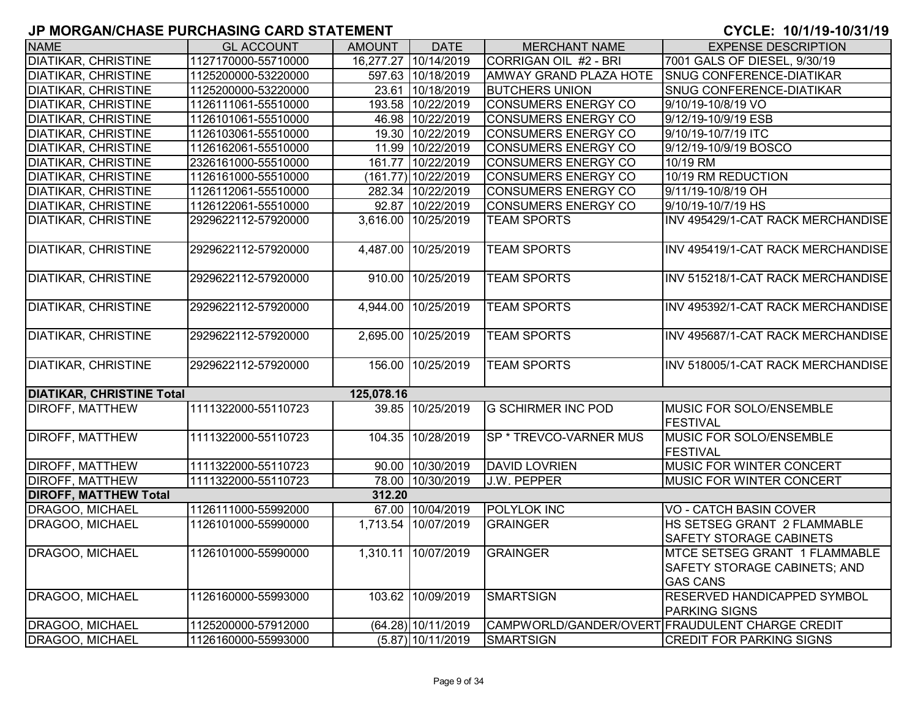## JP MORGAN/CHASE PURCHASING CARD STATEMENT

**CYCLE: 10/1/19-10/31/19**

| NAME | GL ACCOUNT | AMOUNT | DATE | MERCHANT NAME | EXPENSE DESCRIPTION |
|---|---|---|---|---|---|
| DIATIKAR, CHRISTINE | 1127170000-55710000 | 16,277.27 | 10/14/2019 | CORRIGAN OIL #2 - BRI | 7001 GALS OF DIESEL, 9/30/19 |
| DIATIKAR, CHRISTINE | 1125200000-53220000 | 597.63 | 10/18/2019 | AMWAY GRAND PLAZA HOTE | SNUG CONFERENCE-DIATIKAR |
| DIATIKAR, CHRISTINE | 1125200000-53220000 | 23.61 | 10/18/2019 | BUTCHERS UNION | SNUG CONFERENCE-DIATIKAR |
| DIATIKAR, CHRISTINE | 1126111061-55510000 | 193.58 | 10/22/2019 | CONSUMERS ENERGY CO | 9/10/19-10/8/19 VO |
| DIATIKAR, CHRISTINE | 1126101061-55510000 | 46.98 | 10/22/2019 | CONSUMERS ENERGY CO | 9/12/19-10/9/19 ESB |
| DIATIKAR, CHRISTINE | 1126103061-55510000 | 19.30 | 10/22/2019 | CONSUMERS ENERGY CO | 9/10/19-10/7/19 ITC |
| DIATIKAR, CHRISTINE | 1126162061-55510000 | 11.99 | 10/22/2019 | CONSUMERS ENERGY CO | 9/12/19-10/9/19 BOSCO |
| DIATIKAR, CHRISTINE | 2326161000-55510000 | 161.77 | 10/22/2019 | CONSUMERS ENERGY CO | 10/19 RM |
| DIATIKAR, CHRISTINE | 1126161000-55510000 | (161.77) | 10/22/2019 | CONSUMERS ENERGY CO | 10/19 RM REDUCTION |
| DIATIKAR, CHRISTINE | 1126112061-55510000 | 282.34 | 10/22/2019 | CONSUMERS ENERGY CO | 9/11/19-10/8/19 OH |
| DIATIKAR, CHRISTINE | 1126122061-55510000 | 92.87 | 10/22/2019 | CONSUMERS ENERGY CO | 9/10/19-10/7/19 HS |
| DIATIKAR, CHRISTINE | 2929622112-57920000 | 3,616.00 | 10/25/2019 | TEAM SPORTS | INV 495429/1-CAT RACK MERCHANDISE |
| DIATIKAR, CHRISTINE | 2929622112-57920000 | 4,487.00 | 10/25/2019 | TEAM SPORTS | INV 495419/1-CAT RACK MERCHANDISE |
| DIATIKAR, CHRISTINE | 2929622112-57920000 | 910.00 | 10/25/2019 | TEAM SPORTS | INV 515218/1-CAT RACK MERCHANDISE |
| DIATIKAR, CHRISTINE | 2929622112-57920000 | 4,944.00 | 10/25/2019 | TEAM SPORTS | INV 495392/1-CAT RACK MERCHANDISE |
| DIATIKAR, CHRISTINE | 2929622112-57920000 | 2,695.00 | 10/25/2019 | TEAM SPORTS | INV 495687/1-CAT RACK MERCHANDISE |
| DIATIKAR, CHRISTINE | 2929622112-57920000 | 156.00 | 10/25/2019 | TEAM SPORTS | INV 518005/1-CAT RACK MERCHANDISE |
| **DIATIKAR, CHRISTINE Total** | | **125,078.16** | | | |
| DIROFF, MATTHEW | 1111322000-55110723 | 39.85 | 10/25/2019 | G SCHIRMER INC POD | MUSIC FOR SOLO/ENSEMBLE FESTIVAL |
| DIROFF, MATTHEW | 1111322000-55110723 | 104.35 | 10/28/2019 | SP * TREVCO-VARNER MUS | MUSIC FOR SOLO/ENSEMBLE FESTIVAL |
| DIROFF, MATTHEW | 1111322000-55110723 | 90.00 | 10/30/2019 | DAVID LOVRIEN | MUSIC FOR WINTER CONCERT |
| DIROFF, MATTHEW | 1111322000-55110723 | 78.00 | 10/30/2019 | J.W. PEPPER | MUSIC FOR WINTER CONCERT |
| **DIROFF, MATTHEW Total** | | **312.20** | | | |
| DRAGOO, MICHAEL | 1126111000-55992000 | 67.00 | 10/04/2019 | POLYLOK INC | VO - CATCH BASIN COVER |
| DRAGOO, MICHAEL | 1126101000-55990000 | 1,713.54 | 10/07/2019 | GRAINGER | HS SETSEG GRANT 2 FLAMMABLE SAFETY STORAGE CABINETS |
| DRAGOO, MICHAEL | 1126101000-55990000 | 1,310.11 | 10/07/2019 | GRAINGER | MTCE SETSEG GRANT 1 FLAMMABLE SAFETY STORAGE CABINETS; AND GAS CANS |
| DRAGOO, MICHAEL | 1126160000-55993000 | 103.62 | 10/09/2019 | SMARTSIGN | RESERVED HANDICAPPED SYMBOL PARKING SIGNS |
| DRAGOO, MICHAEL | 1125200000-57912000 | (64.28) | 10/11/2019 | CAMPWORLD/GANDER/OVERT | FRAUDULENT CHARGE CREDIT |
| DRAGOO, MICHAEL | 1126160000-55993000 | (5.87) | 10/11/2019 | SMARTSIGN | CREDIT FOR PARKING SIGNS |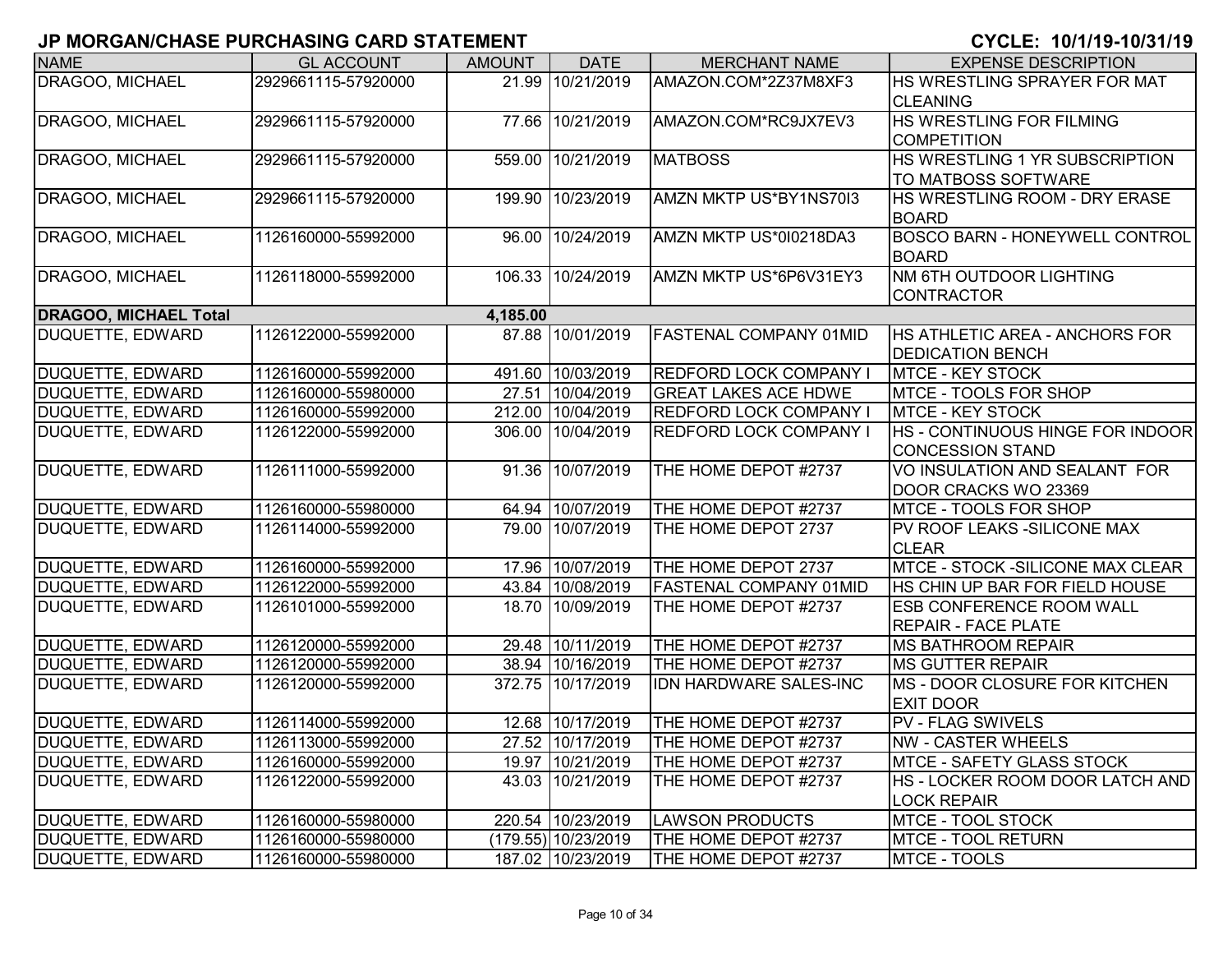# JP MORGAN/CHASE PURCHASING CARD STATEMENT

**CYCLE: 10/1/19-10/31/19**

| NAME | GL ACCOUNT | AMOUNT | DATE | MERCHANT NAME | EXPENSE DESCRIPTION |
|---|---|---|---|---|---|
| DRAGOO, MICHAEL | 2929661115-57920000 | 21.99 | 10/21/2019 | AMAZON.COM*2Z37M8XF3 | HS WRESTLING SPRAYER FOR MAT CLEANING |
| DRAGOO, MICHAEL | 2929661115-57920000 | 77.66 | 10/21/2019 | AMAZON.COM*RC9JX7EV3 | HS WRESTLING FOR FILMING COMPETITION |
| DRAGOO, MICHAEL | 2929661115-57920000 | 559.00 | 10/21/2019 | MATBOSS | HS WRESTLING 1 YR SUBSCRIPTION TO MATBOSS SOFTWARE |
| DRAGOO, MICHAEL | 2929661115-57920000 | 199.90 | 10/23/2019 | AMZN MKTP US*BY1NS70I3 | HS WRESTLING ROOM - DRY ERASE BOARD |
| DRAGOO, MICHAEL | 1126160000-55992000 | 96.00 | 10/24/2019 | AMZN MKTP US*0I0218DA3 | BOSCO BARN - HONEYWELL CONTROL BOARD |
| DRAGOO, MICHAEL | 1126118000-55992000 | 106.33 | 10/24/2019 | AMZN MKTP US*6P6V31EY3 | NM 6TH OUTDOOR LIGHTING CONTRACTOR |
| **DRAGOO, MICHAEL Total** | | **4,185.00** | | | |
| DUQUETTE, EDWARD | 1126122000-55992000 | 87.88 | 10/01/2019 | FASTENAL COMPANY 01MID | HS ATHLETIC AREA - ANCHORS FOR DEDICATION BENCH |
| DUQUETTE, EDWARD | 1126160000-55992000 | 491.60 | 10/03/2019 | REDFORD LOCK COMPANY I | MTCE - KEY STOCK |
| DUQUETTE, EDWARD | 1126160000-55980000 | 27.51 | 10/04/2019 | GREAT LAKES ACE HDWE | MTCE - TOOLS FOR SHOP |
| DUQUETTE, EDWARD | 1126160000-55992000 | 212.00 | 10/04/2019 | REDFORD LOCK COMPANY I | MTCE - KEY STOCK |
| DUQUETTE, EDWARD | 1126122000-55992000 | 306.00 | 10/04/2019 | REDFORD LOCK COMPANY I | HS - CONTINUOUS HINGE FOR INDOOR CONCESSION STAND |
| DUQUETTE, EDWARD | 1126111000-55992000 | 91.36 | 10/07/2019 | THE HOME DEPOT #2737 | VO INSULATION AND SEALANT FOR DOOR CRACKS WO 23369 |
| DUQUETTE, EDWARD | 1126160000-55980000 | 64.94 | 10/07/2019 | THE HOME DEPOT #2737 | MTCE - TOOLS FOR SHOP |
| DUQUETTE, EDWARD | 1126114000-55992000 | 79.00 | 10/07/2019 | THE HOME DEPOT 2737 | PV ROOF LEAKS -SILICONE MAX CLEAR |
| DUQUETTE, EDWARD | 1126160000-55992000 | 17.96 | 10/07/2019 | THE HOME DEPOT 2737 | MTCE - STOCK -SILICONE MAX CLEAR |
| DUQUETTE, EDWARD | 1126122000-55992000 | 43.84 | 10/08/2019 | FASTENAL COMPANY 01MID | HS CHIN UP BAR FOR FIELD HOUSE |
| DUQUETTE, EDWARD | 1126101000-55992000 | 18.70 | 10/09/2019 | THE HOME DEPOT #2737 | ESB CONFERENCE ROOM WALL REPAIR - FACE PLATE |
| DUQUETTE, EDWARD | 1126120000-55992000 | 29.48 | 10/11/2019 | THE HOME DEPOT #2737 | MS BATHROOM REPAIR |
| DUQUETTE, EDWARD | 1126120000-55992000 | 38.94 | 10/16/2019 | THE HOME DEPOT #2737 | MS GUTTER REPAIR |
| DUQUETTE, EDWARD | 1126120000-55992000 | 372.75 | 10/17/2019 | IDN HARDWARE SALES-INC | MS - DOOR CLOSURE FOR KITCHEN EXIT DOOR |
| DUQUETTE, EDWARD | 1126114000-55992000 | 12.68 | 10/17/2019 | THE HOME DEPOT #2737 | PV - FLAG SWIVELS |
| DUQUETTE, EDWARD | 1126113000-55992000 | 27.52 | 10/17/2019 | THE HOME DEPOT #2737 | NW - CASTER WHEELS |
| DUQUETTE, EDWARD | 1126160000-55992000 | 19.97 | 10/21/2019 | THE HOME DEPOT #2737 | MTCE - SAFETY GLASS STOCK |
| DUQUETTE, EDWARD | 1126122000-55992000 | 43.03 | 10/21/2019 | THE HOME DEPOT #2737 | HS - LOCKER ROOM DOOR LATCH AND LOCK REPAIR |
| DUQUETTE, EDWARD | 1126160000-55980000 | 220.54 | 10/23/2019 | LAWSON PRODUCTS | MTCE - TOOL STOCK |
| DUQUETTE, EDWARD | 1126160000-55980000 | (179.55) | 10/23/2019 | THE HOME DEPOT #2737 | MTCE - TOOL RETURN |
| DUQUETTE, EDWARD | 1126160000-55980000 | 187.02 | 10/23/2019 | THE HOME DEPOT #2737 | MTCE - TOOLS |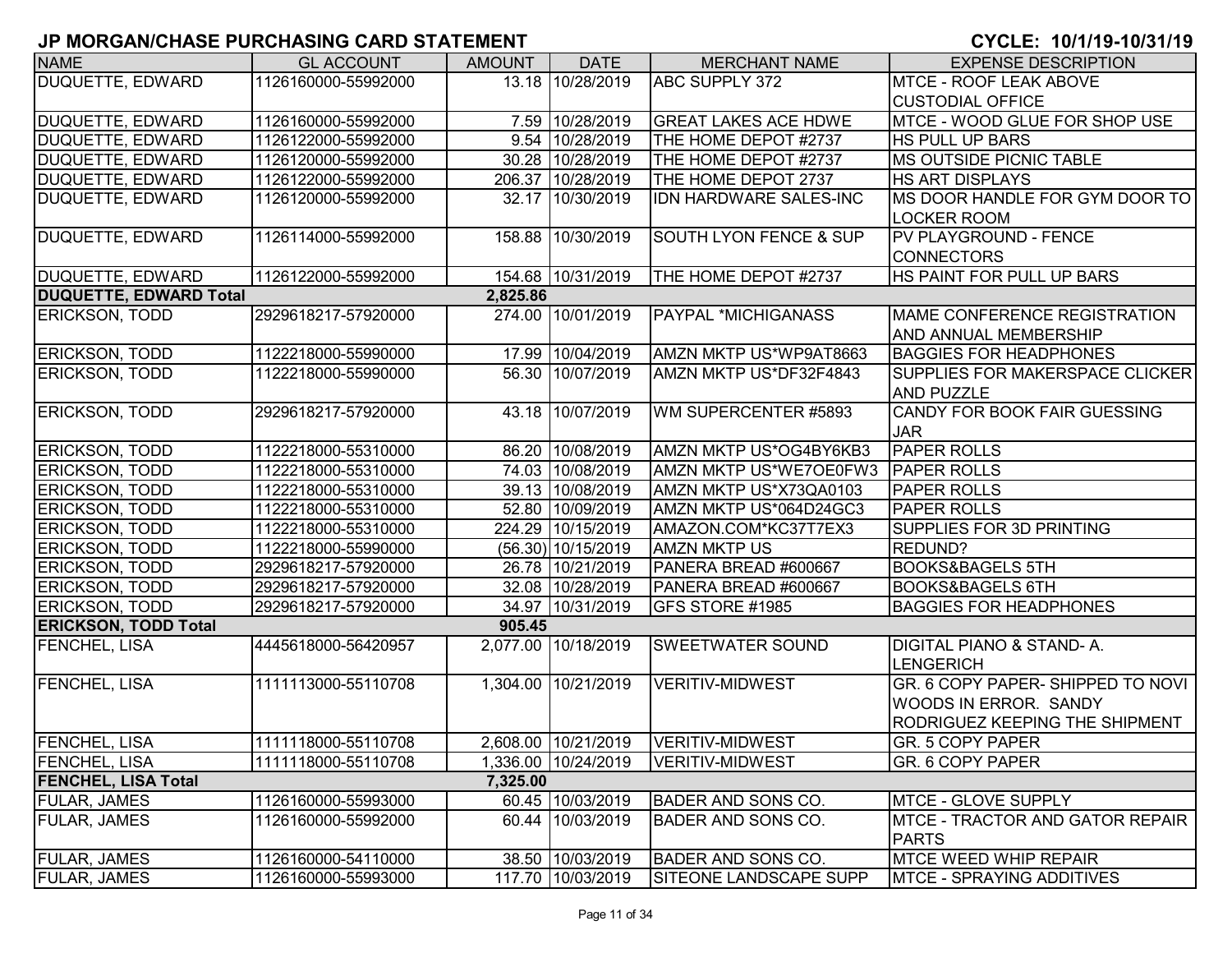## JP MORGAN/CHASE PURCHASING CARD STATEMENT

**CYCLE: 10/1/19-10/31/19**

| NAME | GL ACCOUNT | AMOUNT | DATE | MERCHANT NAME | EXPENSE DESCRIPTION |
|---|---|---|---|---|---|
| DUQUETTE, EDWARD | 1126160000-55992000 | 13.18 | 10/28/2019 | ABC SUPPLY 372 | MTCE - ROOF LEAK ABOVE CUSTODIAL OFFICE |
| DUQUETTE, EDWARD | 1126160000-55992000 | 7.59 | 10/28/2019 | GREAT LAKES ACE HDWE | MTCE - WOOD GLUE FOR SHOP USE |
| DUQUETTE, EDWARD | 1126122000-55992000 | 9.54 | 10/28/2019 | THE HOME DEPOT #2737 | HS PULL UP BARS |
| DUQUETTE, EDWARD | 1126120000-55992000 | 30.28 | 10/28/2019 | THE HOME DEPOT #2737 | MS OUTSIDE PICNIC TABLE |
| DUQUETTE, EDWARD | 1126122000-55992000 | 206.37 | 10/28/2019 | THE HOME DEPOT 2737 | HS ART DISPLAYS |
| DUQUETTE, EDWARD | 1126120000-55992000 | 32.17 | 10/30/2019 | IDN HARDWARE SALES-INC | MS DOOR HANDLE FOR GYM DOOR TO LOCKER ROOM |
| DUQUETTE, EDWARD | 1126114000-55992000 | 158.88 | 10/30/2019 | SOUTH LYON FENCE & SUP | PV PLAYGROUND - FENCE CONNECTORS |
| DUQUETTE, EDWARD | 1126122000-55992000 | 154.68 | 10/31/2019 | THE HOME DEPOT #2737 | HS PAINT FOR PULL UP BARS |
| **DUQUETTE, EDWARD Total** | | **2,825.86** | | | |
| ERICKSON, TODD | 2929618217-57920000 | 274.00 | 10/01/2019 | PAYPAL *MICHIGANASS | MAME CONFERENCE REGISTRATION AND ANNUAL MEMBERSHIP |
| ERICKSON, TODD | 1122218000-55990000 | 17.99 | 10/04/2019 | AMZN MKTP US*WP9AT8663 | BAGGIES FOR HEADPHONES |
| ERICKSON, TODD | 1122218000-55990000 | 56.30 | 10/07/2019 | AMZN MKTP US*DF32F4843 | SUPPLIES FOR MAKERSPACE CLICKER AND PUZZLE |
| ERICKSON, TODD | 2929618217-57920000 | 43.18 | 10/07/2019 | WM SUPERCENTER #5893 | CANDY FOR BOOK FAIR GUESSING JAR |
| ERICKSON, TODD | 1122218000-55310000 | 86.20 | 10/08/2019 | AMZN MKTP US*OG4BY6KB3 | PAPER ROLLS |
| ERICKSON, TODD | 1122218000-55310000 | 74.03 | 10/08/2019 | AMZN MKTP US*WE7OE0FW3 | PAPER ROLLS |
| ERICKSON, TODD | 1122218000-55310000 | 39.13 | 10/08/2019 | AMZN MKTP US*X73QA0103 | PAPER ROLLS |
| ERICKSON, TODD | 1122218000-55310000 | 52.80 | 10/09/2019 | AMZN MKTP US*064D24GC3 | PAPER ROLLS |
| ERICKSON, TODD | 1122218000-55310000 | 224.29 | 10/15/2019 | AMAZON.COM*KC37T7EX3 | SUPPLIES FOR 3D PRINTING |
| ERICKSON, TODD | 1122218000-55990000 | (56.30) | 10/15/2019 | AMZN MKTP US | REDUND? |
| ERICKSON, TODD | 2929618217-57920000 | 26.78 | 10/21/2019 | PANERA BREAD #600667 | BOOKS&BAGELS 5TH |
| ERICKSON, TODD | 2929618217-57920000 | 32.08 | 10/28/2019 | PANERA BREAD #600667 | BOOKS&BAGELS 6TH |
| ERICKSON, TODD | 2929618217-57920000 | 34.97 | 10/31/2019 | GFS STORE #1985 | BAGGIES FOR HEADPHONES |
| **ERICKSON, TODD Total** | | **905.45** | | | |
| FENCHEL, LISA | 4445618000-56420957 | 2,077.00 | 10/18/2019 | SWEETWATER SOUND | DIGITAL PIANO & STAND- A. LENGERICH |
| FENCHEL, LISA | 1111113000-55110708 | 1,304.00 | 10/21/2019 | VERITIV-MIDWEST | GR. 6 COPY PAPER- SHIPPED TO NOVI WOODS IN ERROR. SANDY RODRIGUEZ KEEPING THE SHIPMENT |
| FENCHEL, LISA | 1111118000-55110708 | 2,608.00 | 10/21/2019 | VERITIV-MIDWEST | GR. 5 COPY PAPER |
| FENCHEL, LISA | 1111118000-55110708 | 1,336.00 | 10/24/2019 | VERITIV-MIDWEST | GR. 6 COPY PAPER |
| **FENCHEL, LISA Total** | | **7,325.00** | | | |
| FULAR, JAMES | 1126160000-55993000 | 60.45 | 10/03/2019 | BADER AND SONS CO. | MTCE - GLOVE SUPPLY |
| FULAR, JAMES | 1126160000-55992000 | 60.44 | 10/03/2019 | BADER AND SONS CO. | MTCE - TRACTOR AND GATOR REPAIR PARTS |
| FULAR, JAMES | 1126160000-54110000 | 38.50 | 10/03/2019 | BADER AND SONS CO. | MTCE WEED WHIP REPAIR |
| FULAR, JAMES | 1126160000-55993000 | 117.70 | 10/03/2019 | SITEONE LANDSCAPE SUPP | MTCE - SPRAYING ADDITIVES |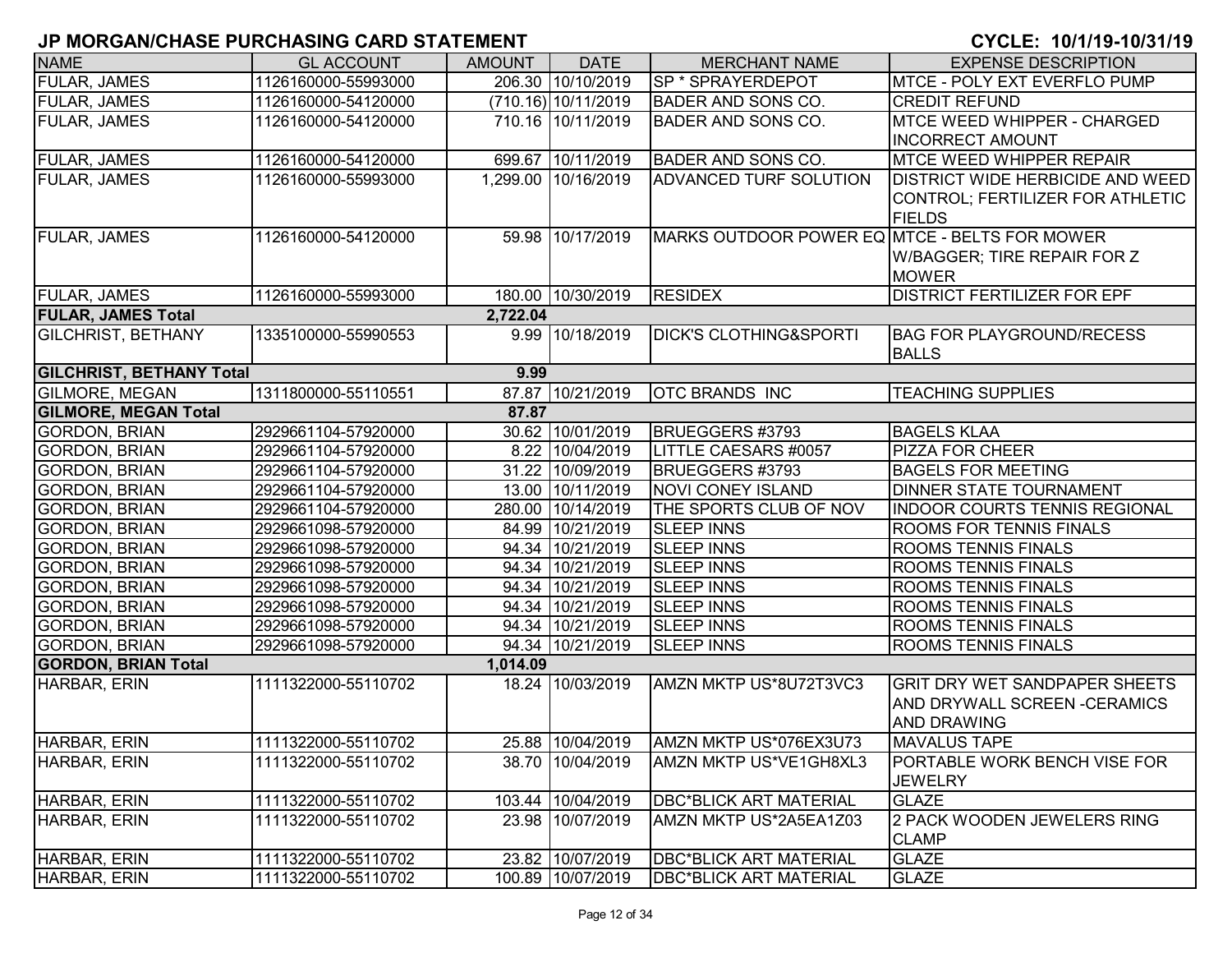## JP MORGAN/CHASE PURCHASING CARD STATEMENT

**CYCLE: 10/1/19-10/31/19**

| NAME | GL ACCOUNT | AMOUNT | DATE | MERCHANT NAME | EXPENSE DESCRIPTION |
|---|---|---|---|---|---|
| FULAR, JAMES | 1126160000-55993000 | 206.30 | 10/10/2019 | SP * SPRAYERDEPOT | MTCE - POLY EXT EVERFLO PUMP |
| FULAR, JAMES | 1126160000-54120000 | (710.16) | 10/11/2019 | BADER AND SONS CO. | CREDIT REFUND |
| FULAR, JAMES | 1126160000-54120000 | 710.16 | 10/11/2019 | BADER AND SONS CO. | MTCE WEED WHIPPER - CHARGED INCORRECT AMOUNT |
| FULAR, JAMES | 1126160000-54120000 | 699.67 | 10/11/2019 | BADER AND SONS CO. | MTCE WEED WHIPPER REPAIR |
| FULAR, JAMES | 1126160000-55993000 | 1,299.00 | 10/16/2019 | ADVANCED TURF SOLUTION | DISTRICT WIDE HERBICIDE AND WEED CONTROL; FERTILIZER FOR ATHLETIC FIELDS |
| FULAR, JAMES | 1126160000-54120000 | 59.98 | 10/17/2019 | MARKS OUTDOOR POWER EQ | MTCE - BELTS FOR MOWER W/BAGGER; TIRE REPAIR FOR Z MOWER |
| FULAR, JAMES | 1126160000-55993000 | 180.00 | 10/30/2019 | RESIDEX | DISTRICT FERTILIZER FOR EPF |
| **FULAR, JAMES Total** | | **2,722.04** | | | |
| GILCHRIST, BETHANY | 1335100000-55990553 | 9.99 | 10/18/2019 | DICK'S CLOTHING&SPORTI | BAG FOR PLAYGROUND/RECESS BALLS |
| **GILCHRIST, BETHANY Total** | | **9.99** | | | |
| GILMORE, MEGAN | 1311800000-55110551 | 87.87 | 10/21/2019 | OTC BRANDS INC | TEACHING SUPPLIES |
| **GILMORE, MEGAN Total** | | **87.87** | | | |
| GORDON, BRIAN | 2929661104-57920000 | 30.62 | 10/01/2019 | BRUEGGERS #3793 | BAGELS KLAA |
| GORDON, BRIAN | 2929661104-57920000 | 8.22 | 10/04/2019 | LITTLE CAESARS #0057 | PIZZA FOR CHEER |
| GORDON, BRIAN | 2929661104-57920000 | 31.22 | 10/09/2019 | BRUEGGERS #3793 | BAGELS FOR MEETING |
| GORDON, BRIAN | 2929661104-57920000 | 13.00 | 10/11/2019 | NOVI CONEY ISLAND | DINNER STATE TOURNAMENT |
| GORDON, BRIAN | 2929661104-57920000 | 280.00 | 10/14/2019 | THE SPORTS CLUB OF NOV | INDOOR COURTS TENNIS REGIONAL |
| GORDON, BRIAN | 2929661098-57920000 | 84.99 | 10/21/2019 | SLEEP INNS | ROOMS FOR TENNIS FINALS |
| GORDON, BRIAN | 2929661098-57920000 | 94.34 | 10/21/2019 | SLEEP INNS | ROOMS TENNIS FINALS |
| GORDON, BRIAN | 2929661098-57920000 | 94.34 | 10/21/2019 | SLEEP INNS | ROOMS TENNIS FINALS |
| GORDON, BRIAN | 2929661098-57920000 | 94.34 | 10/21/2019 | SLEEP INNS | ROOMS TENNIS FINALS |
| GORDON, BRIAN | 2929661098-57920000 | 94.34 | 10/21/2019 | SLEEP INNS | ROOMS TENNIS FINALS |
| GORDON, BRIAN | 2929661098-57920000 | 94.34 | 10/21/2019 | SLEEP INNS | ROOMS TENNIS FINALS |
| GORDON, BRIAN | 2929661098-57920000 | 94.34 | 10/21/2019 | SLEEP INNS | ROOMS TENNIS FINALS |
| **GORDON, BRIAN Total** | | **1,014.09** | | | |
| HARBAR, ERIN | 1111322000-55110702 | 18.24 | 10/03/2019 | AMZN MKTP US*8U72T3VC3 | GRIT DRY WET SANDPAPER SHEETS AND DRYWALL SCREEN -CERAMICS AND DRAWING |
| HARBAR, ERIN | 1111322000-55110702 | 25.88 | 10/04/2019 | AMZN MKTP US*076EX3U73 | MAVALUS TAPE |
| HARBAR, ERIN | 1111322000-55110702 | 38.70 | 10/04/2019 | AMZN MKTP US*VE1GH8XL3 | PORTABLE WORK BENCH VISE FOR JEWELRY |
| HARBAR, ERIN | 1111322000-55110702 | 103.44 | 10/04/2019 | DBC*BLICK ART MATERIAL | GLAZE |
| HARBAR, ERIN | 1111322000-55110702 | 23.98 | 10/07/2019 | AMZN MKTP US*2A5EA1Z03 | 2 PACK WOODEN JEWELERS RING CLAMP |
| HARBAR, ERIN | 1111322000-55110702 | 23.82 | 10/07/2019 | DBC*BLICK ART MATERIAL | GLAZE |
| HARBAR, ERIN | 1111322000-55110702 | 100.89 | 10/07/2019 | DBC*BLICK ART MATERIAL | GLAZE |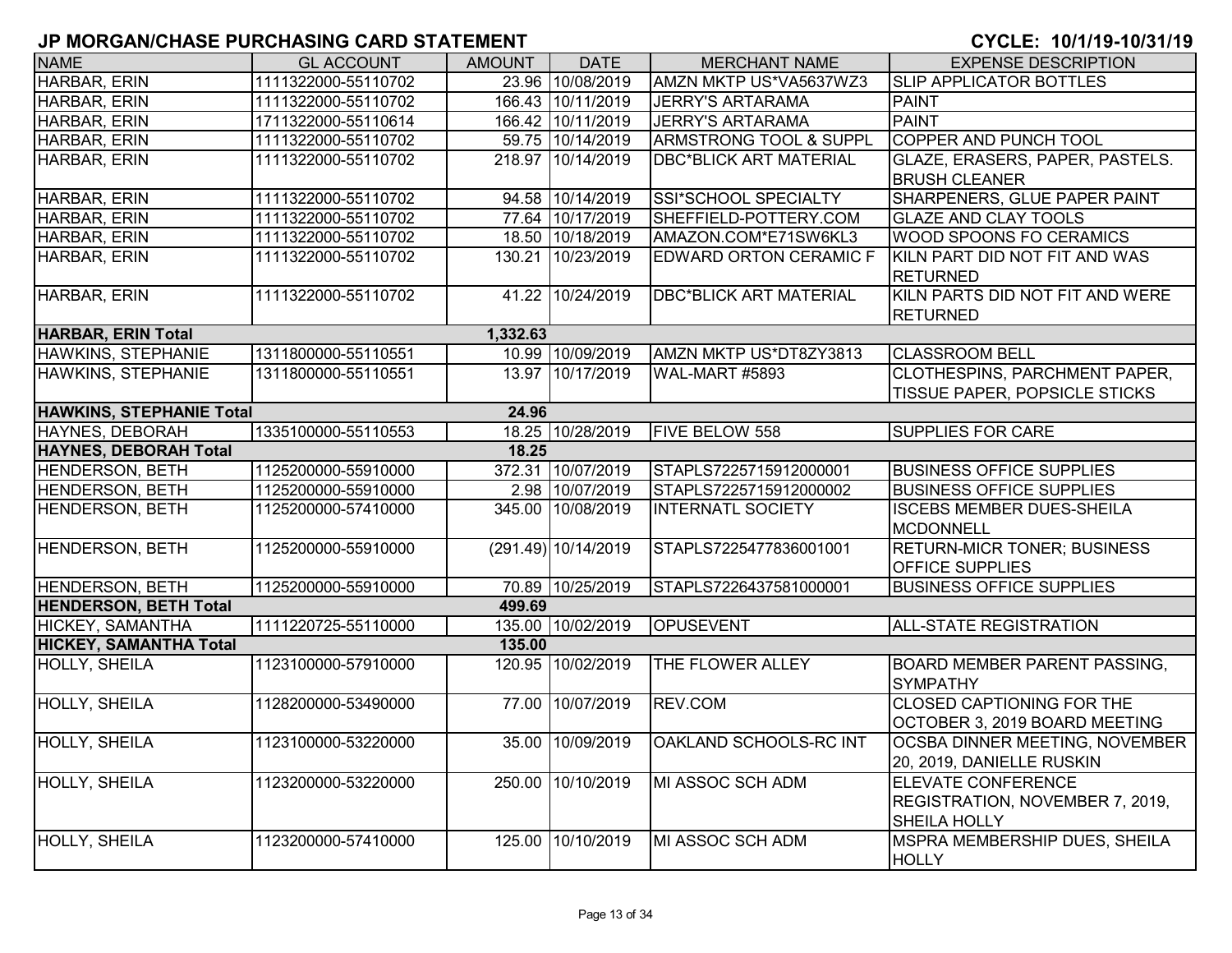# JP MORGAN/CHASE PURCHASING CARD STATEMENT

**CYCLE: 10/1/19-10/31/19**

| NAME | GL ACCOUNT | AMOUNT | DATE | MERCHANT NAME | EXPENSE DESCRIPTION |
|---|---|---|---|---|---|
| HARBAR, ERIN | 1111322000-55110702 | 23.96 | 10/08/2019 | AMZN MKTP US*VA5637WZ3 | SLIP APPLICATOR BOTTLES |
| HARBAR, ERIN | 1111322000-55110702 | 166.43 | 10/11/2019 | JERRY'S ARTARAMA | PAINT |
| HARBAR, ERIN | 1711322000-55110614 | 166.42 | 10/11/2019 | JERRY'S ARTARAMA | PAINT |
| HARBAR, ERIN | 1111322000-55110702 | 59.75 | 10/14/2019 | ARMSTRONG TOOL & SUPPL | COPPER AND PUNCH TOOL |
| HARBAR, ERIN | 1111322000-55110702 | 218.97 | 10/14/2019 | DBC*BLICK ART MATERIAL | GLAZE, ERASERS, PAPER, PASTELS. BRUSH CLEANER |
| HARBAR, ERIN | 1111322000-55110702 | 94.58 | 10/14/2019 | SSI*SCHOOL SPECIALTY | SHARPENERS, GLUE PAPER PAINT |
| HARBAR, ERIN | 1111322000-55110702 | 77.64 | 10/17/2019 | SHEFFIELD-POTTERY.COM | GLAZE AND CLAY TOOLS |
| HARBAR, ERIN | 1111322000-55110702 | 18.50 | 10/18/2019 | AMAZON.COM*E71SW6KL3 | WOOD SPOONS FO CERAMICS |
| HARBAR, ERIN | 1111322000-55110702 | 130.21 | 10/23/2019 | EDWARD ORTON CERAMIC F | KILN PART DID NOT FIT AND WAS RETURNED |
| HARBAR, ERIN | 1111322000-55110702 | 41.22 | 10/24/2019 | DBC*BLICK ART MATERIAL | KILN PARTS DID NOT FIT AND WERE RETURNED |
| **HARBAR, ERIN Total** | | **1,332.63** | | | |
| HAWKINS, STEPHANIE | 1311800000-55110551 | 10.99 | 10/09/2019 | AMZN MKTP US*DT8ZY3813 | CLASSROOM BELL |
| HAWKINS, STEPHANIE | 1311800000-55110551 | 13.97 | 10/17/2019 | WAL-MART #5893 | CLOTHESPINS, PARCHMENT PAPER, TISSUE PAPER, POPSICLE STICKS |
| **HAWKINS, STEPHANIE Total** | | **24.96** | | | |
| HAYNES, DEBORAH | 1335100000-55110553 | 18.25 | 10/28/2019 | FIVE BELOW 558 | SUPPLIES FOR CARE |
| **HAYNES, DEBORAH Total** | | **18.25** | | | |
| HENDERSON, BETH | 1125200000-55910000 | 372.31 | 10/07/2019 | STAPLS7225715912000001 | BUSINESS OFFICE SUPPLIES |
| HENDERSON, BETH | 1125200000-55910000 | 2.98 | 10/07/2019 | STAPLS7225715912000002 | BUSINESS OFFICE SUPPLIES |
| HENDERSON, BETH | 1125200000-57410000 | 345.00 | 10/08/2019 | INTERNATL SOCIETY | ISCEBS MEMBER DUES-SHEILA MCDONNELL |
| HENDERSON, BETH | 1125200000-55910000 | (291.49) | 10/14/2019 | STAPLS7225477836001001 | RETURN-MICR TONER; BUSINESS OFFICE SUPPLIES |
| HENDERSON, BETH | 1125200000-55910000 | 70.89 | 10/25/2019 | STAPLS7226437581000001 | BUSINESS OFFICE SUPPLIES |
| **HENDERSON, BETH Total** | | **499.69** | | | |
| HICKEY, SAMANTHA | 1111220725-55110000 | 135.00 | 10/02/2019 | OPUSEVENT | ALL-STATE REGISTRATION |
| **HICKEY, SAMANTHA Total** | | **135.00** | | | |
| HOLLY, SHEILA | 1123100000-57910000 | 120.95 | 10/02/2019 | THE FLOWER ALLEY | BOARD MEMBER PARENT PASSING, SYMPATHY |
| HOLLY, SHEILA | 1128200000-53490000 | 77.00 | 10/07/2019 | REV.COM | CLOSED CAPTIONING FOR THE OCTOBER 3, 2019 BOARD MEETING |
| HOLLY, SHEILA | 1123100000-53220000 | 35.00 | 10/09/2019 | OAKLAND SCHOOLS-RC INT | OCSBA DINNER MEETING, NOVEMBER 20, 2019, DANIELLE RUSKIN |
| HOLLY, SHEILA | 1123200000-53220000 | 250.00 | 10/10/2019 | MI ASSOC SCH ADM | ELEVATE CONFERENCE REGISTRATION, NOVEMBER 7, 2019, SHEILA HOLLY |
| HOLLY, SHEILA | 1123200000-57410000 | 125.00 | 10/10/2019 | MI ASSOC SCH ADM | MSPRA MEMBERSHIP DUES, SHEILA HOLLY |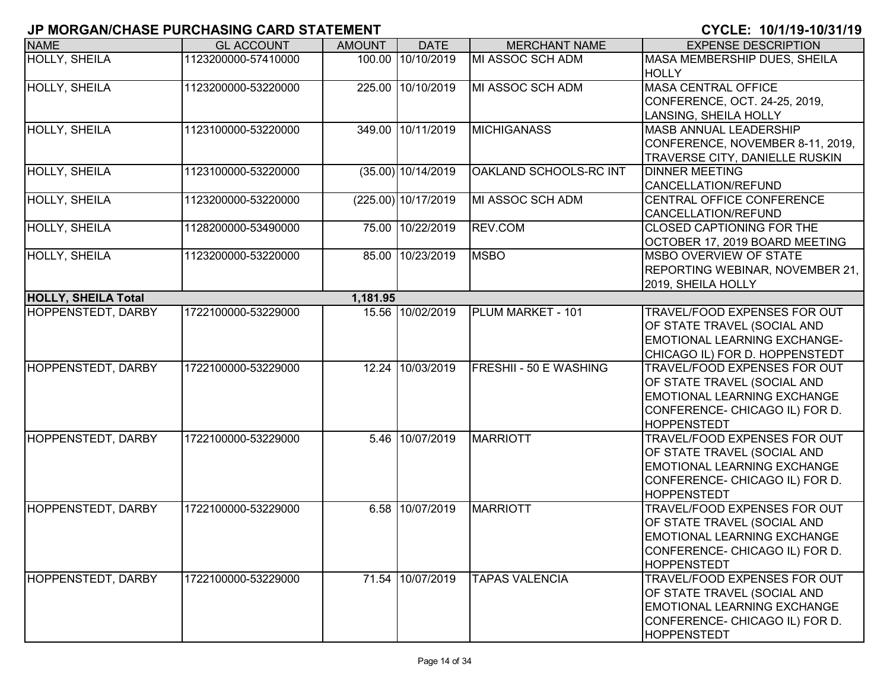## JP MORGAN/CHASE PURCHASING CARD STATEMENT

**CYCLE: 10/1/19-10/31/19**

| NAME | GL ACCOUNT | AMOUNT | DATE | MERCHANT NAME | EXPENSE DESCRIPTION |
|---|---|---|---|---|---|
| HOLLY, SHEILA | 1123200000-57410000 | 100.00 | 10/10/2019 | MI ASSOC SCH ADM | MASA MEMBERSHIP DUES, SHEILA HOLLY |
| HOLLY, SHEILA | 1123200000-53220000 | 225.00 | 10/10/2019 | MI ASSOC SCH ADM | MASA CENTRAL OFFICE CONFERENCE, OCT. 24-25, 2019, LANSING, SHEILA HOLLY |
| HOLLY, SHEILA | 1123100000-53220000 | 349.00 | 10/11/2019 | MICHIGANASS | MASB ANNUAL LEADERSHIP CONFERENCE, NOVEMBER 8-11, 2019, TRAVERSE CITY, DANIELLE RUSKIN |
| HOLLY, SHEILA | 1123100000-53220000 | (35.00) | 10/14/2019 | OAKLAND SCHOOLS-RC INT | DINNER MEETING CANCELLATION/REFUND |
| HOLLY, SHEILA | 1123200000-53220000 | (225.00) | 10/17/2019 | MI ASSOC SCH ADM | CENTRAL OFFICE CONFERENCE CANCELLATION/REFUND |
| HOLLY, SHEILA | 1128200000-53490000 | 75.00 | 10/22/2019 | REV.COM | CLOSED CAPTIONING FOR THE OCTOBER 17, 2019 BOARD MEETING |
| HOLLY, SHEILA | 1123200000-53220000 | 85.00 | 10/23/2019 | MSBO | MSBO OVERVIEW OF STATE REPORTING WEBINAR, NOVEMBER 21, 2019, SHEILA HOLLY |
| **HOLLY, SHEILA Total** | | **1,181.95** | | | |
| HOPPENSTEDT, DARBY | 1722100000-53229000 | 15.56 | 10/02/2019 | PLUM MARKET - 101 | TRAVEL/FOOD EXPENSES FOR OUT OF STATE TRAVEL (SOCIAL AND EMOTIONAL LEARNING EXCHANGE-CHICAGO IL) FOR D. HOPPENSTEDT |
| HOPPENSTEDT, DARBY | 1722100000-53229000 | 12.24 | 10/03/2019 | FRESHII - 50 E WASHING | TRAVEL/FOOD EXPENSES FOR OUT OF STATE TRAVEL (SOCIAL AND EMOTIONAL LEARNING EXCHANGE CONFERENCE- CHICAGO IL) FOR D. HOPPENSTEDT |
| HOPPENSTEDT, DARBY | 1722100000-53229000 | 5.46 | 10/07/2019 | MARRIOTT | TRAVEL/FOOD EXPENSES FOR OUT OF STATE TRAVEL (SOCIAL AND EMOTIONAL LEARNING EXCHANGE CONFERENCE- CHICAGO IL) FOR D. HOPPENSTEDT |
| HOPPENSTEDT, DARBY | 1722100000-53229000 | 6.58 | 10/07/2019 | MARRIOTT | TRAVEL/FOOD EXPENSES FOR OUT OF STATE TRAVEL (SOCIAL AND EMOTIONAL LEARNING EXCHANGE CONFERENCE- CHICAGO IL) FOR D. HOPPENSTEDT |
| HOPPENSTEDT, DARBY | 1722100000-53229000 | 71.54 | 10/07/2019 | TAPAS VALENCIA | TRAVEL/FOOD EXPENSES FOR OUT OF STATE TRAVEL (SOCIAL AND EMOTIONAL LEARNING EXCHANGE CONFERENCE- CHICAGO IL) FOR D. HOPPENSTEDT |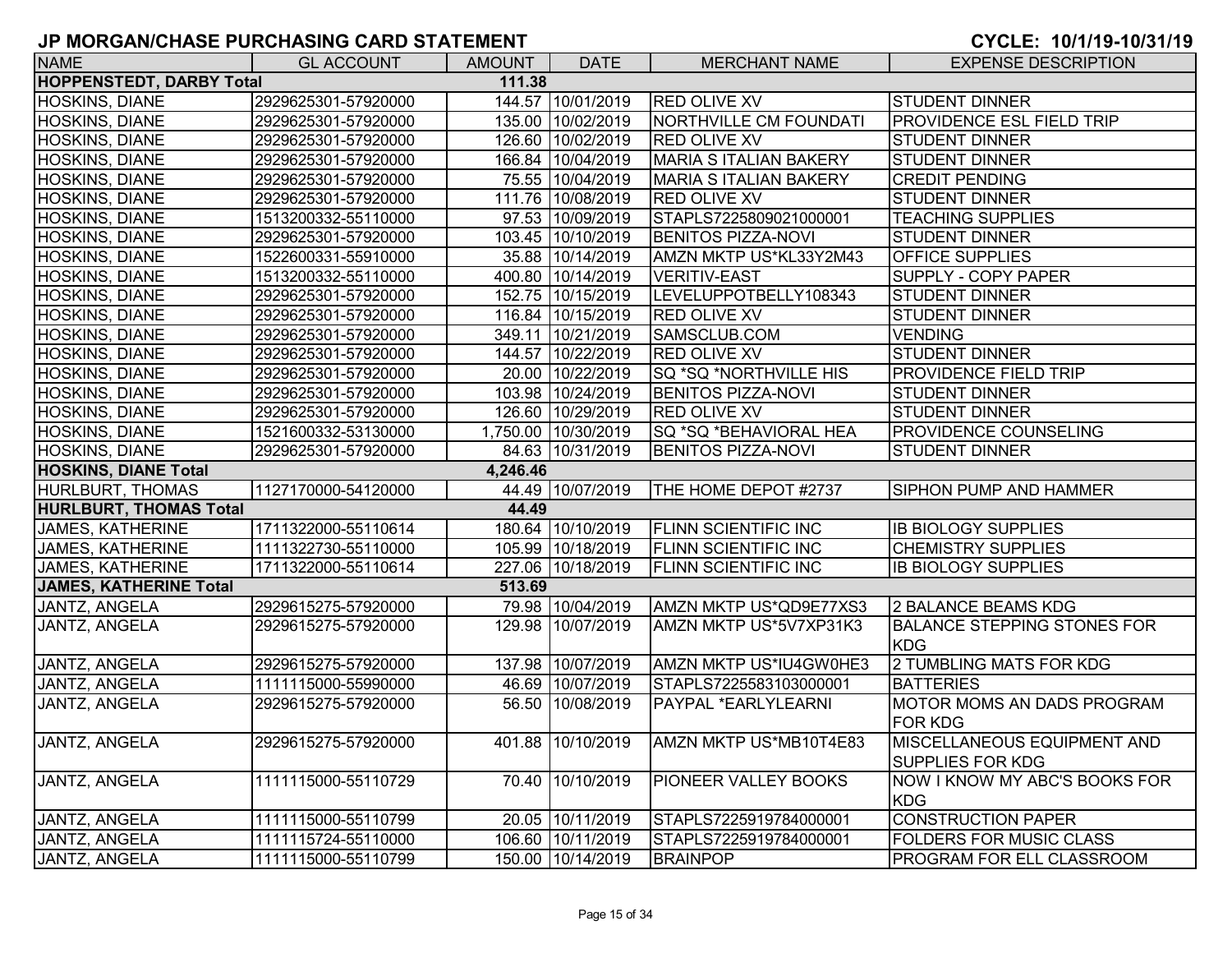## JP MORGAN/CHASE PURCHASING CARD STATEMENT

**CYCLE: 10/1/19-10/31/19**

| NAME | GL ACCOUNT | AMOUNT | DATE | MERCHANT NAME | EXPENSE DESCRIPTION |
|---|---|---|---|---|---|
| **HOPPENSTEDT, DARBY Total** | | **111.38** | | | |
| HOSKINS, DIANE | 2929625301-57920000 | 144.57 | 10/01/2019 | RED OLIVE XV | STUDENT DINNER |
| HOSKINS, DIANE | 2929625301-57920000 | 135.00 | 10/02/2019 | NORTHVILLE CM FOUNDATI | PROVIDENCE ESL FIELD TRIP |
| HOSKINS, DIANE | 2929625301-57920000 | 126.60 | 10/02/2019 | RED OLIVE XV | STUDENT DINNER |
| HOSKINS, DIANE | 2929625301-57920000 | 166.84 | 10/04/2019 | MARIA S ITALIAN BAKERY | STUDENT DINNER |
| HOSKINS, DIANE | 2929625301-57920000 | 75.55 | 10/04/2019 | MARIA S ITALIAN BAKERY | CREDIT PENDING |
| HOSKINS, DIANE | 2929625301-57920000 | 111.76 | 10/08/2019 | RED OLIVE XV | STUDENT DINNER |
| HOSKINS, DIANE | 1513200332-55110000 | 97.53 | 10/09/2019 | STAPLS7225809021000001 | TEACHING SUPPLIES |
| HOSKINS, DIANE | 2929625301-57920000 | 103.45 | 10/10/2019 | BENITOS PIZZA-NOVI | STUDENT DINNER |
| HOSKINS, DIANE | 1522600331-55910000 | 35.88 | 10/14/2019 | AMZN MKTP US*KL33Y2M43 | OFFICE SUPPLIES |
| HOSKINS, DIANE | 1513200332-55110000 | 400.80 | 10/14/2019 | VERITIV-EAST | SUPPLY - COPY PAPER |
| HOSKINS, DIANE | 2929625301-57920000 | 152.75 | 10/15/2019 | LEVELUPPOTBELLY108343 | STUDENT DINNER |
| HOSKINS, DIANE | 2929625301-57920000 | 116.84 | 10/15/2019 | RED OLIVE XV | STUDENT DINNER |
| HOSKINS, DIANE | 2929625301-57920000 | 349.11 | 10/21/2019 | SAMSCLUB.COM | VENDING |
| HOSKINS, DIANE | 2929625301-57920000 | 144.57 | 10/22/2019 | RED OLIVE XV | STUDENT DINNER |
| HOSKINS, DIANE | 2929625301-57920000 | 20.00 | 10/22/2019 | SQ *SQ *NORTHVILLE HIS | PROVIDENCE FIELD TRIP |
| HOSKINS, DIANE | 2929625301-57920000 | 103.98 | 10/24/2019 | BENITOS PIZZA-NOVI | STUDENT DINNER |
| HOSKINS, DIANE | 2929625301-57920000 | 126.60 | 10/29/2019 | RED OLIVE XV | STUDENT DINNER |
| HOSKINS, DIANE | 1521600332-53130000 | 1,750.00 | 10/30/2019 | SQ *SQ *BEHAVIORAL HEA | PROVIDENCE COUNSELING |
| HOSKINS, DIANE | 2929625301-57920000 | 84.63 | 10/31/2019 | BENITOS PIZZA-NOVI | STUDENT DINNER |
| **HOSKINS, DIANE Total** | | **4,246.46** | | | |
| HURLBURT, THOMAS | 1127170000-54120000 | 44.49 | 10/07/2019 | THE HOME DEPOT #2737 | SIPHON PUMP AND HAMMER |
| **HURLBURT, THOMAS Total** | | **44.49** | | | |
| JAMES, KATHERINE | 1711322000-55110614 | 180.64 | 10/10/2019 | FLINN SCIENTIFIC INC | IB BIOLOGY SUPPLIES |
| JAMES, KATHERINE | 1111322730-55110000 | 105.99 | 10/18/2019 | FLINN SCIENTIFIC INC | CHEMISTRY SUPPLIES |
| JAMES, KATHERINE | 1711322000-55110614 | 227.06 | 10/18/2019 | FLINN SCIENTIFIC INC | IB BIOLOGY SUPPLIES |
| **JAMES, KATHERINE Total** | | **513.69** | | | |
| JANTZ, ANGELA | 2929615275-57920000 | 79.98 | 10/04/2019 | AMZN MKTP US*QD9E77XS3 | 2 BALANCE BEAMS KDG |
| JANTZ, ANGELA | 2929615275-57920000 | 129.98 | 10/07/2019 | AMZN MKTP US*5V7XP31K3 | BALANCE STEPPING STONES FOR KDG |
| JANTZ, ANGELA | 2929615275-57920000 | 137.98 | 10/07/2019 | AMZN MKTP US*IU4GW0HE3 | 2 TUMBLING MATS FOR KDG |
| JANTZ, ANGELA | 1111115000-55990000 | 46.69 | 10/07/2019 | STAPLS7225583103000001 | BATTERIES |
| JANTZ, ANGELA | 2929615275-57920000 | 56.50 | 10/08/2019 | PAYPAL *EARLYLEARNI | MOTOR MOMS AN DADS PROGRAM FOR KDG |
| JANTZ, ANGELA | 2929615275-57920000 | 401.88 | 10/10/2019 | AMZN MKTP US*MB10T4E83 | MISCELLANEOUS EQUIPMENT AND SUPPLIES FOR KDG |
| JANTZ, ANGELA | 1111115000-55110729 | 70.40 | 10/10/2019 | PIONEER VALLEY BOOKS | NOW I KNOW MY ABC'S BOOKS FOR KDG |
| JANTZ, ANGELA | 1111115000-55110799 | 20.05 | 10/11/2019 | STAPLS7225919784000001 | CONSTRUCTION PAPER |
| JANTZ, ANGELA | 1111115724-55110000 | 106.60 | 10/11/2019 | STAPLS7225919784000001 | FOLDERS FOR MUSIC CLASS |
| JANTZ, ANGELA | 1111115000-55110799 | 150.00 | 10/14/2019 | BRAINPOP | PROGRAM FOR ELL CLASSROOM |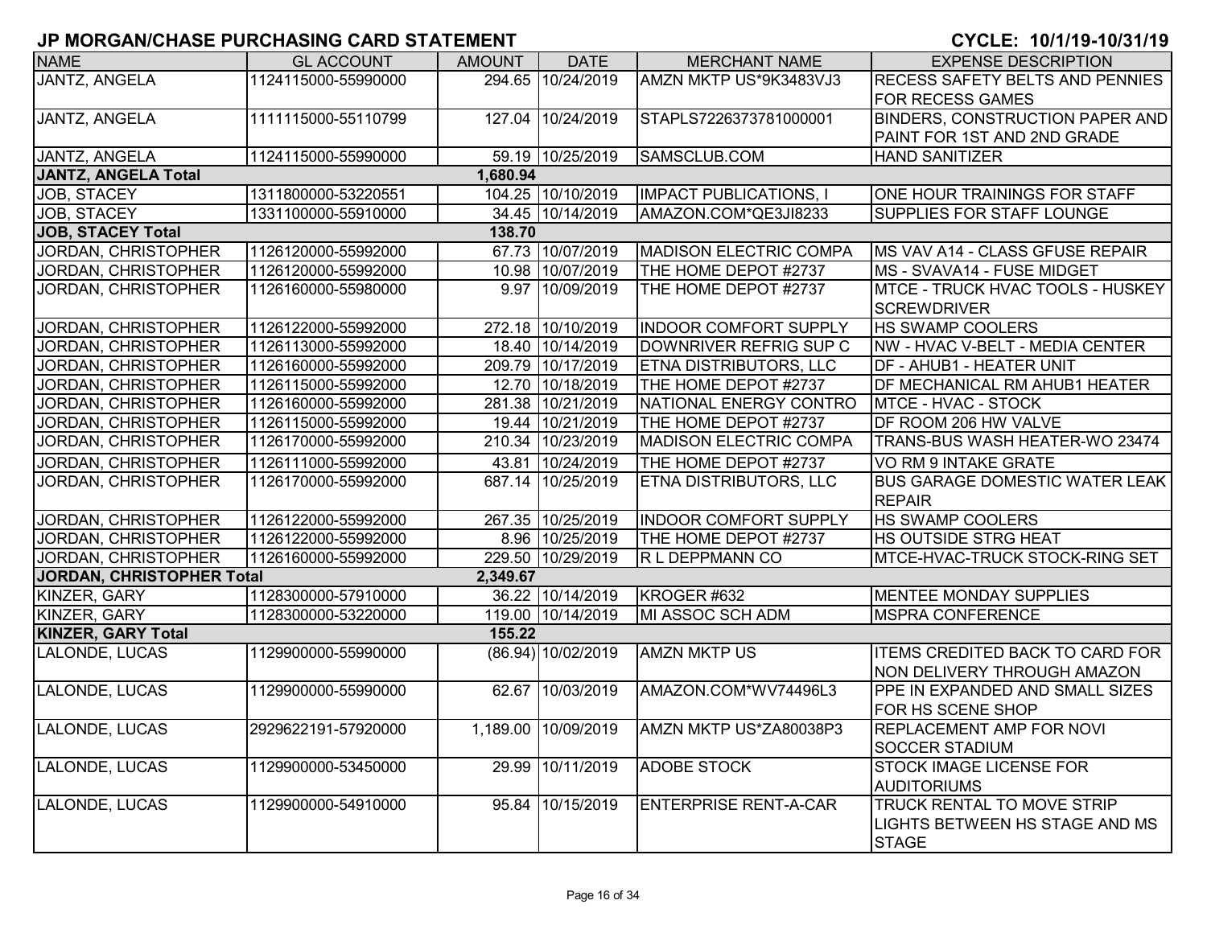## JP MORGAN/CHASE PURCHASING CARD STATEMENT

**CYCLE: 10/1/19-10/31/19**

| NAME | GL ACCOUNT | AMOUNT | DATE | MERCHANT NAME | EXPENSE DESCRIPTION |
|---|---|---|---|---|---|
| JANTZ, ANGELA | 1124115000-55990000 | 294.65 | 10/24/2019 | AMZN MKTP US*9K3483VJ3 | RECESS SAFETY BELTS AND PENNIES FOR RECESS GAMES |
| JANTZ, ANGELA | 1111115000-55110799 | 127.04 | 10/24/2019 | STAPLS7226373781000001 | BINDERS, CONSTRUCTION PAPER AND PAINT FOR 1ST AND 2ND GRADE |
| JANTZ, ANGELA | 1124115000-55990000 | 59.19 | 10/25/2019 | SAMSCLUB.COM | HAND SANITIZER |
| **JANTZ, ANGELA Total** | | **1,680.94** | | | |
| JOB, STACEY | 1311800000-53220551 | 104.25 | 10/10/2019 | IMPACT PUBLICATIONS, I | ONE HOUR TRAININGS FOR STAFF |
| JOB, STACEY | 1331100000-55910000 | 34.45 | 10/14/2019 | AMAZON.COM*QE3JI8233 | SUPPLIES FOR STAFF LOUNGE |
| **JOB, STACEY Total** | | **138.70** | | | |
| JORDAN, CHRISTOPHER | 1126120000-55992000 | 67.73 | 10/07/2019 | MADISON ELECTRIC COMPA | MS VAV A14 - CLASS GFUSE REPAIR |
| JORDAN, CHRISTOPHER | 1126120000-55992000 | 10.98 | 10/07/2019 | THE HOME DEPOT #2737 | MS - SVAVA14 - FUSE MIDGET |
| JORDAN, CHRISTOPHER | 1126160000-55980000 | 9.97 | 10/09/2019 | THE HOME DEPOT #2737 | MTCE - TRUCK HVAC TOOLS - HUSKEY SCREWDRIVER |
| JORDAN, CHRISTOPHER | 1126122000-55992000 | 272.18 | 10/10/2019 | INDOOR COMFORT SUPPLY | HS SWAMP COOLERS |
| JORDAN, CHRISTOPHER | 1126113000-55992000 | 18.40 | 10/14/2019 | DOWNRIVER REFRIG SUP C | NW - HVAC V-BELT - MEDIA CENTER |
| JORDAN, CHRISTOPHER | 1126160000-55992000 | 209.79 | 10/17/2019 | ETNA DISTRIBUTORS, LLC | DF - AHUB1 - HEATER UNIT |
| JORDAN, CHRISTOPHER | 1126115000-55992000 | 12.70 | 10/18/2019 | THE HOME DEPOT #2737 | DF MECHANICAL RM AHUB1 HEATER |
| JORDAN, CHRISTOPHER | 1126160000-55992000 | 281.38 | 10/21/2019 | NATIONAL ENERGY CONTRO | MTCE - HVAC - STOCK |
| JORDAN, CHRISTOPHER | 1126115000-55992000 | 19.44 | 10/21/2019 | THE HOME DEPOT #2737 | DF ROOM 206 HW VALVE |
| JORDAN, CHRISTOPHER | 1126170000-55992000 | 210.34 | 10/23/2019 | MADISON ELECTRIC COMPA | TRANS-BUS WASH HEATER-WO 23474 |
| JORDAN, CHRISTOPHER | 1126111000-55992000 | 43.81 | 10/24/2019 | THE HOME DEPOT #2737 | VO RM 9 INTAKE GRATE |
| JORDAN, CHRISTOPHER | 1126170000-55992000 | 687.14 | 10/25/2019 | ETNA DISTRIBUTORS, LLC | BUS GARAGE DOMESTIC WATER LEAK REPAIR |
| JORDAN, CHRISTOPHER | 1126122000-55992000 | 267.35 | 10/25/2019 | INDOOR COMFORT SUPPLY | HS SWAMP COOLERS |
| JORDAN, CHRISTOPHER | 1126122000-55992000 | 8.96 | 10/25/2019 | THE HOME DEPOT #2737 | HS OUTSIDE STRG HEAT |
| JORDAN, CHRISTOPHER | 1126160000-55992000 | 229.50 | 10/29/2019 | R L DEPPMANN CO | MTCE-HVAC-TRUCK STOCK-RING SET |
| **JORDAN, CHRISTOPHER Total** | | **2,349.67** | | | |
| KINZER, GARY | 1128300000-57910000 | 36.22 | 10/14/2019 | KROGER #632 | MENTEE MONDAY SUPPLIES |
| KINZER, GARY | 1128300000-53220000 | 119.00 | 10/14/2019 | MI ASSOC SCH ADM | MSPRA CONFERENCE |
| **KINZER, GARY Total** | | **155.22** | | | |
| LALONDE, LUCAS | 1129900000-55990000 | (86.94) | 10/02/2019 | AMZN MKTP US | ITEMS CREDITED BACK TO CARD FOR NON DELIVERY THROUGH AMAZON |
| LALONDE, LUCAS | 1129900000-55990000 | 62.67 | 10/03/2019 | AMAZON.COM*WV74496L3 | PPE IN EXPANDED AND SMALL SIZES FOR HS SCENE SHOP |
| LALONDE, LUCAS | 2929622191-57920000 | 1,189.00 | 10/09/2019 | AMZN MKTP US*ZA80038P3 | REPLACEMENT AMP FOR NOVI SOCCER STADIUM |
| LALONDE, LUCAS | 1129900000-53450000 | 29.99 | 10/11/2019 | ADOBE STOCK | STOCK IMAGE LICENSE FOR AUDITORIUMS |
| LALONDE, LUCAS | 1129900000-54910000 | 95.84 | 10/15/2019 | ENTERPRISE RENT-A-CAR | TRUCK RENTAL TO MOVE STRIP LIGHTS BETWEEN HS STAGE AND MS STAGE |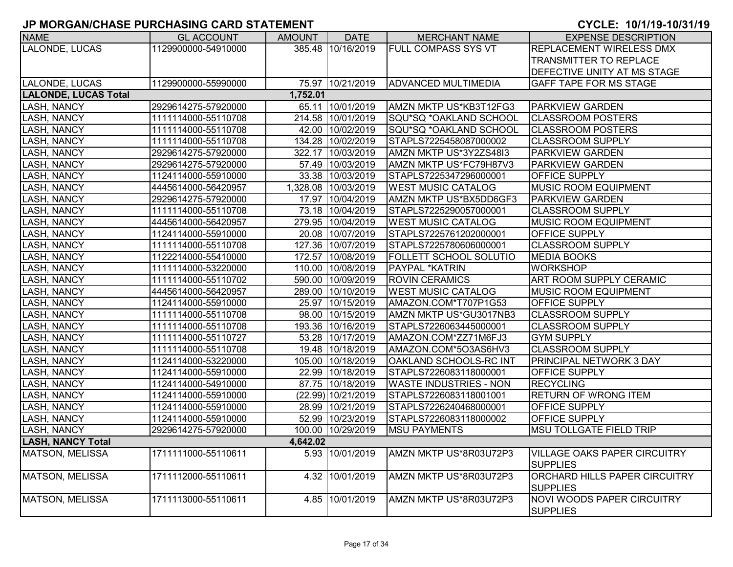# JP MORGAN/CHASE PURCHASING CARD STATEMENT

**CYCLE: 10/1/19-10/31/19**

| NAME | GL ACCOUNT | AMOUNT | DATE | MERCHANT NAME | EXPENSE DESCRIPTION |
|---|---|---|---|---|---|
| LALONDE, LUCAS | 1129900000-54910000 | 385.48 | 10/16/2019 | FULL COMPASS SYS VT | REPLACEMENT WIRELESS DMX TRANSMITTER TO REPLACE DEFECTIVE UNITY AT MS STAGE |
| LALONDE, LUCAS | 1129900000-55990000 | 75.97 | 10/21/2019 | ADVANCED MULTIMEDIA | GAFF TAPE FOR MS STAGE |
| **LALONDE, LUCAS Total** | | **1,752.01** | | | |
| LASH, NANCY | 2929614275-57920000 | 65.11 | 10/01/2019 | AMZN MKTP US*KB3T12FG3 | PARKVIEW GARDEN |
| LASH, NANCY | 1111114000-55110708 | 214.58 | 10/01/2019 | SQU*SQ *OAKLAND SCHOOL | CLASSROOM POSTERS |
| LASH, NANCY | 1111114000-55110708 | 42.00 | 10/02/2019 | SQU*SQ *OAKLAND SCHOOL | CLASSROOM POSTERS |
| LASH, NANCY | 1111114000-55110708 | 134.28 | 10/02/2019 | STAPLS7225458087000002 | CLASSROOM SUPPLY |
| LASH, NANCY | 2929614275-57920000 | 322.17 | 10/03/2019 | AMZN MKTP US*3Y2ZS48I3 | PARKVIEW GARDEN |
| LASH, NANCY | 2929614275-57920000 | 57.49 | 10/03/2019 | AMZN MKTP US*FC79H87V3 | PARKVIEW GARDEN |
| LASH, NANCY | 1124114000-55910000 | 33.38 | 10/03/2019 | STAPLS7225347296000001 | OFFICE SUPPLY |
| LASH, NANCY | 4445614000-56420957 | 1,328.08 | 10/03/2019 | WEST MUSIC CATALOG | MUSIC ROOM EQUIPMENT |
| LASH, NANCY | 2929614275-57920000 | 17.97 | 10/04/2019 | AMZN MKTP US*BX5DD6GF3 | PARKVIEW GARDEN |
| LASH, NANCY | 1111114000-55110708 | 73.18 | 10/04/2019 | STAPLS7225290057000001 | CLASSROOM SUPPLY |
| LASH, NANCY | 4445614000-56420957 | 279.95 | 10/04/2019 | WEST MUSIC CATALOG | MUSIC ROOM EQUIPMENT |
| LASH, NANCY | 1124114000-55910000 | 20.08 | 10/07/2019 | STAPLS7225761202000001 | OFFICE SUPPLY |
| LASH, NANCY | 1111114000-55110708 | 127.36 | 10/07/2019 | STAPLS7225780606000001 | CLASSROOM SUPPLY |
| LASH, NANCY | 1122214000-55410000 | 172.57 | 10/08/2019 | FOLLETT SCHOOL SOLUTIO | MEDIA BOOKS |
| LASH, NANCY | 1111114000-53220000 | 110.00 | 10/08/2019 | PAYPAL *KATRIN | WORKSHOP |
| LASH, NANCY | 1111114000-55110702 | 590.00 | 10/09/2019 | ROVIN CERAMICS | ART ROOM SUPPLY CERAMIC |
| LASH, NANCY | 4445614000-56420957 | 289.00 | 10/10/2019 | WEST MUSIC CATALOG | MUSIC ROOM EQUIPMENT |
| LASH, NANCY | 1124114000-55910000 | 25.97 | 10/15/2019 | AMAZON.COM*T707P1G53 | OFFICE SUPPLY |
| LASH, NANCY | 1111114000-55110708 | 98.00 | 10/15/2019 | AMZN MKTP US*GU3017NB3 | CLASSROOM SUPPLY |
| LASH, NANCY | 1111114000-55110708 | 193.36 | 10/16/2019 | STAPLS7226063445000001 | CLASSROOM SUPPLY |
| LASH, NANCY | 1111114000-55110727 | 53.28 | 10/17/2019 | AMAZON.COM*ZZ71M6FJ3 | GYM SUPPLY |
| LASH, NANCY | 1111114000-55110708 | 19.48 | 10/18/2019 | AMAZON.COM*5O3AS6HV3 | CLASSROOM SUPPLY |
| LASH, NANCY | 1124114000-53220000 | 105.00 | 10/18/2019 | OAKLAND SCHOOLS-RC INT | PRINCIPAL NETWORK 3 DAY |
| LASH, NANCY | 1124114000-55910000 | 22.99 | 10/18/2019 | STAPLS7226083118000001 | OFFICE SUPPLY |
| LASH, NANCY | 1124114000-54910000 | 87.75 | 10/18/2019 | WASTE INDUSTRIES - NON | RECYCLING |
| LASH, NANCY | 1124114000-55910000 | (22.99) | 10/21/2019 | STAPLS7226083118001001 | RETURN OF WRONG ITEM |
| LASH, NANCY | 1124114000-55910000 | 28.99 | 10/21/2019 | STAPLS7226240468000001 | OFFICE SUPPLY |
| LASH, NANCY | 1124114000-55910000 | 52.99 | 10/23/2019 | STAPLS7226083118000002 | OFFICE SUPPLY |
| LASH, NANCY | 2929614275-57920000 | 100.00 | 10/29/2019 | MSU PAYMENTS | MSU TOLLGATE FIELD TRIP |
| **LASH, NANCY Total** | | **4,642.02** | | | |
| MATSON, MELISSA | 1711111000-55110611 | 5.93 | 10/01/2019 | AMZN MKTP US*8R03U72P3 | VILLAGE OAKS PAPER CIRCUITRY SUPPLIES |
| MATSON, MELISSA | 1711112000-55110611 | 4.32 | 10/01/2019 | AMZN MKTP US*8R03U72P3 | ORCHARD HILLS PAPER CIRCUITRY SUPPLIES |
| MATSON, MELISSA | 1711113000-55110611 | 4.85 | 10/01/2019 | AMZN MKTP US*8R03U72P3 | NOVI WOODS PAPER CIRCUITRY SUPPLIES |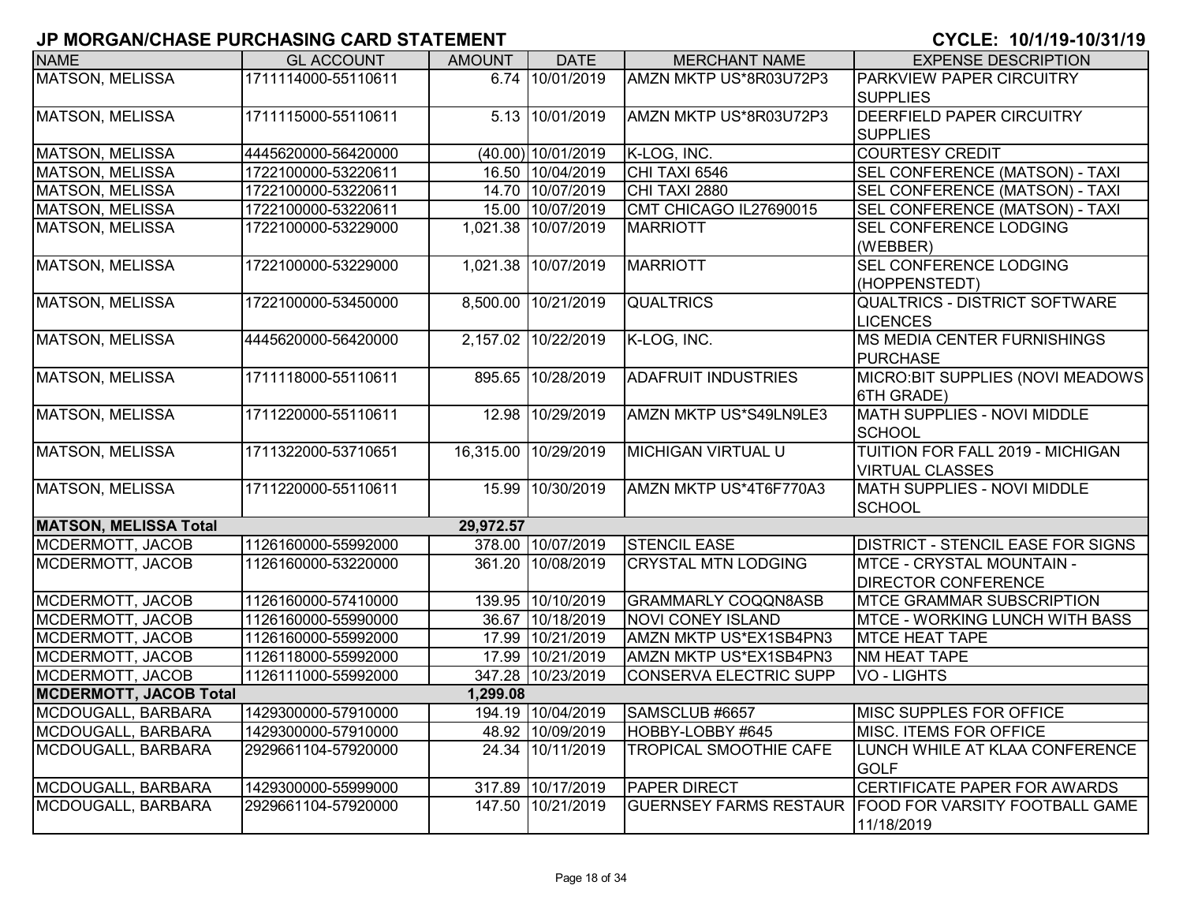# JP MORGAN/CHASE PURCHASING CARD STATEMENT

**CYCLE: 10/1/19-10/31/19**

| NAME | GL ACCOUNT | AMOUNT | DATE | MERCHANT NAME | EXPENSE DESCRIPTION |
|---|---|---|---|---|---|
| MATSON, MELISSA | 1711114000-55110611 | 6.74 | 10/01/2019 | AMZN MKTP US*8R03U72P3 | PARKVIEW PAPER CIRCUITRY SUPPLIES |
| MATSON, MELISSA | 1711115000-55110611 | 5.13 | 10/01/2019 | AMZN MKTP US*8R03U72P3 | DEERFIELD PAPER CIRCUITRY SUPPLIES |
| MATSON, MELISSA | 4445620000-56420000 | (40.00) | 10/01/2019 | K-LOG, INC. | COURTESY CREDIT |
| MATSON, MELISSA | 1722100000-53220611 | 16.50 | 10/04/2019 | CHI TAXI 6546 | SEL CONFERENCE (MATSON) - TAXI |
| MATSON, MELISSA | 1722100000-53220611 | 14.70 | 10/07/2019 | CHI TAXI 2880 | SEL CONFERENCE (MATSON) - TAXI |
| MATSON, MELISSA | 1722100000-53220611 | 15.00 | 10/07/2019 | CMT CHICAGO IL27690015 | SEL CONFERENCE (MATSON) - TAXI |
| MATSON, MELISSA | 1722100000-53229000 | 1,021.38 | 10/07/2019 | MARRIOTT | SEL CONFERENCE LODGING (WEBBER) |
| MATSON, MELISSA | 1722100000-53229000 | 1,021.38 | 10/07/2019 | MARRIOTT | SEL CONFERENCE LODGING (HOPPENSTEDT) |
| MATSON, MELISSA | 1722100000-53450000 | 8,500.00 | 10/21/2019 | QUALTRICS | QUALTRICS - DISTRICT SOFTWARE LICENCES |
| MATSON, MELISSA | 4445620000-56420000 | 2,157.02 | 10/22/2019 | K-LOG, INC. | MS MEDIA CENTER FURNISHINGS PURCHASE |
| MATSON, MELISSA | 1711118000-55110611 | 895.65 | 10/28/2019 | ADAFRUIT INDUSTRIES | MICRO:BIT SUPPLIES (NOVI MEADOWS 6TH GRADE) |
| MATSON, MELISSA | 1711220000-55110611 | 12.98 | 10/29/2019 | AMZN MKTP US*S49LN9LE3 | MATH SUPPLIES - NOVI MIDDLE SCHOOL |
| MATSON, MELISSA | 1711322000-53710651 | 16,315.00 | 10/29/2019 | MICHIGAN VIRTUAL U | TUITION FOR FALL 2019 - MICHIGAN VIRTUAL CLASSES |
| MATSON, MELISSA | 1711220000-55110611 | 15.99 | 10/30/2019 | AMZN MKTP US*4T6F770A3 | MATH SUPPLIES - NOVI MIDDLE SCHOOL |
| **MATSON, MELISSA Total** | | **29,972.57** | | | |
| MCDERMOTT, JACOB | 1126160000-55992000 | 378.00 | 10/07/2019 | STENCIL EASE | DISTRICT - STENCIL EASE FOR SIGNS |
| MCDERMOTT, JACOB | 1126160000-53220000 | 361.20 | 10/08/2019 | CRYSTAL MTN LODGING | MTCE - CRYSTAL MOUNTAIN - DIRECTOR CONFERENCE |
| MCDERMOTT, JACOB | 1126160000-57410000 | 139.95 | 10/10/2019 | GRAMMARLY COQQN8ASB | MTCE GRAMMAR SUBSCRIPTION |
| MCDERMOTT, JACOB | 1126160000-55990000 | 36.67 | 10/18/2019 | NOVI CONEY ISLAND | MTCE - WORKING LUNCH WITH BASS |
| MCDERMOTT, JACOB | 1126160000-55992000 | 17.99 | 10/21/2019 | AMZN MKTP US*EX1SB4PN3 | MTCE HEAT TAPE |
| MCDERMOTT, JACOB | 1126118000-55992000 | 17.99 | 10/21/2019 | AMZN MKTP US*EX1SB4PN3 | NM HEAT TAPE |
| MCDERMOTT, JACOB | 1126111000-55992000 | 347.28 | 10/23/2019 | CONSERVA ELECTRIC SUPP | VO - LIGHTS |
| **MCDERMOTT, JACOB Total** | | **1,299.08** | | | |
| MCDOUGALL, BARBARA | 1429300000-57910000 | 194.19 | 10/04/2019 | SAMSCLUB #6657 | MISC SUPPLES FOR OFFICE |
| MCDOUGALL, BARBARA | 1429300000-57910000 | 48.92 | 10/09/2019 | HOBBY-LOBBY #645 | MISC. ITEMS FOR OFFICE |
| MCDOUGALL, BARBARA | 2929661104-57920000 | 24.34 | 10/11/2019 | TROPICAL SMOOTHIE CAFE | LUNCH WHILE AT KLAA CONFERENCE GOLF |
| MCDOUGALL, BARBARA | 1429300000-55999000 | 317.89 | 10/17/2019 | PAPER DIRECT | CERTIFICATE PAPER FOR AWARDS |
| MCDOUGALL, BARBARA | 2929661104-57920000 | 147.50 | 10/21/2019 | GUERNSEY FARMS RESTAUR | FOOD FOR VARSITY FOOTBALL GAME 11/18/2019 |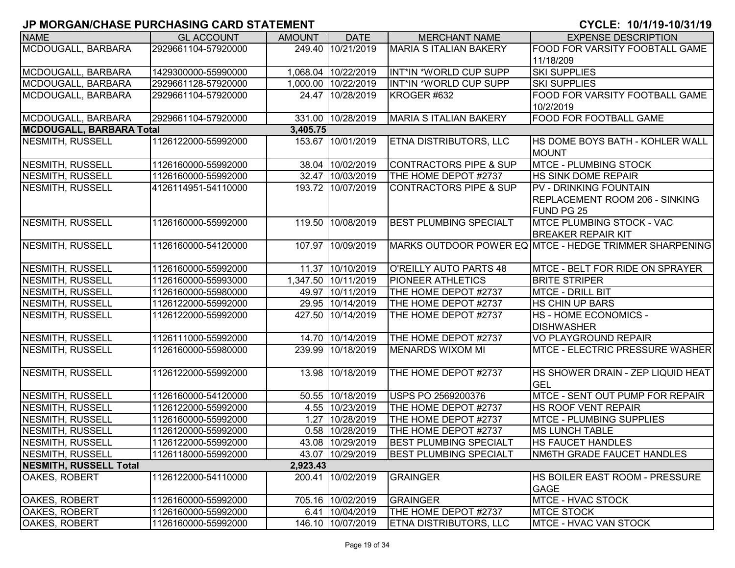# JP MORGAN/CHASE PURCHASING CARD STATEMENT

**CYCLE: 10/1/19-10/31/19**

| NAME | GL ACCOUNT | AMOUNT | DATE | MERCHANT NAME | EXPENSE DESCRIPTION |
|---|---|---|---|---|---|
| MCDOUGALL, BARBARA | 2929661104-57920000 | 249.40 | 10/21/2019 | MARIA S ITALIAN BAKERY | FOOD FOR VARSITY FOOBTALL GAME 11/18/209 |
| MCDOUGALL, BARBARA | 1429300000-55990000 | 1,068.04 | 10/22/2019 | INT*IN *WORLD CUP SUPP | SKI SUPPLIES |
| MCDOUGALL, BARBARA | 2929661128-57920000 | 1,000.00 | 10/22/2019 | INT*IN *WORLD CUP SUPP | SKI SUPPLIES |
| MCDOUGALL, BARBARA | 2929661104-57920000 | 24.47 | 10/28/2019 | KROGER #632 | FOOD FOR VARSITY FOOTBALL GAME 10/2/2019 |
| MCDOUGALL, BARBARA | 2929661104-57920000 | 331.00 | 10/28/2019 | MARIA S ITALIAN BAKERY | FOOD FOR FOOTBALL GAME |
| **MCDOUGALL, BARBARA Total** | | **3,405.75** | | | |
| NESMITH, RUSSELL | 1126122000-55992000 | 153.67 | 10/01/2019 | ETNA DISTRIBUTORS, LLC | HS DOME BOYS BATH - KOHLER WALL MOUNT |
| NESMITH, RUSSELL | 1126160000-55992000 | 38.04 | 10/02/2019 | CONTRACTORS PIPE & SUP | MTCE - PLUMBING STOCK |
| NESMITH, RUSSELL | 1126160000-55992000 | 32.47 | 10/03/2019 | THE HOME DEPOT #2737 | HS SINK DOME REPAIR |
| NESMITH, RUSSELL | 4126114951-54110000 | 193.72 | 10/07/2019 | CONTRACTORS PIPE & SUP | PV - DRINKING FOUNTAIN REPLACEMENT ROOM 206 - SINKING FUND PG 25 |
| NESMITH, RUSSELL | 1126160000-55992000 | 119.50 | 10/08/2019 | BEST PLUMBING SPECIALT | MTCE PLUMBING STOCK - VAC BREAKER REPAIR KIT |
| NESMITH, RUSSELL | 1126160000-54120000 | 107.97 | 10/09/2019 | MARKS OUTDOOR POWER EQ | MTCE - HEDGE TRIMMER SHARPENING |
| NESMITH, RUSSELL | 1126160000-55992000 | 11.37 | 10/10/2019 | O'REILLY AUTO PARTS 48 | MTCE - BELT FOR RIDE ON SPRAYER |
| NESMITH, RUSSELL | 1126160000-55993000 | 1,347.50 | 10/11/2019 | PIONEER ATHLETICS | BRITE STRIPER |
| NESMITH, RUSSELL | 1126160000-55980000 | 49.97 | 10/11/2019 | THE HOME DEPOT #2737 | MTCE - DRILL BIT |
| NESMITH, RUSSELL | 1126122000-55992000 | 29.95 | 10/14/2019 | THE HOME DEPOT #2737 | HS CHIN UP BARS |
| NESMITH, RUSSELL | 1126122000-55992000 | 427.50 | 10/14/2019 | THE HOME DEPOT #2737 | HS - HOME ECONOMICS - DISHWASHER |
| NESMITH, RUSSELL | 1126111000-55992000 | 14.70 | 10/14/2019 | THE HOME DEPOT #2737 | VO PLAYGROUND REPAIR |
| NESMITH, RUSSELL | 1126160000-55980000 | 239.99 | 10/18/2019 | MENARDS WIXOM MI | MTCE - ELECTRIC PRESSURE WASHER |
| NESMITH, RUSSELL | 1126122000-55992000 | 13.98 | 10/18/2019 | THE HOME DEPOT #2737 | HS SHOWER DRAIN - ZEP LIQUID HEAT GEL |
| NESMITH, RUSSELL | 1126160000-54120000 | 50.55 | 10/18/2019 | USPS PO 2569200376 | MTCE - SENT OUT PUMP FOR REPAIR |
| NESMITH, RUSSELL | 1126122000-55992000 | 4.55 | 10/23/2019 | THE HOME DEPOT #2737 | HS ROOF VENT REPAIR |
| NESMITH, RUSSELL | 1126160000-55992000 | 1.27 | 10/28/2019 | THE HOME DEPOT #2737 | MTCE - PLUMBING SUPPLIES |
| NESMITH, RUSSELL | 1126120000-55992000 | 0.58 | 10/28/2019 | THE HOME DEPOT #2737 | MS LUNCH TABLE |
| NESMITH, RUSSELL | 1126122000-55992000 | 43.08 | 10/29/2019 | BEST PLUMBING SPECIALT | HS FAUCET HANDLES |
| NESMITH, RUSSELL | 1126118000-55992000 | 43.07 | 10/29/2019 | BEST PLUMBING SPECIALT | NM6TH GRADE FAUCET HANDLES |
| **NESMITH, RUSSELL Total** | | **2,923.43** | | | |
| OAKES, ROBERT | 1126122000-54110000 | 200.41 | 10/02/2019 | GRAINGER | HS BOILER EAST ROOM - PRESSURE GAGE |
| OAKES, ROBERT | 1126160000-55992000 | 705.16 | 10/02/2019 | GRAINGER | MTCE - HVAC STOCK |
| OAKES, ROBERT | 1126160000-55992000 | 6.41 | 10/04/2019 | THE HOME DEPOT #2737 | MTCE STOCK |
| OAKES, ROBERT | 1126160000-55992000 | 146.10 | 10/07/2019 | ETNA DISTRIBUTORS, LLC | MTCE - HVAC VAN STOCK |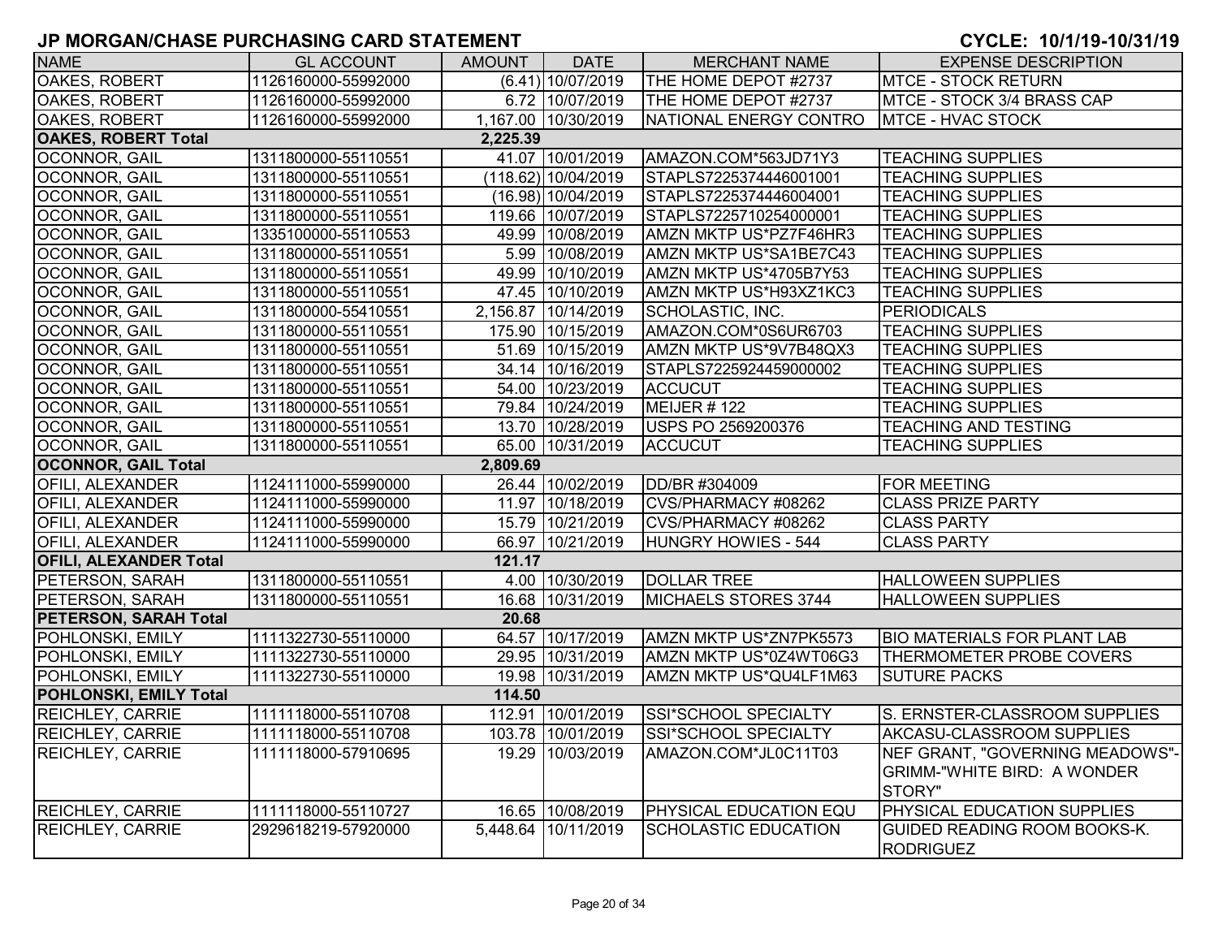# JP MORGAN/CHASE PURCHASING CARD STATEMENT

**CYCLE: 10/1/19-10/31/19**

| NAME | GL ACCOUNT | AMOUNT | DATE | MERCHANT NAME | EXPENSE DESCRIPTION |
|---|---|---|---|---|---|
| OAKES, ROBERT | 1126160000-55992000 | (6.41) | 10/07/2019 | THE HOME DEPOT #2737 | MTCE - STOCK RETURN |
| OAKES, ROBERT | 1126160000-55992000 | 6.72 | 10/07/2019 | THE HOME DEPOT #2737 | MTCE - STOCK 3/4 BRASS CAP |
| OAKES, ROBERT | 1126160000-55992000 | 1,167.00 | 10/30/2019 | NATIONAL ENERGY CONTRO | MTCE - HVAC STOCK |
| **OAKES, ROBERT Total** | | **2,225.39** | | | |
| OCONNOR, GAIL | 1311800000-55110551 | 41.07 | 10/01/2019 | AMAZON.COM*563JD71Y3 | TEACHING SUPPLIES |
| OCONNOR, GAIL | 1311800000-55110551 | (118.62) | 10/04/2019 | STAPLS7225374446001001 | TEACHING SUPPLIES |
| OCONNOR, GAIL | 1311800000-55110551 | (16.98) | 10/04/2019 | STAPLS7225374446004001 | TEACHING SUPPLIES |
| OCONNOR, GAIL | 1311800000-55110551 | 119.66 | 10/07/2019 | STAPLS7225710254000001 | TEACHING SUPPLIES |
| OCONNOR, GAIL | 1335100000-55110553 | 49.99 | 10/08/2019 | AMZN MKTP US*PZ7F46HR3 | TEACHING SUPPLIES |
| OCONNOR, GAIL | 1311800000-55110551 | 5.99 | 10/08/2019 | AMZN MKTP US*SA1BE7C43 | TEACHING SUPPLIES |
| OCONNOR, GAIL | 1311800000-55110551 | 49.99 | 10/10/2019 | AMZN MKTP US*4705B7Y53 | TEACHING SUPPLIES |
| OCONNOR, GAIL | 1311800000-55110551 | 47.45 | 10/10/2019 | AMZN MKTP US*H93XZ1KC3 | TEACHING SUPPLIES |
| OCONNOR, GAIL | 1311800000-55410551 | 2,156.87 | 10/14/2019 | SCHOLASTIC, INC. | PERIODICALS |
| OCONNOR, GAIL | 1311800000-55110551 | 175.90 | 10/15/2019 | AMAZON.COM*0S6UR6703 | TEACHING SUPPLIES |
| OCONNOR, GAIL | 1311800000-55110551 | 51.69 | 10/15/2019 | AMZN MKTP US*9V7B48QX3 | TEACHING SUPPLIES |
| OCONNOR, GAIL | 1311800000-55110551 | 34.14 | 10/16/2019 | STAPLS7225924459000002 | TEACHING SUPPLIES |
| OCONNOR, GAIL | 1311800000-55110551 | 54.00 | 10/23/2019 | ACCUCUT | TEACHING SUPPLIES |
| OCONNOR, GAIL | 1311800000-55110551 | 79.84 | 10/24/2019 | MEIJER # 122 | TEACHING SUPPLIES |
| OCONNOR, GAIL | 1311800000-55110551 | 13.70 | 10/28/2019 | USPS PO 2569200376 | TEACHING AND TESTING |
| OCONNOR, GAIL | 1311800000-55110551 | 65.00 | 10/31/2019 | ACCUCUT | TEACHING SUPPLIES |
| **OCONNOR, GAIL Total** | | **2,809.69** | | | |
| OFILI, ALEXANDER | 1124111000-55990000 | 26.44 | 10/02/2019 | DD/BR #304009 | FOR MEETING |
| OFILI, ALEXANDER | 1124111000-55990000 | 11.97 | 10/18/2019 | CVS/PHARMACY #08262 | CLASS PRIZE PARTY |
| OFILI, ALEXANDER | 1124111000-55990000 | 15.79 | 10/21/2019 | CVS/PHARMACY #08262 | CLASS PARTY |
| OFILI, ALEXANDER | 1124111000-55990000 | 66.97 | 10/21/2019 | HUNGRY HOWIES - 544 | CLASS PARTY |
| **OFILI, ALEXANDER Total** | | **121.17** | | | |
| PETERSON, SARAH | 1311800000-55110551 | 4.00 | 10/30/2019 | DOLLAR TREE | HALLOWEEN SUPPLIES |
| PETERSON, SARAH | 1311800000-55110551 | 16.68 | 10/31/2019 | MICHAELS STORES 3744 | HALLOWEEN SUPPLIES |
| **PETERSON, SARAH Total** | | **20.68** | | | |
| POHLONSKI, EMILY | 1111322730-55110000 | 64.57 | 10/17/2019 | AMZN MKTP US*ZN7PK5573 | BIO MATERIALS FOR PLANT LAB |
| POHLONSKI, EMILY | 1111322730-55110000 | 29.95 | 10/31/2019 | AMZN MKTP US*0Z4WT06G3 | THERMOMETER PROBE COVERS |
| POHLONSKI, EMILY | 1111322730-55110000 | 19.98 | 10/31/2019 | AMZN MKTP US*QU4LF1M63 | SUTURE PACKS |
| **POHLONSKI, EMILY Total** | | **114.50** | | | |
| REICHLEY, CARRIE | 1111118000-55110708 | 112.91 | 10/01/2019 | SSI*SCHOOL SPECIALTY | S. ERNSTER-CLASSROOM SUPPLIES |
| REICHLEY, CARRIE | 1111118000-55110708 | 103.78 | 10/01/2019 | SSI*SCHOOL SPECIALTY | AKCASU-CLASSROOM SUPPLIES |
| REICHLEY, CARRIE | 1111118000-57910695 | 19.29 | 10/03/2019 | AMAZON.COM*JL0C11T03 | NEF GRANT, "GOVERNING MEADOWS"-GRIMM-"WHITE BIRD: A WONDER STORY" |
| REICHLEY, CARRIE | 1111118000-55110727 | 16.65 | 10/08/2019 | PHYSICAL EDUCATION EQU | PHYSICAL EDUCATION SUPPLIES |
| REICHLEY, CARRIE | 2929618219-57920000 | 5,448.64 | 10/11/2019 | SCHOLASTIC EDUCATION | GUIDED READING ROOM BOOKS-K. RODRIGUEZ |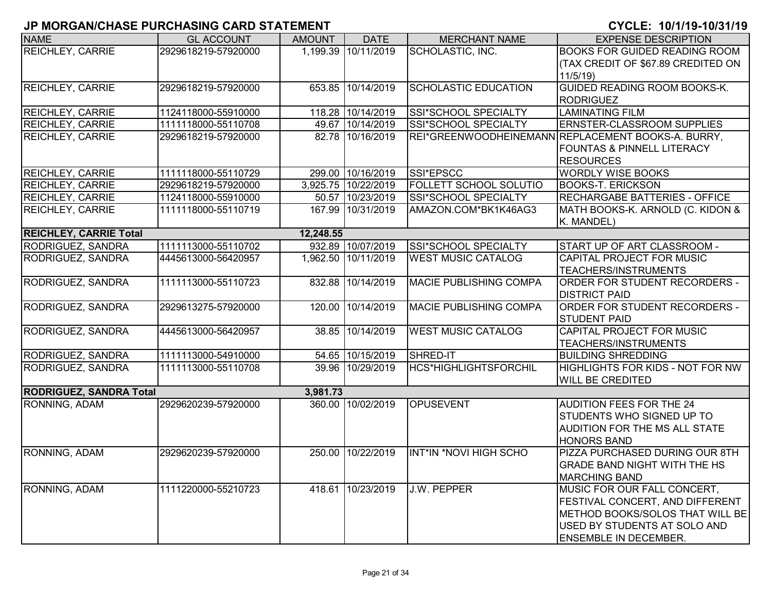## JP MORGAN/CHASE PURCHASING CARD STATEMENT

**CYCLE: 10/1/19-10/31/19**

| NAME | GL ACCOUNT | AMOUNT | DATE | MERCHANT NAME | EXPENSE DESCRIPTION |
|---|---|---|---|---|---|
| REICHLEY, CARRIE | 2929618219-57920000 | 1,199.39 | 10/11/2019 | SCHOLASTIC, INC. | BOOKS FOR GUIDED READING ROOM (TAX CREDIT OF $67.89 CREDITED ON 11/5/19) |
| REICHLEY, CARRIE | 2929618219-57920000 | 653.85 | 10/14/2019 | SCHOLASTIC EDUCATION | GUIDED READING ROOM BOOKS-K. RODRIGUEZ |
| REICHLEY, CARRIE | 1124118000-55910000 | 118.28 | 10/14/2019 | SSI*SCHOOL SPECIALTY | LAMINATING FILM |
| REICHLEY, CARRIE | 1111118000-55110708 | 49.67 | 10/14/2019 | SSI*SCHOOL SPECIALTY | ERNSTER-CLASSROOM SUPPLIES |
| REICHLEY, CARRIE | 2929618219-57920000 | 82.78 | 10/16/2019 | REI*GREENWOODHEINEMANN | REPLACEMENT BOOKS-A. BURRY, FOUNTAS & PINNELL LITERACY RESOURCES |
| REICHLEY, CARRIE | 1111118000-55110729 | 299.00 | 10/16/2019 | SSI*EPSCC | WORDLY WISE BOOKS |
| REICHLEY, CARRIE | 2929618219-57920000 | 3,925.75 | 10/22/2019 | FOLLETT SCHOOL SOLUTIO | BOOKS-T. ERICKSON |
| REICHLEY, CARRIE | 1124118000-55910000 | 50.57 | 10/23/2019 | SSI*SCHOOL SPECIALTY | RECHARGABE BATTERIES - OFFICE |
| REICHLEY, CARRIE | 1111118000-55110719 | 167.99 | 10/31/2019 | AMAZON.COM*BK1K46AG3 | MATH BOOKS-K. ARNOLD (C. KIDON & K. MANDEL) |
| **REICHLEY, CARRIE Total** | | **12,248.55** | | | |
| RODRIGUEZ, SANDRA | 1111113000-55110702 | 932.89 | 10/07/2019 | SSI*SCHOOL SPECIALTY | START UP OF ART CLASSROOM - |
| RODRIGUEZ, SANDRA | 4445613000-56420957 | 1,962.50 | 10/11/2019 | WEST MUSIC CATALOG | CAPITAL PROJECT FOR MUSIC TEACHERS/INSTRUMENTS |
| RODRIGUEZ, SANDRA | 1111113000-55110723 | 832.88 | 10/14/2019 | MACIE PUBLISHING COMPA | ORDER FOR STUDENT RECORDERS - DISTRICT PAID |
| RODRIGUEZ, SANDRA | 2929613275-57920000 | 120.00 | 10/14/2019 | MACIE PUBLISHING COMPA | ORDER FOR STUDENT RECORDERS - STUDENT PAID |
| RODRIGUEZ, SANDRA | 4445613000-56420957 | 38.85 | 10/14/2019 | WEST MUSIC CATALOG | CAPITAL PROJECT FOR MUSIC TEACHERS/INSTRUMENTS |
| RODRIGUEZ, SANDRA | 1111113000-54910000 | 54.65 | 10/15/2019 | SHRED-IT | BUILDING SHREDDING |
| RODRIGUEZ, SANDRA | 1111113000-55110708 | 39.96 | 10/29/2019 | HCS*HIGHLIGHTSFORCHIL | HIGHLIGHTS FOR KIDS - NOT FOR NW WILL BE CREDITED |
| **RODRIGUEZ, SANDRA Total** | | **3,981.73** | | | |
| RONNING, ADAM | 2929620239-57920000 | 360.00 | 10/02/2019 | OPUSEVENT | AUDITION FEES FOR THE 24 STUDENTS WHO SIGNED UP TO AUDITION FOR THE MS ALL STATE HONORS BAND |
| RONNING, ADAM | 2929620239-57920000 | 250.00 | 10/22/2019 | INT*IN *NOVI HIGH SCHO | PIZZA PURCHASED DURING OUR 8TH GRADE BAND NIGHT WITH THE HS MARCHING BAND |
| RONNING, ADAM | 1111220000-55210723 | 418.61 | 10/23/2019 | J.W. PEPPER | MUSIC FOR OUR FALL CONCERT, FESTIVAL CONCERT, AND DIFFERENT METHOD BOOKS/SOLOS THAT WILL BE USED BY STUDENTS AT SOLO AND ENSEMBLE IN DECEMBER. |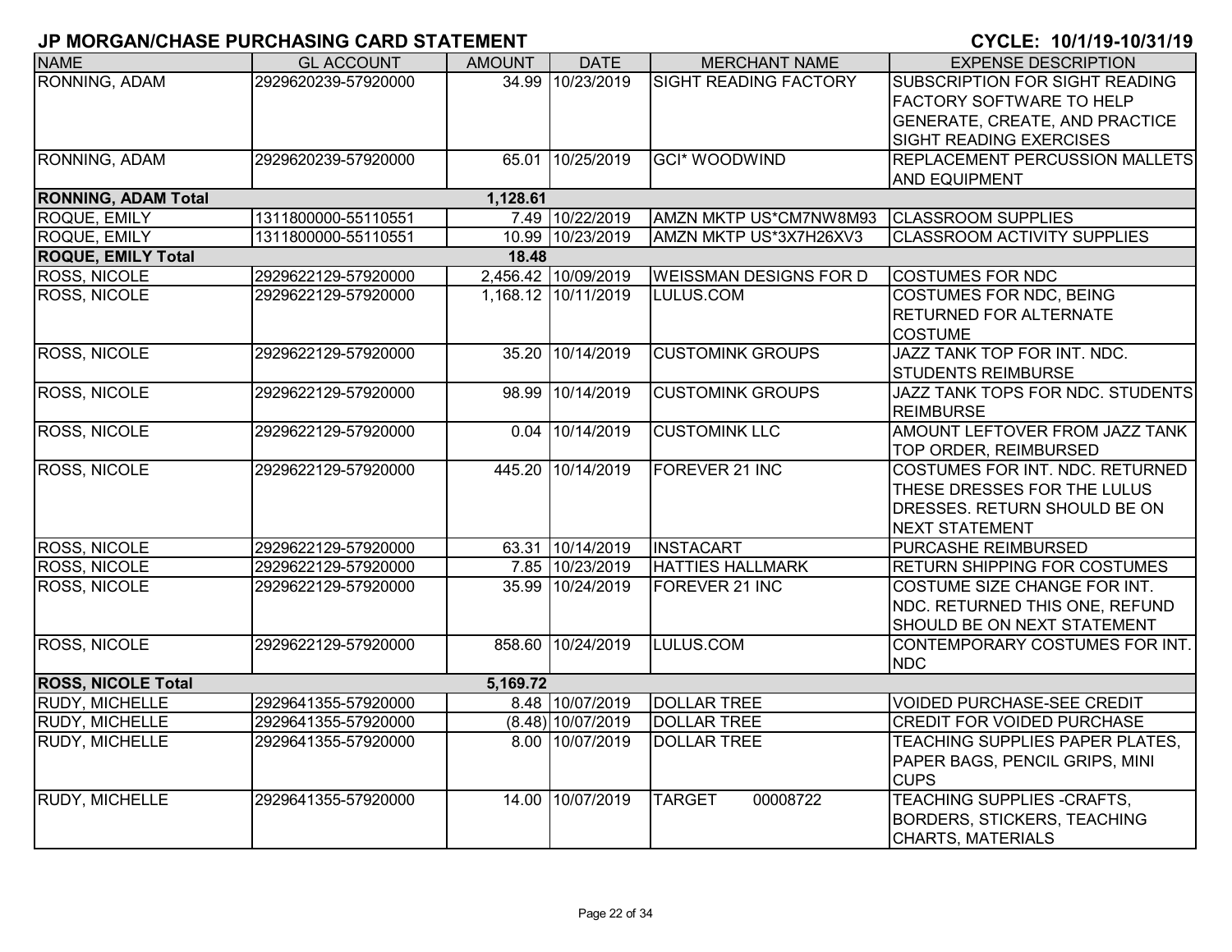# JP MORGAN/CHASE PURCHASING CARD STATEMENT

**CYCLE: 10/1/19-10/31/19**

| NAME | GL ACCOUNT | AMOUNT | DATE | MERCHANT NAME | EXPENSE DESCRIPTION |
|---|---|---|---|---|---|
| RONNING, ADAM | 2929620239-57920000 | 34.99 | 10/23/2019 | SIGHT READING FACTORY | SUBSCRIPTION FOR SIGHT READING FACTORY SOFTWARE TO HELP GENERATE, CREATE, AND PRACTICE SIGHT READING EXERCISES |
| RONNING, ADAM | 2929620239-57920000 | 65.01 | 10/25/2019 | GCI* WOODWIND | REPLACEMENT PERCUSSION MALLETS AND EQUIPMENT |
| **RONNING, ADAM Total** | | **1,128.61** | | | |
| ROQUE, EMILY | 1311800000-55110551 | 7.49 | 10/22/2019 | AMZN MKTP US*CM7NW8M93 | CLASSROOM SUPPLIES |
| ROQUE, EMILY | 1311800000-55110551 | 10.99 | 10/23/2019 | AMZN MKTP US*3X7H26XV3 | CLASSROOM ACTIVITY SUPPLIES |
| **ROQUE, EMILY Total** | | **18.48** | | | |
| ROSS, NICOLE | 2929622129-57920000 | 2,456.42 | 10/09/2019 | WEISSMAN DESIGNS FOR D | COSTUMES FOR NDC |
| ROSS, NICOLE | 2929622129-57920000 | 1,168.12 | 10/11/2019 | LULUS.COM | COSTUMES FOR NDC, BEING RETURNED FOR ALTERNATE COSTUME |
| ROSS, NICOLE | 2929622129-57920000 | 35.20 | 10/14/2019 | CUSTOMINK GROUPS | JAZZ TANK TOP FOR INT. NDC. STUDENTS REIMBURSE |
| ROSS, NICOLE | 2929622129-57920000 | 98.99 | 10/14/2019 | CUSTOMINK GROUPS | JAZZ TANK TOPS FOR NDC. STUDENTS REIMBURSE |
| ROSS, NICOLE | 2929622129-57920000 | 0.04 | 10/14/2019 | CUSTOMINK LLC | AMOUNT LEFTOVER FROM JAZZ TANK TOP ORDER, REIMBURSED |
| ROSS, NICOLE | 2929622129-57920000 | 445.20 | 10/14/2019 | FOREVER 21 INC | COSTUMES FOR INT. NDC. RETURNED THESE DRESSES FOR THE LULUS DRESSES. RETURN SHOULD BE ON NEXT STATEMENT |
| ROSS, NICOLE | 2929622129-57920000 | 63.31 | 10/14/2019 | INSTACART | PURCASHE REIMBURSED |
| ROSS, NICOLE | 2929622129-57920000 | 7.85 | 10/23/2019 | HATTIES HALLMARK | RETURN SHIPPING FOR COSTUMES |
| ROSS, NICOLE | 2929622129-57920000 | 35.99 | 10/24/2019 | FOREVER 21 INC | COSTUME SIZE CHANGE FOR INT. NDC. RETURNED THIS ONE, REFUND SHOULD BE ON NEXT STATEMENT |
| ROSS, NICOLE | 2929622129-57920000 | 858.60 | 10/24/2019 | LULUS.COM | CONTEMPORARY COSTUMES FOR INT. NDC |
| **ROSS, NICOLE Total** | | **5,169.72** | | | |
| RUDY, MICHELLE | 2929641355-57920000 | 8.48 | 10/07/2019 | DOLLAR TREE | VOIDED PURCHASE-SEE CREDIT |
| RUDY, MICHELLE | 2929641355-57920000 | (8.48) | 10/07/2019 | DOLLAR TREE | CREDIT FOR VOIDED PURCHASE |
| RUDY, MICHELLE | 2929641355-57920000 | 8.00 | 10/07/2019 | DOLLAR TREE | TEACHING SUPPLIES PAPER PLATES, PAPER BAGS, PENCIL GRIPS, MINI CUPS |
| RUDY, MICHELLE | 2929641355-57920000 | 14.00 | 10/07/2019 | TARGET 00008722 | TEACHING SUPPLIES -CRAFTS, BORDERS, STICKERS, TEACHING CHARTS, MATERIALS |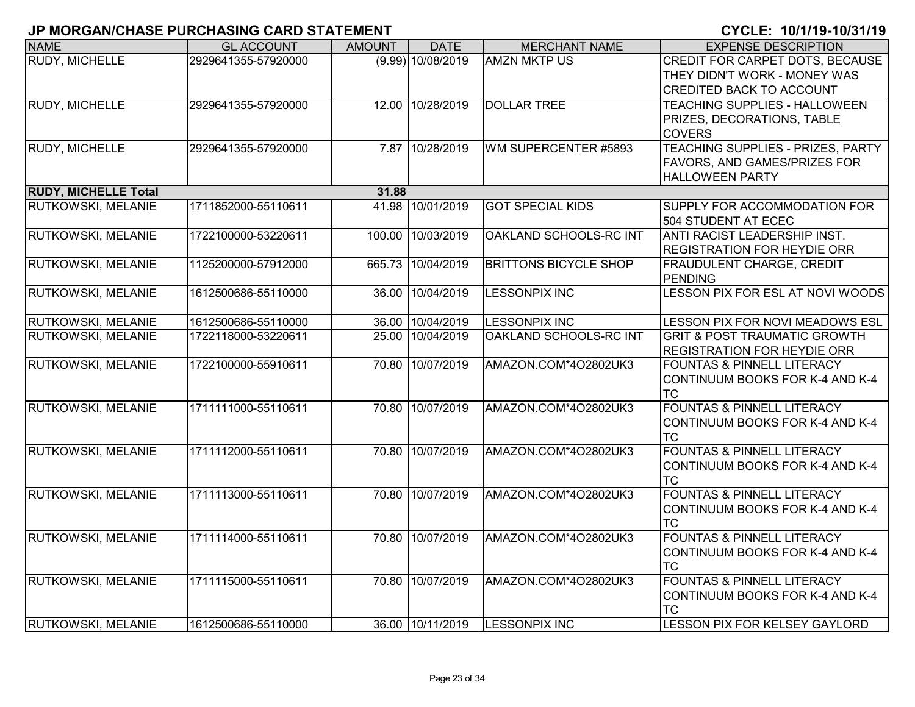## JP MORGAN/CHASE PURCHASING CARD STATEMENT

**CYCLE: 10/1/19-10/31/19**

| NAME | GL ACCOUNT | AMOUNT | DATE | MERCHANT NAME | EXPENSE DESCRIPTION |
|---|---|---|---|---|---|
| RUDY, MICHELLE | 2929641355-57920000 | (9.99) | 10/08/2019 | AMZN MKTP US | CREDIT FOR CARPET DOTS, BECAUSE THEY DIDN'T WORK - MONEY WAS CREDITED BACK TO ACCOUNT |
| RUDY, MICHELLE | 2929641355-57920000 | 12.00 | 10/28/2019 | DOLLAR TREE | TEACHING SUPPLIES - HALLOWEEN PRIZES, DECORATIONS, TABLE COVERS |
| RUDY, MICHELLE | 2929641355-57920000 | 7.87 | 10/28/2019 | WM SUPERCENTER #5893 | TEACHING SUPPLIES - PRIZES, PARTY FAVORS, AND GAMES/PRIZES FOR HALLOWEEN PARTY |
| **RUDY, MICHELLE Total** | | **31.88** | | | |
| RUTKOWSKI, MELANIE | 1711852000-55110611 | 41.98 | 10/01/2019 | GOT SPECIAL KIDS | SUPPLY FOR ACCOMMODATION FOR 504 STUDENT AT ECEC |
| RUTKOWSKI, MELANIE | 1722100000-53220611 | 100.00 | 10/03/2019 | OAKLAND SCHOOLS-RC INT | ANTI RACIST LEADERSHIP INST. REGISTRATION FOR HEYDIE ORR |
| RUTKOWSKI, MELANIE | 1125200000-57912000 | 665.73 | 10/04/2019 | BRITTONS BICYCLE SHOP | FRAUDULENT CHARGE, CREDIT PENDING |
| RUTKOWSKI, MELANIE | 1612500686-55110000 | 36.00 | 10/04/2019 | LESSONPIX INC | LESSON PIX FOR ESL AT NOVI WOODS |
| RUTKOWSKI, MELANIE | 1612500686-55110000 | 36.00 | 10/04/2019 | LESSONPIX INC | LESSON PIX FOR NOVI MEADOWS ESL |
| RUTKOWSKI, MELANIE | 1722118000-53220611 | 25.00 | 10/04/2019 | OAKLAND SCHOOLS-RC INT | GRIT & POST TRAUMATIC GROWTH REGISTRATION FOR HEYDIE ORR |
| RUTKOWSKI, MELANIE | 1722100000-55910611 | 70.80 | 10/07/2019 | AMAZON.COM*4O2802UK3 | FOUNTAS & PINNELL LITERACY CONTINUUM BOOKS FOR K-4 AND K-4 TC |
| RUTKOWSKI, MELANIE | 1711111000-55110611 | 70.80 | 10/07/2019 | AMAZON.COM*4O2802UK3 | FOUNTAS & PINNELL LITERACY CONTINUUM BOOKS FOR K-4 AND K-4 TC |
| RUTKOWSKI, MELANIE | 1711112000-55110611 | 70.80 | 10/07/2019 | AMAZON.COM*4O2802UK3 | FOUNTAS & PINNELL LITERACY CONTINUUM BOOKS FOR K-4 AND K-4 TC |
| RUTKOWSKI, MELANIE | 1711113000-55110611 | 70.80 | 10/07/2019 | AMAZON.COM*4O2802UK3 | FOUNTAS & PINNELL LITERACY CONTINUUM BOOKS FOR K-4 AND K-4 TC |
| RUTKOWSKI, MELANIE | 1711114000-55110611 | 70.80 | 10/07/2019 | AMAZON.COM*4O2802UK3 | FOUNTAS & PINNELL LITERACY CONTINUUM BOOKS FOR K-4 AND K-4 TC |
| RUTKOWSKI, MELANIE | 1711115000-55110611 | 70.80 | 10/07/2019 | AMAZON.COM*4O2802UK3 | FOUNTAS & PINNELL LITERACY CONTINUUM BOOKS FOR K-4 AND K-4 TC |
| RUTKOWSKI, MELANIE | 1612500686-55110000 | 36.00 | 10/11/2019 | LESSONPIX INC | LESSON PIX FOR KELSEY GAYLORD |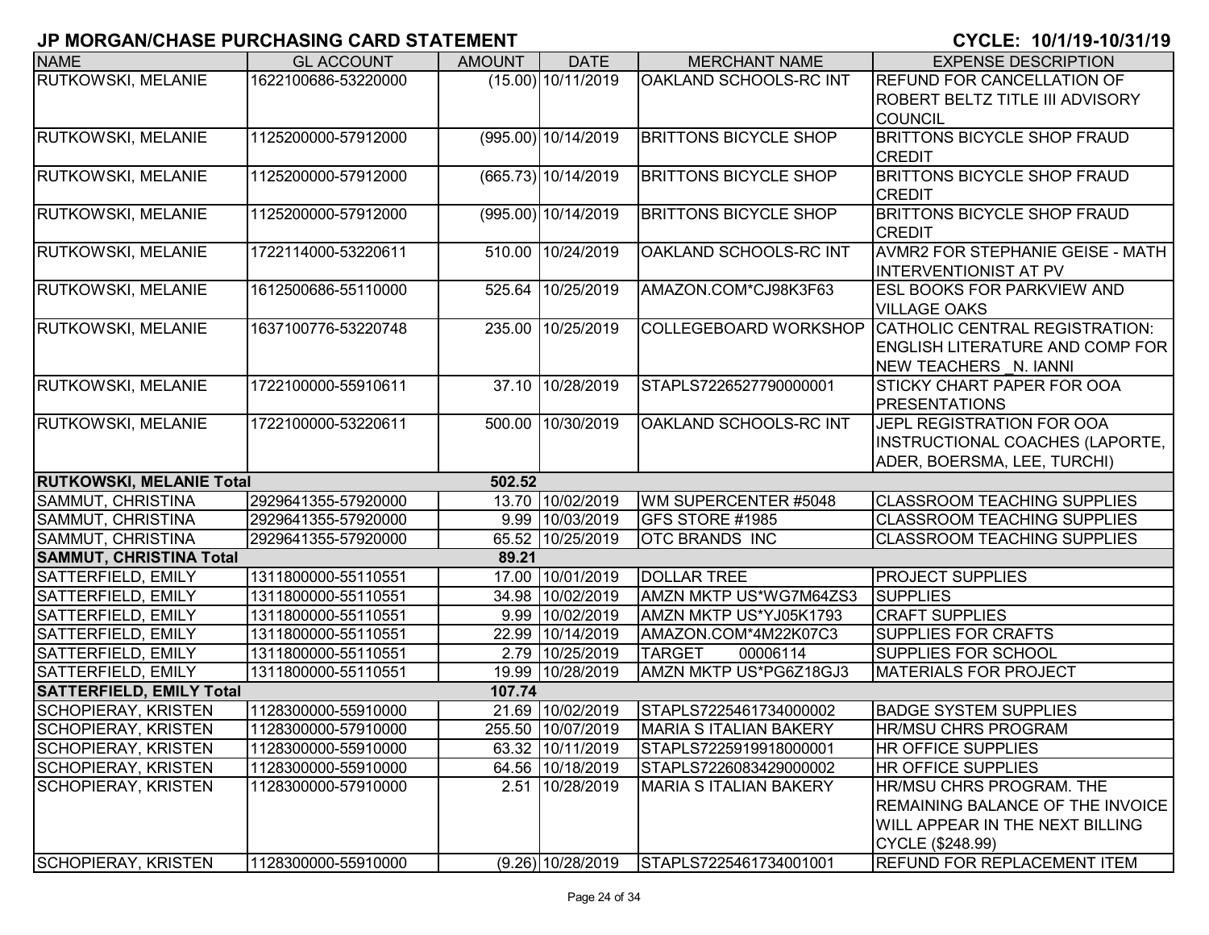# JP MORGAN/CHASE PURCHASING CARD STATEMENT

CYCLE: 10/1/19-10/31/19

| NAME | GL ACCOUNT | AMOUNT | DATE | MERCHANT NAME | EXPENSE DESCRIPTION |
|---|---|---|---|---|---|
| RUTKOWSKI, MELANIE | 1622100686-53220000 | (15.00) | 10/11/2019 | OAKLAND SCHOOLS-RC INT | REFUND FOR CANCELLATION OF ROBERT BELTZ TITLE III ADVISORY COUNCIL |
| RUTKOWSKI, MELANIE | 1125200000-57912000 | (995.00) | 10/14/2019 | BRITTONS BICYCLE SHOP | BRITTONS BICYCLE SHOP FRAUD CREDIT |
| RUTKOWSKI, MELANIE | 1125200000-57912000 | (665.73) | 10/14/2019 | BRITTONS BICYCLE SHOP | BRITTONS BICYCLE SHOP FRAUD CREDIT |
| RUTKOWSKI, MELANIE | 1125200000-57912000 | (995.00) | 10/14/2019 | BRITTONS BICYCLE SHOP | BRITTONS BICYCLE SHOP FRAUD CREDIT |
| RUTKOWSKI, MELANIE | 1722114000-53220611 | 510.00 | 10/24/2019 | OAKLAND SCHOOLS-RC INT | AVMR2 FOR STEPHANIE GEISE - MATH INTERVENTIONIST AT PV |
| RUTKOWSKI, MELANIE | 1612500686-55110000 | 525.64 | 10/25/2019 | AMAZON.COM*CJ98K3F63 | ESL BOOKS FOR PARKVIEW AND VILLAGE OAKS |
| RUTKOWSKI, MELANIE | 1637100776-53220748 | 235.00 | 10/25/2019 | COLLEGEBOARD WORKSHOP | CATHOLIC CENTRAL REGISTRATION: ENGLISH LITERATURE AND COMP FOR NEW TEACHERS _N. IANNI |
| RUTKOWSKI, MELANIE | 1722100000-55910611 | 37.10 | 10/28/2019 | STAPLS7226527790000001 | STICKY CHART PAPER FOR OOA PRESENTATIONS |
| RUTKOWSKI, MELANIE | 1722100000-53220611 | 500.00 | 10/30/2019 | OAKLAND SCHOOLS-RC INT | JEPL REGISTRATION FOR OOA INSTRUCTIONAL COACHES (LAPORTE, ADER, BOERSMA, LEE, TURCHI) |
| **RUTKOWSKI, MELANIE Total** | | **502.52** | | | |
| SAMMUT, CHRISTINA | 2929641355-57920000 | 13.70 | 10/02/2019 | WM SUPERCENTER #5048 | CLASSROOM TEACHING SUPPLIES |
| SAMMUT, CHRISTINA | 2929641355-57920000 | 9.99 | 10/03/2019 | GFS STORE #1985 | CLASSROOM TEACHING SUPPLIES |
| SAMMUT, CHRISTINA | 2929641355-57920000 | 65.52 | 10/25/2019 | OTC BRANDS INC | CLASSROOM TEACHING SUPPLIES |
| **SAMMUT, CHRISTINA Total** | | **89.21** | | | |
| SATTERFIELD, EMILY | 1311800000-55110551 | 17.00 | 10/01/2019 | DOLLAR TREE | PROJECT SUPPLIES |
| SATTERFIELD, EMILY | 1311800000-55110551 | 34.98 | 10/02/2019 | AMZN MKTP US*WG7M64ZS3 | SUPPLIES |
| SATTERFIELD, EMILY | 1311800000-55110551 | 9.99 | 10/02/2019 | AMZN MKTP US*YJ05K1793 | CRAFT SUPPLIES |
| SATTERFIELD, EMILY | 1311800000-55110551 | 22.99 | 10/14/2019 | AMAZON.COM*4M22K07C3 | SUPPLIES FOR CRAFTS |
| SATTERFIELD, EMILY | 1311800000-55110551 | 2.79 | 10/25/2019 | TARGET 00006114 | SUPPLIES FOR SCHOOL |
| SATTERFIELD, EMILY | 1311800000-55110551 | 19.99 | 10/28/2019 | AMZN MKTP US*PG6Z18GJ3 | MATERIALS FOR PROJECT |
| **SATTERFIELD, EMILY Total** | | **107.74** | | | |
| SCHOPIERAY, KRISTEN | 1128300000-55910000 | 21.69 | 10/02/2019 | STAPLS7225461734000002 | BADGE SYSTEM SUPPLIES |
| SCHOPIERAY, KRISTEN | 1128300000-55910000 | 255.50 | 10/07/2019 | MARIA S ITALIAN BAKERY | HR/MSU CHRS PROGRAM |
| SCHOPIERAY, KRISTEN | 1128300000-55910000 | 63.32 | 10/11/2019 | STAPLS7225919918000001 | HR OFFICE SUPPLIES |
| SCHOPIERAY, KRISTEN | 1128300000-55910000 | 64.56 | 10/18/2019 | STAPLS7226083429000002 | HR OFFICE SUPPLIES |
| SCHOPIERAY, KRISTEN | 1128300000-57910000 | 2.51 | 10/28/2019 | MARIA S ITALIAN BAKERY | HR/MSU CHRS PROGRAM. THE REMAINING BALANCE OF THE INVOICE WILL APPEAR IN THE NEXT BILLING CYCLE ($248.99) |
| SCHOPIERAY, KRISTEN | 1128300000-55910000 | (9.26) | 10/28/2019 | STAPLS7225461734001001 | REFUND FOR REPLACEMENT ITEM |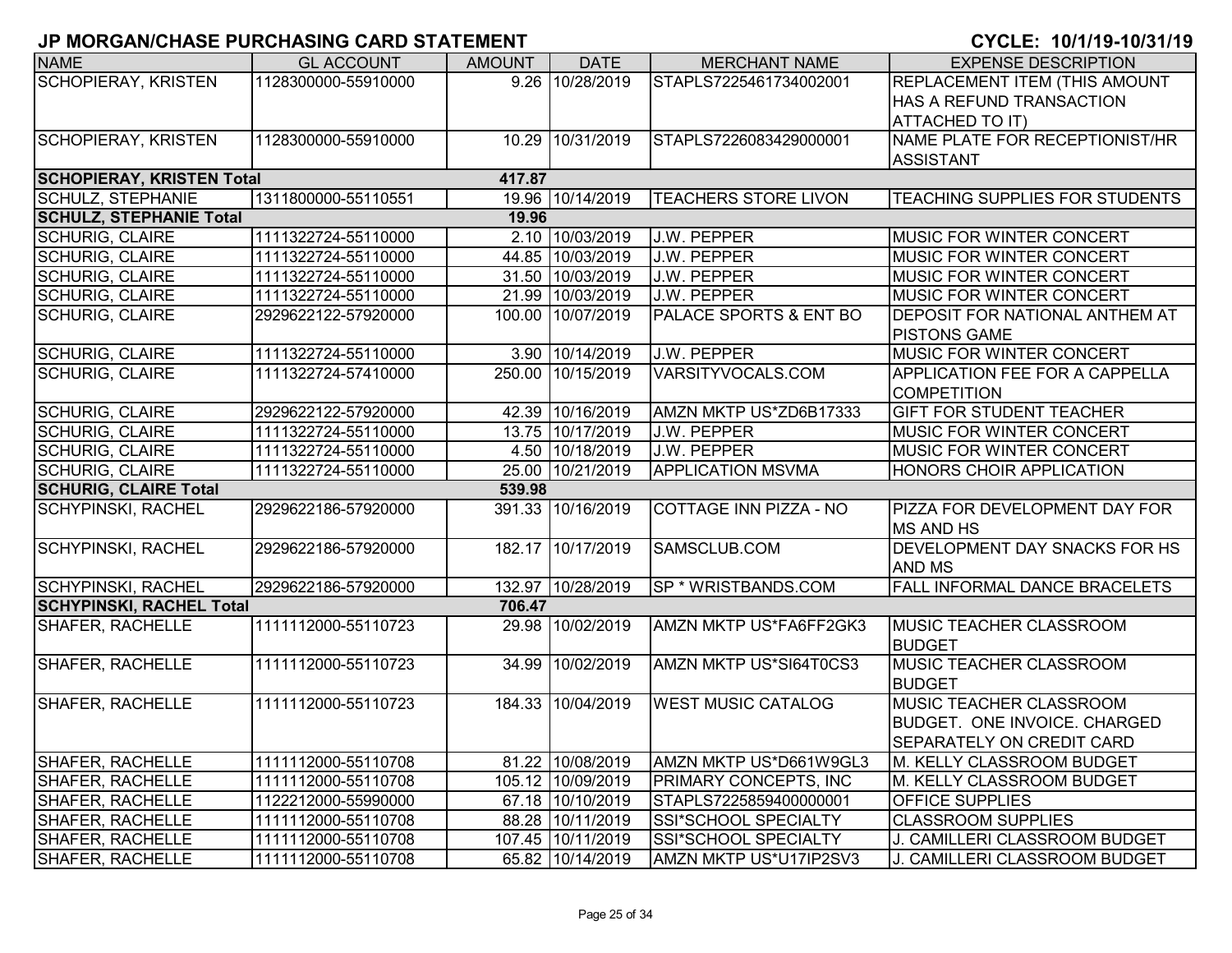## JP MORGAN/CHASE PURCHASING CARD STATEMENT

**CYCLE: 10/1/19-10/31/19**

| NAME | GL ACCOUNT | AMOUNT | DATE | MERCHANT NAME | EXPENSE DESCRIPTION |
|---|---|---|---|---|---|
| SCHOPIERAY, KRISTEN | 1128300000-55910000 | 9.26 | 10/28/2019 | STAPLS7225461734002001 | REPLACEMENT ITEM (THIS AMOUNT HAS A REFUND TRANSACTION ATTACHED TO IT) |
| SCHOPIERAY, KRISTEN | 1128300000-55910000 | 10.29 | 10/31/2019 | STAPLS7226083429000001 | NAME PLATE FOR RECEPTIONIST/HR ASSISTANT |
| **SCHOPIERAY, KRISTEN Total** | | **417.87** | | | |
| SCHULZ, STEPHANIE | 1311800000-55110551 | 19.96 | 10/14/2019 | TEACHERS STORE LIVON | TEACHING SUPPLIES FOR STUDENTS |
| **SCHULZ, STEPHANIE Total** | | **19.96** | | | |
| SCHURIG, CLAIRE | 1111322724-55110000 | 2.10 | 10/03/2019 | J.W. PEPPER | MUSIC FOR WINTER CONCERT |
| SCHURIG, CLAIRE | 1111322724-55110000 | 44.85 | 10/03/2019 | J.W. PEPPER | MUSIC FOR WINTER CONCERT |
| SCHURIG, CLAIRE | 1111322724-55110000 | 31.50 | 10/03/2019 | J.W. PEPPER | MUSIC FOR WINTER CONCERT |
| SCHURIG, CLAIRE | 1111322724-55110000 | 21.99 | 10/03/2019 | J.W. PEPPER | MUSIC FOR WINTER CONCERT |
| SCHURIG, CLAIRE | 2929622122-57920000 | 100.00 | 10/07/2019 | PALACE SPORTS & ENT BO | DEPOSIT FOR NATIONAL ANTHEM AT PISTONS GAME |
| SCHURIG, CLAIRE | 1111322724-55110000 | 3.90 | 10/14/2019 | J.W. PEPPER | MUSIC FOR WINTER CONCERT |
| SCHURIG, CLAIRE | 1111322724-57410000 | 250.00 | 10/15/2019 | VARSITYVOCALS.COM | APPLICATION FEE FOR A CAPPELLA COMPETITION |
| SCHURIG, CLAIRE | 2929622122-57920000 | 42.39 | 10/16/2019 | AMZN MKTP US*ZD6B17333 | GIFT FOR STUDENT TEACHER |
| SCHURIG, CLAIRE | 1111322724-55110000 | 13.75 | 10/17/2019 | J.W. PEPPER | MUSIC FOR WINTER CONCERT |
| SCHURIG, CLAIRE | 1111322724-55110000 | 4.50 | 10/18/2019 | J.W. PEPPER | MUSIC FOR WINTER CONCERT |
| SCHURIG, CLAIRE | 1111322724-55110000 | 25.00 | 10/21/2019 | APPLICATION MSVMA | HONORS CHOIR APPLICATION |
| **SCHURIG, CLAIRE Total** | | **539.98** | | | |
| SCHYPINSKI, RACHEL | 2929622186-57920000 | 391.33 | 10/16/2019 | COTTAGE INN PIZZA - NO | PIZZA FOR DEVELOPMENT DAY FOR MS AND HS |
| SCHYPINSKI, RACHEL | 2929622186-57920000 | 182.17 | 10/17/2019 | SAMSCLUB.COM | DEVELOPMENT DAY SNACKS FOR HS AND MS |
| SCHYPINSKI, RACHEL | 2929622186-57920000 | 132.97 | 10/28/2019 | SP * WRISTBANDS.COM | FALL INFORMAL DANCE BRACELETS |
| **SCHYPINSKI, RACHEL Total** | | **706.47** | | | |
| SHAFER, RACHELLE | 1111112000-55110723 | 29.98 | 10/02/2019 | AMZN MKTP US*FA6FF2GK3 | MUSIC TEACHER CLASSROOM BUDGET |
| SHAFER, RACHELLE | 1111112000-55110723 | 34.99 | 10/02/2019 | AMZN MKTP US*SI64T0CS3 | MUSIC TEACHER CLASSROOM BUDGET |
| SHAFER, RACHELLE | 1111112000-55110723 | 184.33 | 10/04/2019 | WEST MUSIC CATALOG | MUSIC TEACHER CLASSROOM BUDGET. ONE INVOICE. CHARGED SEPARATELY ON CREDIT CARD |
| SHAFER, RACHELLE | 1111112000-55110708 | 81.22 | 10/08/2019 | AMZN MKTP US*D661W9GL3 | M. KELLY CLASSROOM BUDGET |
| SHAFER, RACHELLE | 1111112000-55110708 | 105.12 | 10/09/2019 | PRIMARY CONCEPTS, INC | M. KELLY CLASSROOM BUDGET |
| SHAFER, RACHELLE | 1122212000-55990000 | 67.18 | 10/10/2019 | STAPLS7225859400000001 | OFFICE SUPPLIES |
| SHAFER, RACHELLE | 1111112000-55110708 | 88.28 | 10/11/2019 | SSI*SCHOOL SPECIALTY | CLASSROOM SUPPLIES |
| SHAFER, RACHELLE | 1111112000-55110708 | 107.45 | 10/11/2019 | SSI*SCHOOL SPECIALTY | J. CAMILLERI CLASSROOM BUDGET |
| SHAFER, RACHELLE | 1111112000-55110708 | 65.82 | 10/14/2019 | AMZN MKTP US*U17IP2SV3 | J. CAMILLERI CLASSROOM BUDGET |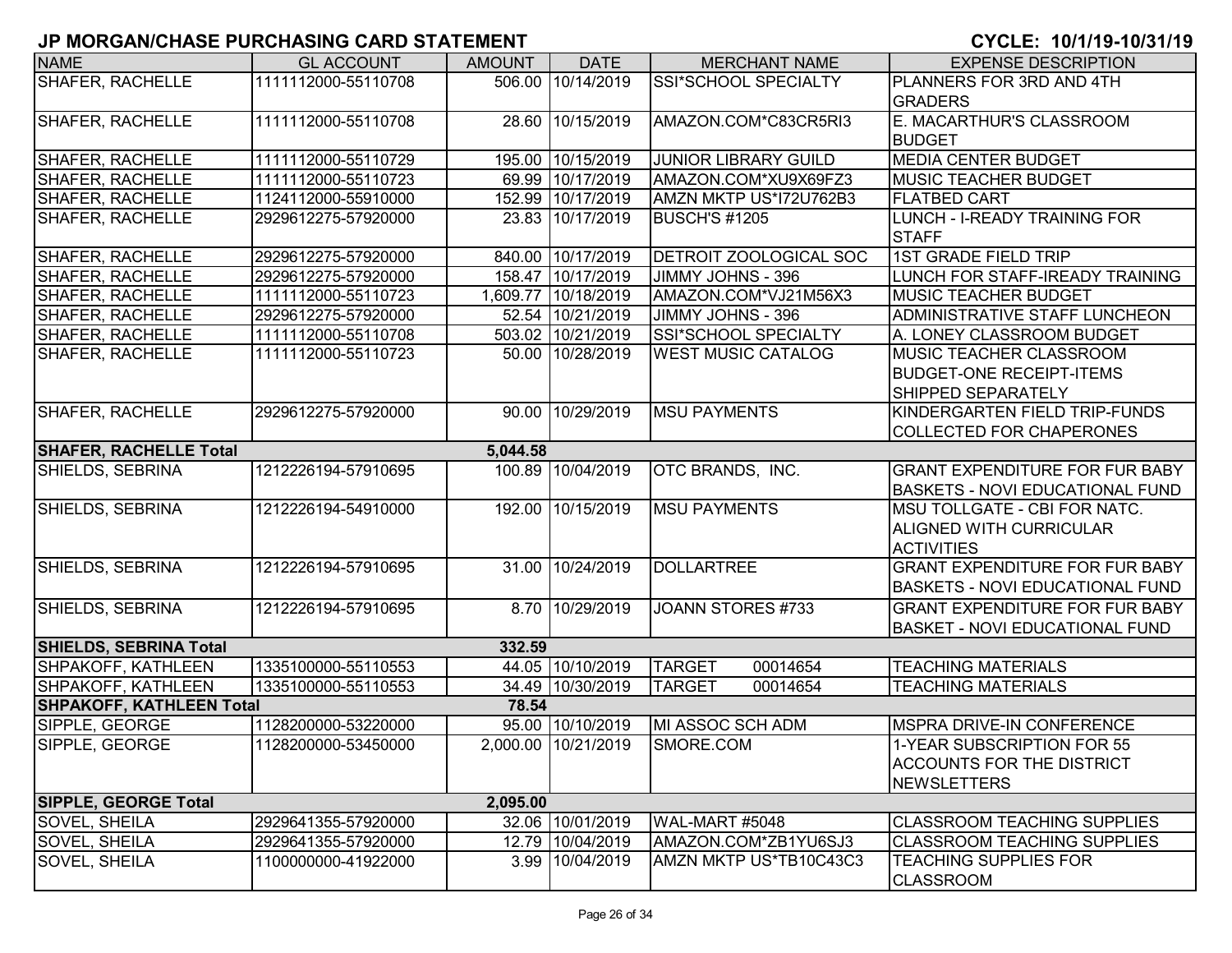## JP MORGAN/CHASE PURCHASING CARD STATEMENT

**CYCLE: 10/1/19-10/31/19**

| NAME | GL ACCOUNT | AMOUNT | DATE | MERCHANT NAME | EXPENSE DESCRIPTION |
|---|---|---|---|---|---|
| SHAFER, RACHELLE | 1111112000-55110708 | 506.00 | 10/14/2019 | SSI*SCHOOL SPECIALTY | PLANNERS FOR 3RD AND 4TH GRADERS |
| SHAFER, RACHELLE | 1111112000-55110708 | 28.60 | 10/15/2019 | AMAZON.COM*C83CR5RI3 | E. MACARTHUR'S CLASSROOM BUDGET |
| SHAFER, RACHELLE | 1111112000-55110729 | 195.00 | 10/15/2019 | JUNIOR LIBRARY GUILD | MEDIA CENTER BUDGET |
| SHAFER, RACHELLE | 1111112000-55110723 | 69.99 | 10/17/2019 | AMAZON.COM*XU9X69FZ3 | MUSIC TEACHER BUDGET |
| SHAFER, RACHELLE | 1124112000-55910000 | 152.99 | 10/17/2019 | AMZN MKTP US*I72U762B3 | FLATBED CART |
| SHAFER, RACHELLE | 2929612275-57920000 | 23.83 | 10/17/2019 | BUSCH'S #1205 | LUNCH - I-READY TRAINING FOR STAFF |
| SHAFER, RACHELLE | 2929612275-57920000 | 840.00 | 10/17/2019 | DETROIT ZOOLOGICAL SOC | 1ST GRADE FIELD TRIP |
| SHAFER, RACHELLE | 2929612275-57920000 | 158.47 | 10/17/2019 | JIMMY JOHNS - 396 | LUNCH FOR STAFF-IREADY TRAINING |
| SHAFER, RACHELLE | 1111112000-55110723 | 1,609.77 | 10/18/2019 | AMAZON.COM*VJ21M56X3 | MUSIC TEACHER BUDGET |
| SHAFER, RACHELLE | 2929612275-57920000 | 52.54 | 10/21/2019 | JIMMY JOHNS - 396 | ADMINISTRATIVE STAFF LUNCHEON |
| SHAFER, RACHELLE | 1111112000-55110708 | 503.02 | 10/21/2019 | SSI*SCHOOL SPECIALTY | A. LONEY CLASSROOM BUDGET |
| SHAFER, RACHELLE | 1111112000-55110723 | 50.00 | 10/28/2019 | WEST MUSIC CATALOG | MUSIC TEACHER CLASSROOM BUDGET-ONE RECEIPT-ITEMS SHIPPED SEPARATELY |
| SHAFER, RACHELLE | 2929612275-57920000 | 90.00 | 10/29/2019 | MSU PAYMENTS | KINDERGARTEN FIELD TRIP-FUNDS COLLECTED FOR CHAPERONES |
| **SHAFER, RACHELLE Total** | | **5,044.58** | | | |
| SHIELDS, SEBRINA | 1212226194-57910695 | 100.89 | 10/04/2019 | OTC BRANDS, INC. | GRANT EXPENDITURE FOR FUR BABY BASKETS - NOVI EDUCATIONAL FUND |
| SHIELDS, SEBRINA | 1212226194-54910000 | 192.00 | 10/15/2019 | MSU PAYMENTS | MSU TOLLGATE - CBI FOR NATC. ALIGNED WITH CURRICULAR ACTIVITIES |
| SHIELDS, SEBRINA | 1212226194-57910695 | 31.00 | 10/24/2019 | DOLLARTREE | GRANT EXPENDITURE FOR FUR BABY BASKETS - NOVI EDUCATIONAL FUND |
| SHIELDS, SEBRINA | 1212226194-57910695 | 8.70 | 10/29/2019 | JOANN STORES #733 | GRANT EXPENDITURE FOR FUR BABY BASKET - NOVI EDUCATIONAL FUND |
| **SHIELDS, SEBRINA Total** | | **332.59** | | | |
| SHPAKOFF, KATHLEEN | 1335100000-55110553 | 44.05 | 10/10/2019 | TARGET 00014654 | TEACHING MATERIALS |
| SHPAKOFF, KATHLEEN | 1335100000-55110553 | 34.49 | 10/30/2019 | TARGET 00014654 | TEACHING MATERIALS |
| **SHPAKOFF, KATHLEEN Total** | | **78.54** | | | |
| SIPPLE, GEORGE | 1128200000-53220000 | 95.00 | 10/10/2019 | MI ASSOC SCH ADM | MSPRA DRIVE-IN CONFERENCE |
| SIPPLE, GEORGE | 1128200000-53450000 | 2,000.00 | 10/21/2019 | SMORE.COM | 1-YEAR SUBSCRIPTION FOR 55 ACCOUNTS FOR THE DISTRICT NEWSLETTERS |
| **SIPPLE, GEORGE Total** | | **2,095.00** | | | |
| SOVEL, SHEILA | 2929641355-57920000 | 32.06 | 10/01/2019 | WAL-MART #5048 | CLASSROOM TEACHING SUPPLIES |
| SOVEL, SHEILA | 2929641355-57920000 | 12.79 | 10/04/2019 | AMAZON.COM*ZB1YU6SJ3 | CLASSROOM TEACHING SUPPLIES |
| SOVEL, SHEILA | 1100000000-41922000 | 3.99 | 10/04/2019 | AMZN MKTP US*TB10C43C3 | TEACHING SUPPLIES FOR CLASSROOM |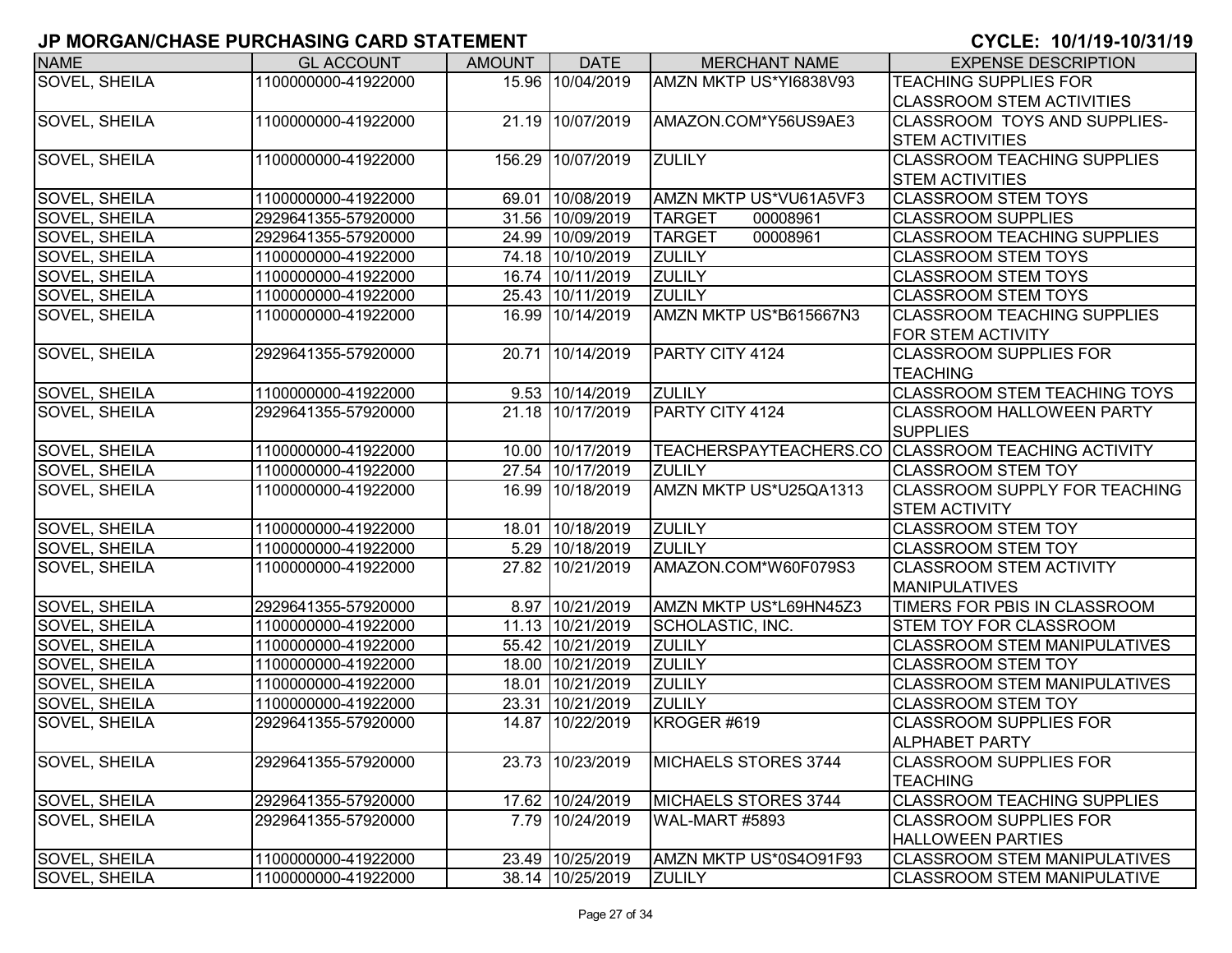# JP MORGAN/CHASE PURCHASING CARD STATEMENT

**CYCLE: 10/1/19-10/31/19**

| NAME | GL ACCOUNT | AMOUNT | DATE | MERCHANT NAME | EXPENSE DESCRIPTION |
|---|---|---|---|---|---|
| SOVEL, SHEILA | 1100000000-41922000 | 15.96 | 10/04/2019 | AMZN MKTP US*YI6838V93 | TEACHING SUPPLIES FOR CLASSROOM STEM ACTIVITIES |
| SOVEL, SHEILA | 1100000000-41922000 | 21.19 | 10/07/2019 | AMAZON.COM*Y56US9AE3 | CLASSROOM TOYS AND SUPPLIES-STEM ACTIVITIES |
| SOVEL, SHEILA | 1100000000-41922000 | 156.29 | 10/07/2019 | ZULILY | CLASSROOM TEACHING SUPPLIES STEM ACTIVITIES |
| SOVEL, SHEILA | 1100000000-41922000 | 69.01 | 10/08/2019 | AMZN MKTP US*VU61A5VF3 | CLASSROOM STEM TOYS |
| SOVEL, SHEILA | 2929641355-57920000 | 31.56 | 10/09/2019 | TARGET 00008961 | CLASSROOM SUPPLIES |
| SOVEL, SHEILA | 2929641355-57920000 | 24.99 | 10/09/2019 | TARGET 00008961 | CLASSROOM TEACHING SUPPLIES |
| SOVEL, SHEILA | 1100000000-41922000 | 74.18 | 10/10/2019 | ZULILY | CLASSROOM STEM TOYS |
| SOVEL, SHEILA | 1100000000-41922000 | 16.74 | 10/11/2019 | ZULILY | CLASSROOM STEM TOYS |
| SOVEL, SHEILA | 1100000000-41922000 | 25.43 | 10/11/2019 | ZULILY | CLASSROOM STEM TOYS |
| SOVEL, SHEILA | 1100000000-41922000 | 16.99 | 10/14/2019 | AMZN MKTP US*B615667N3 | CLASSROOM TEACHING SUPPLIES FOR STEM ACTIVITY |
| SOVEL, SHEILA | 2929641355-57920000 | 20.71 | 10/14/2019 | PARTY CITY 4124 | CLASSROOM SUPPLIES FOR TEACHING |
| SOVEL, SHEILA | 1100000000-41922000 | 9.53 | 10/14/2019 | ZULILY | CLASSROOM STEM TEACHING TOYS |
| SOVEL, SHEILA | 2929641355-57920000 | 21.18 | 10/17/2019 | PARTY CITY 4124 | CLASSROOM HALLOWEEN PARTY SUPPLIES |
| SOVEL, SHEILA | 1100000000-41922000 | 10.00 | 10/17/2019 | TEACHERSPAYTEACHERS.CO | CLASSROOM TEACHING ACTIVITY |
| SOVEL, SHEILA | 1100000000-41922000 | 27.54 | 10/17/2019 | ZULILY | CLASSROOM STEM TOY |
| SOVEL, SHEILA | 1100000000-41922000 | 16.99 | 10/18/2019 | AMZN MKTP US*U25QA1313 | CLASSROOM SUPPLY FOR TEACHING STEM ACTIVITY |
| SOVEL, SHEILA | 1100000000-41922000 | 18.01 | 10/18/2019 | ZULILY | CLASSROOM STEM TOY |
| SOVEL, SHEILA | 1100000000-41922000 | 5.29 | 10/18/2019 | ZULILY | CLASSROOM STEM TOY |
| SOVEL, SHEILA | 1100000000-41922000 | 27.82 | 10/21/2019 | AMAZON.COM*W60F079S3 | CLASSROOM STEM ACTIVITY MANIPULATIVES |
| SOVEL, SHEILA | 2929641355-57920000 | 8.97 | 10/21/2019 | AMZN MKTP US*L69HN45Z3 | TIMERS FOR PBIS IN CLASSROOM |
| SOVEL, SHEILA | 1100000000-41922000 | 11.13 | 10/21/2019 | SCHOLASTIC, INC. | STEM TOY FOR CLASSROOM |
| SOVEL, SHEILA | 1100000000-41922000 | 55.42 | 10/21/2019 | ZULILY | CLASSROOM STEM MANIPULATIVES |
| SOVEL, SHEILA | 1100000000-41922000 | 18.00 | 10/21/2019 | ZULILY | CLASSROOM STEM TOY |
| SOVEL, SHEILA | 1100000000-41922000 | 18.01 | 10/21/2019 | ZULILY | CLASSROOM STEM MANIPULATIVES |
| SOVEL, SHEILA | 1100000000-41922000 | 23.31 | 10/21/2019 | ZULILY | CLASSROOM STEM TOY |
| SOVEL, SHEILA | 2929641355-57920000 | 14.87 | 10/22/2019 | KROGER #619 | CLASSROOM SUPPLIES FOR ALPHABET PARTY |
| SOVEL, SHEILA | 2929641355-57920000 | 23.73 | 10/23/2019 | MICHAELS STORES 3744 | CLASSROOM SUPPLIES FOR TEACHING |
| SOVEL, SHEILA | 2929641355-57920000 | 17.62 | 10/24/2019 | MICHAELS STORES 3744 | CLASSROOM TEACHING SUPPLIES |
| SOVEL, SHEILA | 2929641355-57920000 | 7.79 | 10/24/2019 | WAL-MART #5893 | CLASSROOM SUPPLIES FOR HALLOWEEN PARTIES |
| SOVEL, SHEILA | 1100000000-41922000 | 23.49 | 10/25/2019 | AMZN MKTP US*0S4O91F93 | CLASSROOM STEM MANIPULATIVES |
| SOVEL, SHEILA | 1100000000-41922000 | 38.14 | 10/25/2019 | ZULILY | CLASSROOM STEM MANIPULATIVE |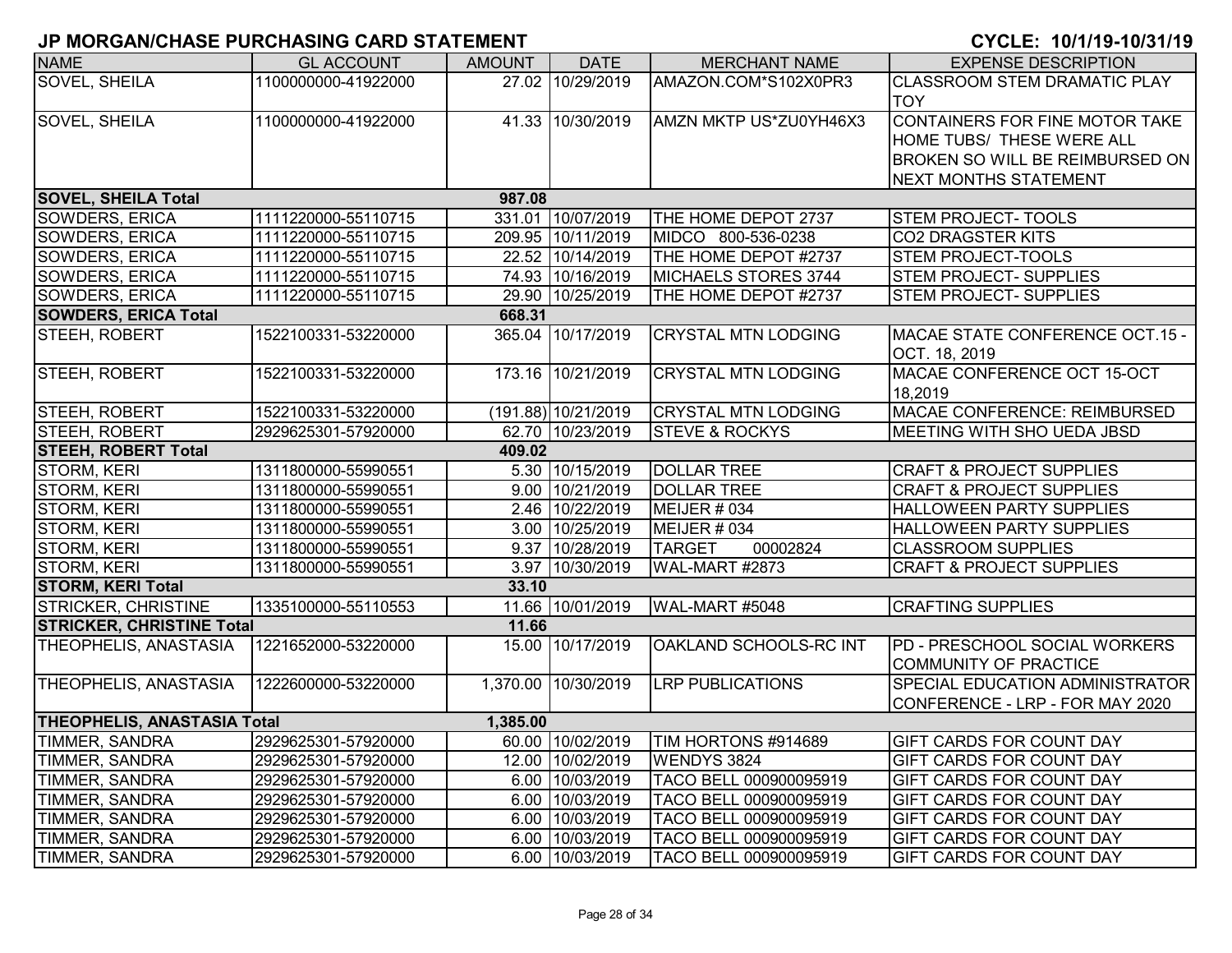# JP MORGAN/CHASE PURCHASING CARD STATEMENT

**CYCLE: 10/1/19-10/31/19**

| NAME | GL ACCOUNT | AMOUNT | DATE | MERCHANT NAME | EXPENSE DESCRIPTION |
|---|---|---|---|---|---|
| SOVEL, SHEILA | 1100000000-41922000 | 27.02 | 10/29/2019 | AMAZON.COM*S102X0PR3 | CLASSROOM STEM DRAMATIC PLAY TOY |
| SOVEL, SHEILA | 1100000000-41922000 | 41.33 | 10/30/2019 | AMZN MKTP US*ZU0YH46X3 | CONTAINERS FOR FINE MOTOR TAKE HOME TUBS/ THESE WERE ALL BROKEN SO WILL BE REIMBURSED ON NEXT MONTHS STATEMENT |
| **SOVEL, SHEILA Total** | | **987.08** | | | |
| SOWDERS, ERICA | 1111220000-55110715 | 331.01 | 10/07/2019 | THE HOME DEPOT 2737 | STEM PROJECT- TOOLS |
| SOWDERS, ERICA | 1111220000-55110715 | 209.95 | 10/11/2019 | MIDCO 800-536-0238 | CO2 DRAGSTER KITS |
| SOWDERS, ERICA | 1111220000-55110715 | 22.52 | 10/14/2019 | THE HOME DEPOT #2737 | STEM PROJECT-TOOLS |
| SOWDERS, ERICA | 1111220000-55110715 | 74.93 | 10/16/2019 | MICHAELS STORES 3744 | STEM PROJECT- SUPPLIES |
| SOWDERS, ERICA | 1111220000-55110715 | 29.90 | 10/25/2019 | THE HOME DEPOT #2737 | STEM PROJECT- SUPPLIES |
| **SOWDERS, ERICA Total** | | **668.31** | | | |
| STEEH, ROBERT | 1522100331-53220000 | 365.04 | 10/17/2019 | CRYSTAL MTN LODGING | MACAE STATE CONFERENCE OCT.15 - OCT. 18, 2019 |
| STEEH, ROBERT | 1522100331-53220000 | 173.16 | 10/21/2019 | CRYSTAL MTN LODGING | MACAE CONFERENCE OCT 15-OCT 18,2019 |
| STEEH, ROBERT | 1522100331-53220000 | (191.88) | 10/21/2019 | CRYSTAL MTN LODGING | MACAE CONFERENCE: REIMBURSED |
| STEEH, ROBERT | 2929625301-57920000 | 62.70 | 10/23/2019 | STEVE & ROCKYS | MEETING WITH SHO UEDA JBSD |
| **STEEH, ROBERT Total** | | **409.02** | | | |
| STORM, KERI | 1311800000-55990551 | 5.30 | 10/15/2019 | DOLLAR TREE | CRAFT & PROJECT SUPPLIES |
| STORM, KERI | 1311800000-55990551 | 9.00 | 10/21/2019 | DOLLAR TREE | CRAFT & PROJECT SUPPLIES |
| STORM, KERI | 1311800000-55990551 | 2.46 | 10/22/2019 | MEIJER # 034 | HALLOWEEN PARTY SUPPLIES |
| STORM, KERI | 1311800000-55990551 | 3.00 | 10/25/2019 | MEIJER # 034 | HALLOWEEN PARTY SUPPLIES |
| STORM, KERI | 1311800000-55990551 | 9.37 | 10/28/2019 | TARGET 00002824 | CLASSROOM SUPPLIES |
| STORM, KERI | 1311800000-55990551 | 3.97 | 10/30/2019 | WAL-MART #2873 | CRAFT & PROJECT SUPPLIES |
| **STORM, KERI Total** | | **33.10** | | | |
| STRICKER, CHRISTINE | 1335100000-55110553 | 11.66 | 10/01/2019 | WAL-MART #5048 | CRAFTING SUPPLIES |
| **STRICKER, CHRISTINE Total** | | **11.66** | | | |
| THEOPHELIS, ANASTASIA | 1221652000-53220000 | 15.00 | 10/17/2019 | OAKLAND SCHOOLS-RC INT | PD - PRESCHOOL SOCIAL WORKERS COMMUNITY OF PRACTICE |
| THEOPHELIS, ANASTASIA | 1222600000-53220000 | 1,370.00 | 10/30/2019 | LRP PUBLICATIONS | SPECIAL EDUCATION ADMINISTRATOR CONFERENCE - LRP - FOR MAY 2020 |
| **THEOPHELIS, ANASTASIA Total** | | **1,385.00** | | | |
| TIMMER, SANDRA | 2929625301-57920000 | 60.00 | 10/02/2019 | TIM HORTONS #914689 | GIFT CARDS FOR COUNT DAY |
| TIMMER, SANDRA | 2929625301-57920000 | 12.00 | 10/02/2019 | WENDYS 3824 | GIFT CARDS FOR COUNT DAY |
| TIMMER, SANDRA | 2929625301-57920000 | 6.00 | 10/03/2019 | TACO BELL 000900095919 | GIFT CARDS FOR COUNT DAY |
| TIMMER, SANDRA | 2929625301-57920000 | 6.00 | 10/03/2019 | TACO BELL 000900095919 | GIFT CARDS FOR COUNT DAY |
| TIMMER, SANDRA | 2929625301-57920000 | 6.00 | 10/03/2019 | TACO BELL 000900095919 | GIFT CARDS FOR COUNT DAY |
| TIMMER, SANDRA | 2929625301-57920000 | 6.00 | 10/03/2019 | TACO BELL 000900095919 | GIFT CARDS FOR COUNT DAY |
| TIMMER, SANDRA | 2929625301-57920000 | 6.00 | 10/03/2019 | TACO BELL 000900095919 | GIFT CARDS FOR COUNT DAY |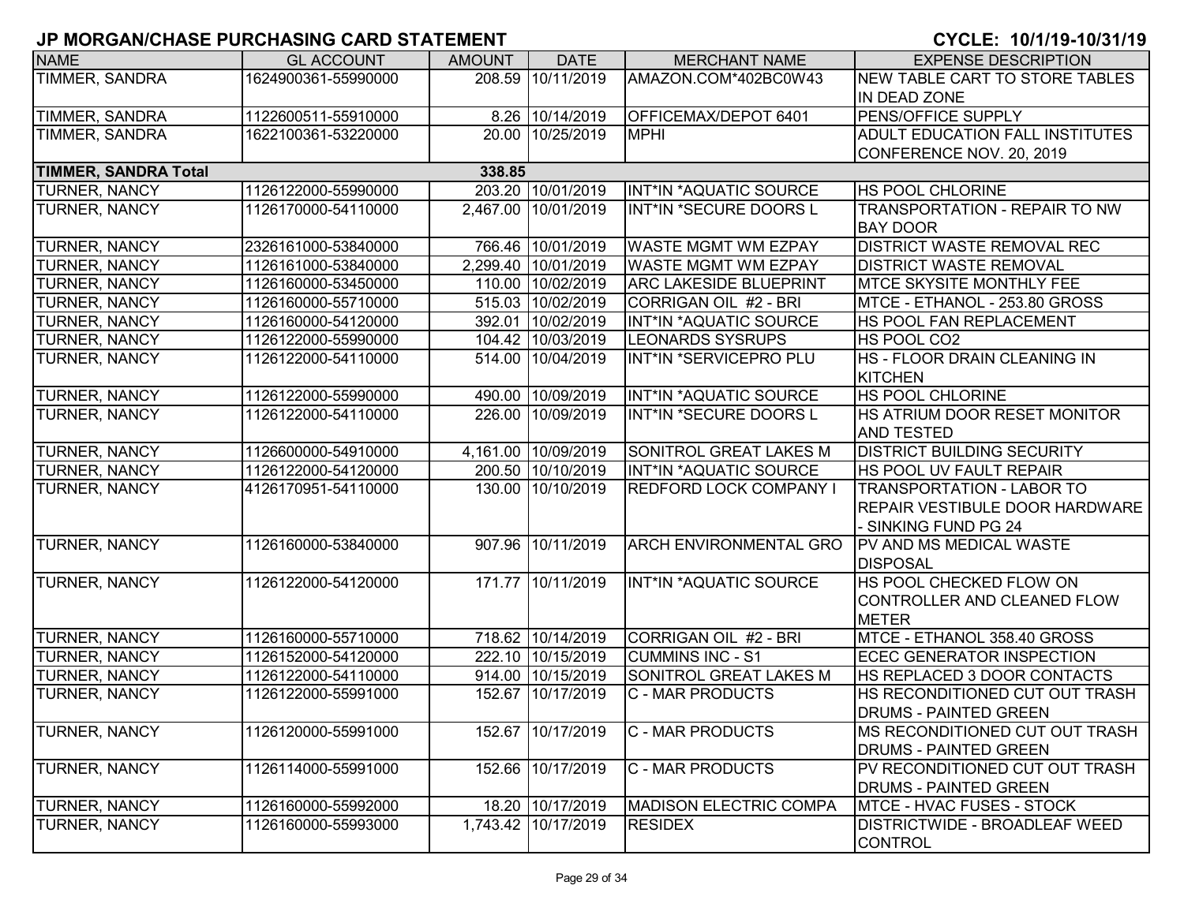## JP MORGAN/CHASE PURCHASING CARD STATEMENT

**CYCLE: 10/1/19-10/31/19**

| NAME | GL ACCOUNT | AMOUNT | DATE | MERCHANT NAME | EXPENSE DESCRIPTION |
|---|---|---|---|---|---|
| TIMMER, SANDRA | 1624900361-55990000 | 208.59 | 10/11/2019 | AMAZON.COM*402BC0W43 | NEW TABLE CART TO STORE TABLES IN DEAD ZONE |
| TIMMER, SANDRA | 1122600511-55910000 | 8.26 | 10/14/2019 | OFFICEMAX/DEPOT 6401 | PENS/OFFICE SUPPLY |
| TIMMER, SANDRA | 1622100361-53220000 | 20.00 | 10/25/2019 | MPHI | ADULT EDUCATION FALL INSTITUTES CONFERENCE NOV. 20, 2019 |
| **TIMMER, SANDRA Total** | | **338.85** | | | |
| TURNER, NANCY | 1126122000-55990000 | 203.20 | 10/01/2019 | INT*IN *AQUATIC SOURCE | HS POOL CHLORINE |
| TURNER, NANCY | 1126170000-54110000 | 2,467.00 | 10/01/2019 | INT*IN *SECURE DOORS L | TRANSPORTATION - REPAIR TO NW BAY DOOR |
| TURNER, NANCY | 2326161000-53840000 | 766.46 | 10/01/2019 | WASTE MGMT WM EZPAY | DISTRICT WASTE REMOVAL REC |
| TURNER, NANCY | 1126161000-53840000 | 2,299.40 | 10/01/2019 | WASTE MGMT WM EZPAY | DISTRICT WASTE REMOVAL |
| TURNER, NANCY | 1126160000-53450000 | 110.00 | 10/02/2019 | ARC LAKESIDE BLUEPRINT | MTCE SKYSITE MONTHLY FEE |
| TURNER, NANCY | 1126160000-55710000 | 515.03 | 10/02/2019 | CORRIGAN OIL #2 - BRI | MTCE - ETHANOL - 253.80 GROSS |
| TURNER, NANCY | 1126160000-54120000 | 392.01 | 10/02/2019 | INT*IN *AQUATIC SOURCE | HS POOL FAN REPLACEMENT |
| TURNER, NANCY | 1126122000-55990000 | 104.42 | 10/03/2019 | LEONARDS SYSRUPS | HS POOL CO2 |
| TURNER, NANCY | 1126122000-54110000 | 514.00 | 10/04/2019 | INT*IN *SERVICEPRO PLU | HS - FLOOR DRAIN CLEANING IN KITCHEN |
| TURNER, NANCY | 1126122000-55990000 | 490.00 | 10/09/2019 | INT*IN *AQUATIC SOURCE | HS POOL CHLORINE |
| TURNER, NANCY | 1126122000-54110000 | 226.00 | 10/09/2019 | INT*IN *SECURE DOORS L | HS ATRIUM DOOR RESET MONITOR AND TESTED |
| TURNER, NANCY | 1126600000-54910000 | 4,161.00 | 10/09/2019 | SONITROL GREAT LAKES M | DISTRICT BUILDING SECURITY |
| TURNER, NANCY | 1126122000-54120000 | 200.50 | 10/10/2019 | INT*IN *AQUATIC SOURCE | HS POOL UV FAULT REPAIR |
| TURNER, NANCY | 4126170951-54110000 | 130.00 | 10/10/2019 | REDFORD LOCK COMPANY I | TRANSPORTATION - LABOR TO REPAIR VESTIBULE DOOR HARDWARE - SINKING FUND PG 24 |
| TURNER, NANCY | 1126160000-53840000 | 907.96 | 10/11/2019 | ARCH ENVIRONMENTAL GRO | PV AND MS MEDICAL WASTE DISPOSAL |
| TURNER, NANCY | 1126122000-54120000 | 171.77 | 10/11/2019 | INT*IN *AQUATIC SOURCE | HS POOL CHECKED FLOW ON CONTROLLER AND CLEANED FLOW METER |
| TURNER, NANCY | 1126160000-55710000 | 718.62 | 10/14/2019 | CORRIGAN OIL #2 - BRI | MTCE - ETHANOL 358.40 GROSS |
| TURNER, NANCY | 1126152000-54120000 | 222.10 | 10/15/2019 | CUMMINS INC - S1 | ECEC GENERATOR INSPECTION |
| TURNER, NANCY | 1126122000-54110000 | 914.00 | 10/15/2019 | SONITROL GREAT LAKES M | HS REPLACED 3 DOOR CONTACTS |
| TURNER, NANCY | 1126122000-55991000 | 152.67 | 10/17/2019 | C - MAR PRODUCTS | HS RECONDITIONED CUT OUT TRASH DRUMS - PAINTED GREEN |
| TURNER, NANCY | 1126120000-55991000 | 152.67 | 10/17/2019 | C - MAR PRODUCTS | MS RECONDITIONED CUT OUT TRASH DRUMS - PAINTED GREEN |
| TURNER, NANCY | 1126114000-55991000 | 152.66 | 10/17/2019 | C - MAR PRODUCTS | PV RECONDITIONED CUT OUT TRASH DRUMS - PAINTED GREEN |
| TURNER, NANCY | 1126160000-55992000 | 18.20 | 10/17/2019 | MADISON ELECTRIC COMPA | MTCE - HVAC FUSES - STOCK |
| TURNER, NANCY | 1126160000-55993000 | 1,743.42 | 10/17/2019 | RESIDEX | DISTRICTWIDE - BROADLEAF WEED CONTROL |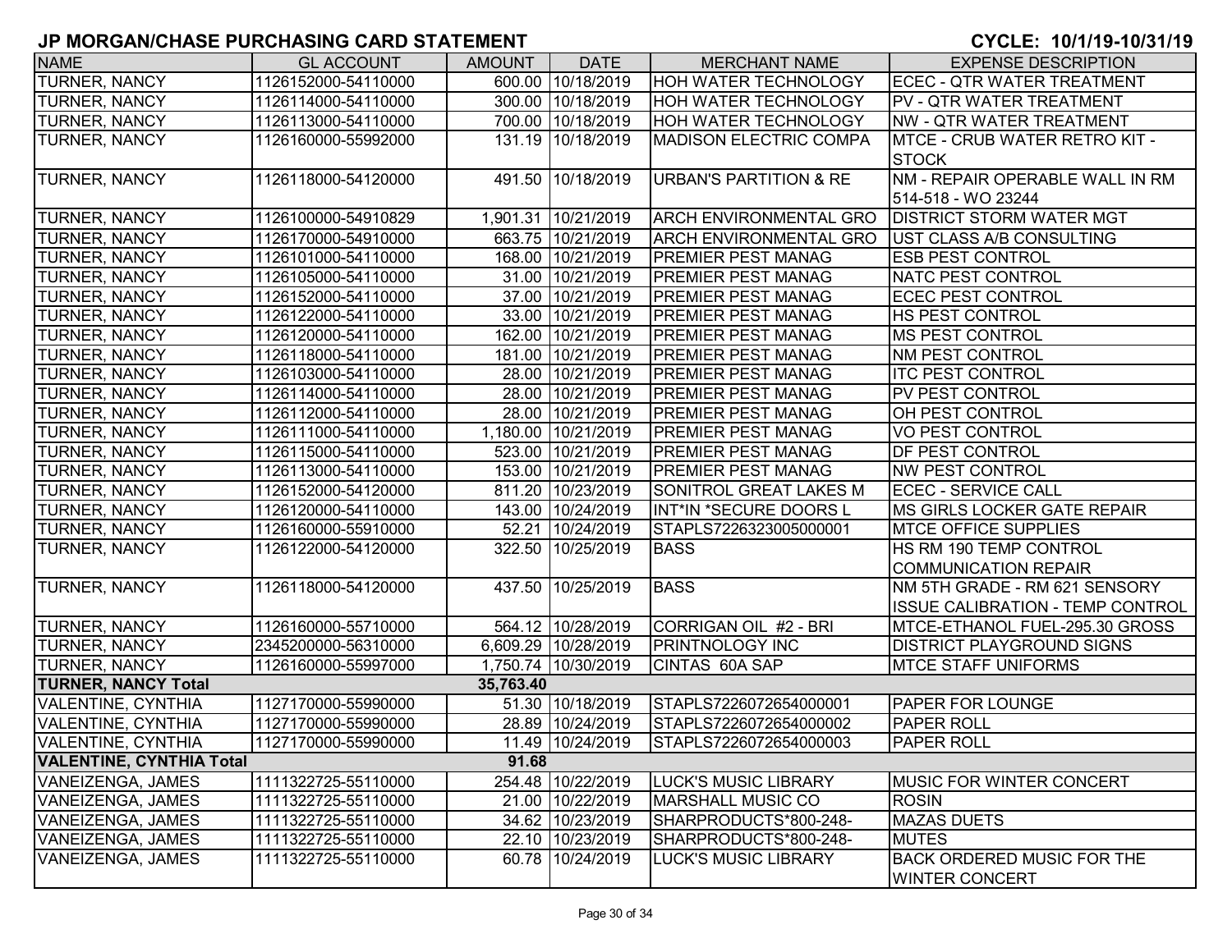# JP MORGAN/CHASE PURCHASING CARD STATEMENT

**CYCLE: 10/1/19-10/31/19**

| NAME | GL ACCOUNT | AMOUNT | DATE | MERCHANT NAME | EXPENSE DESCRIPTION |
|---|---|---|---|---|---|
| TURNER, NANCY | 1126152000-54110000 | 600.00 | 10/18/2019 | HOH WATER TECHNOLOGY | ECEC - QTR WATER TREATMENT |
| TURNER, NANCY | 1126114000-54110000 | 300.00 | 10/18/2019 | HOH WATER TECHNOLOGY | PV - QTR WATER TREATMENT |
| TURNER, NANCY | 1126113000-54110000 | 700.00 | 10/18/2019 | HOH WATER TECHNOLOGY | NW - QTR WATER TREATMENT |
| TURNER, NANCY | 1126160000-55992000 | 131.19 | 10/18/2019 | MADISON ELECTRIC COMPA | MTCE - CRUB WATER RETRO KIT - STOCK |
| TURNER, NANCY | 1126118000-54120000 | 491.50 | 10/18/2019 | URBAN'S PARTITION & RE | NM - REPAIR OPERABLE WALL IN RM 514-518 - WO 23244 |
| TURNER, NANCY | 1126100000-54910829 | 1,901.31 | 10/21/2019 | ARCH ENVIRONMENTAL GRO | DISTRICT STORM WATER MGT |
| TURNER, NANCY | 1126170000-54910000 | 663.75 | 10/21/2019 | ARCH ENVIRONMENTAL GRO | UST CLASS A/B CONSULTING |
| TURNER, NANCY | 1126101000-54110000 | 168.00 | 10/21/2019 | PREMIER PEST MANAG | ESB PEST CONTROL |
| TURNER, NANCY | 1126105000-54110000 | 31.00 | 10/21/2019 | PREMIER PEST MANAG | NATC PEST CONTROL |
| TURNER, NANCY | 1126152000-54110000 | 37.00 | 10/21/2019 | PREMIER PEST MANAG | ECEC PEST CONTROL |
| TURNER, NANCY | 1126122000-54110000 | 33.00 | 10/21/2019 | PREMIER PEST MANAG | HS PEST CONTROL |
| TURNER, NANCY | 1126120000-54110000 | 162.00 | 10/21/2019 | PREMIER PEST MANAG | MS PEST CONTROL |
| TURNER, NANCY | 1126118000-54110000 | 181.00 | 10/21/2019 | PREMIER PEST MANAG | NM PEST CONTROL |
| TURNER, NANCY | 1126103000-54110000 | 28.00 | 10/21/2019 | PREMIER PEST MANAG | ITC PEST CONTROL |
| TURNER, NANCY | 1126114000-54110000 | 28.00 | 10/21/2019 | PREMIER PEST MANAG | PV PEST CONTROL |
| TURNER, NANCY | 1126112000-54110000 | 28.00 | 10/21/2019 | PREMIER PEST MANAG | OH PEST CONTROL |
| TURNER, NANCY | 1126111000-54110000 | 1,180.00 | 10/21/2019 | PREMIER PEST MANAG | VO PEST CONTROL |
| TURNER, NANCY | 1126115000-54110000 | 523.00 | 10/21/2019 | PREMIER PEST MANAG | DF PEST CONTROL |
| TURNER, NANCY | 1126113000-54110000 | 153.00 | 10/21/2019 | PREMIER PEST MANAG | NW PEST CONTROL |
| TURNER, NANCY | 1126152000-54120000 | 811.20 | 10/23/2019 | SONITROL GREAT LAKES M | ECEC - SERVICE CALL |
| TURNER, NANCY | 1126120000-54110000 | 143.00 | 10/24/2019 | INT*IN *SECURE DOORS L | MS GIRLS LOCKER GATE REPAIR |
| TURNER, NANCY | 1126160000-55910000 | 52.21 | 10/24/2019 | STAPLS7226323005000001 | MTCE OFFICE SUPPLIES |
| TURNER, NANCY | 1126122000-54120000 | 322.50 | 10/25/2019 | BASS | HS RM 190 TEMP CONTROL COMMUNICATION REPAIR |
| TURNER, NANCY | 1126118000-54120000 | 437.50 | 10/25/2019 | BASS | NM 5TH GRADE - RM 621 SENSORY ISSUE CALIBRATION - TEMP CONTROL |
| TURNER, NANCY | 1126160000-55710000 | 564.12 | 10/28/2019 | CORRIGAN OIL #2 - BRI | MTCE-ETHANOL FUEL-295.30 GROSS |
| TURNER, NANCY | 2345200000-56310000 | 6,609.29 | 10/28/2019 | PRINTNOLOGY INC | DISTRICT PLAYGROUND SIGNS |
| TURNER, NANCY | 1126160000-55997000 | 1,750.74 | 10/30/2019 | CINTAS 60A SAP | MTCE STAFF UNIFORMS |
| **TURNER, NANCY Total** | | **35,763.40** | | | |
| VALENTINE, CYNTHIA | 1127170000-55990000 | 51.30 | 10/18/2019 | STAPLS7226072654000001 | PAPER FOR LOUNGE |
| VALENTINE, CYNTHIA | 1127170000-55990000 | 28.89 | 10/24/2019 | STAPLS7226072654000002 | PAPER ROLL |
| VALENTINE, CYNTHIA | 1127170000-55990000 | 11.49 | 10/24/2019 | STAPLS7226072654000003 | PAPER ROLL |
| **VALENTINE, CYNTHIA Total** | | **91.68** | | | |
| VANEIZENGA, JAMES | 1111322725-55110000 | 254.48 | 10/22/2019 | LUCK'S MUSIC LIBRARY | MUSIC FOR WINTER CONCERT |
| VANEIZENGA, JAMES | 1111322725-55110000 | 21.00 | 10/22/2019 | MARSHALL MUSIC CO | ROSIN |
| VANEIZENGA, JAMES | 1111322725-55110000 | 34.62 | 10/23/2019 | SHARPRODUCTS*800-248- | MAZAS DUETS |
| VANEIZENGA, JAMES | 1111322725-55110000 | 22.10 | 10/23/2019 | SHARPRODUCTS*800-248- | MUTES |
| VANEIZENGA, JAMES | 1111322725-55110000 | 60.78 | 10/24/2019 | LUCK'S MUSIC LIBRARY | BACK ORDERED MUSIC FOR THE WINTER CONCERT |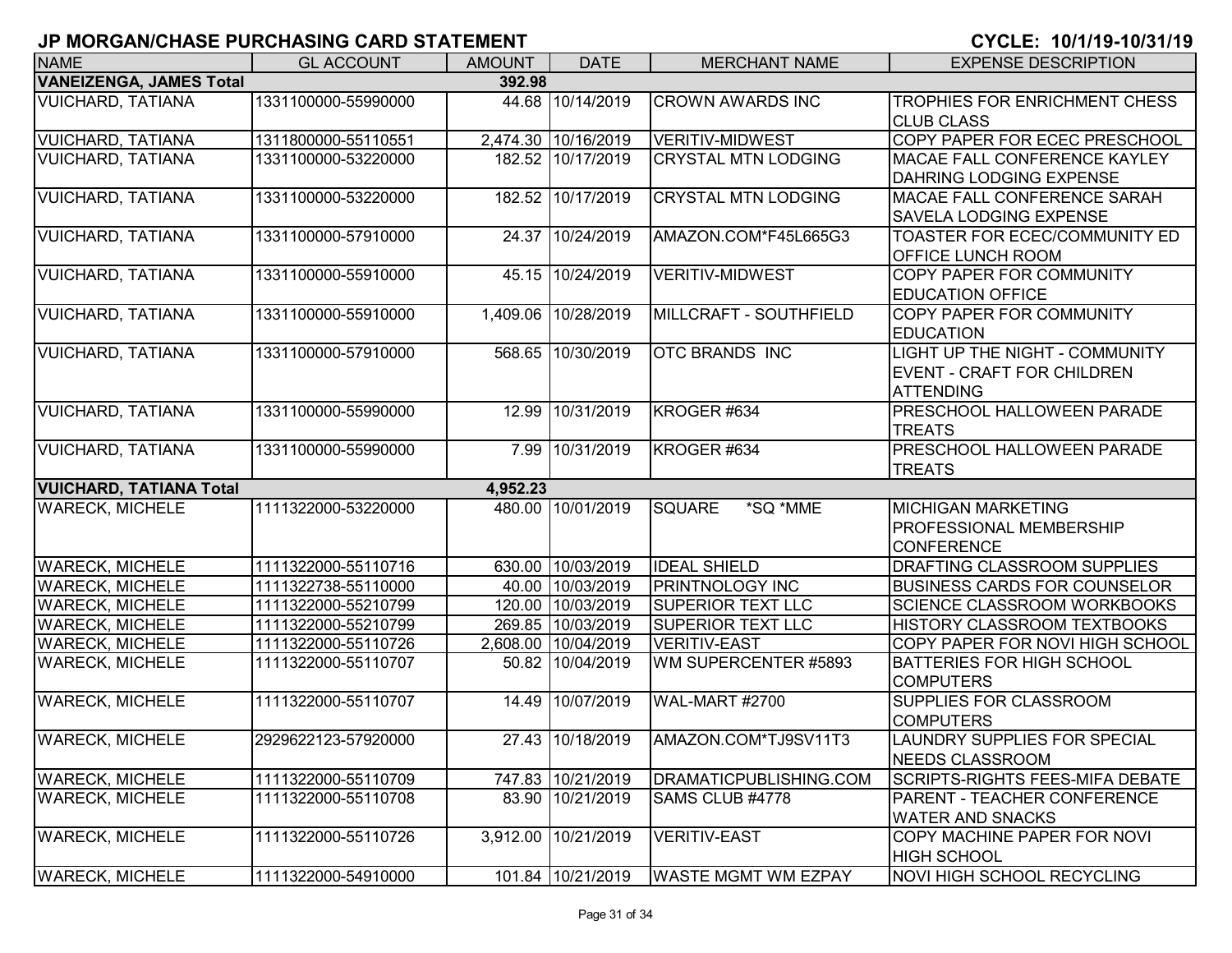## JP MORGAN/CHASE PURCHASING CARD STATEMENT

**CYCLE: 10/1/19-10/31/19**

| NAME | GL ACCOUNT | AMOUNT | DATE | MERCHANT NAME | EXPENSE DESCRIPTION |
|---|---|---|---|---|---|
| **VANEIZENGA, JAMES Total** | | **392.98** | | | |
| VUICHARD, TATIANA | 1331100000-55990000 | 44.68 | 10/14/2019 | CROWN AWARDS INC | TROPHIES FOR ENRICHMENT CHESS CLUB CLASS |
| VUICHARD, TATIANA | 1311800000-55110551 | 2,474.30 | 10/16/2019 | VERITIV-MIDWEST | COPY PAPER FOR ECEC PRESCHOOL |
| VUICHARD, TATIANA | 1331100000-53220000 | 182.52 | 10/17/2019 | CRYSTAL MTN LODGING | MACAE FALL CONFERENCE KAYLEY DAHRING LODGING EXPENSE |
| VUICHARD, TATIANA | 1331100000-53220000 | 182.52 | 10/17/2019 | CRYSTAL MTN LODGING | MACAE FALL CONFERENCE SARAH SAVELA LODGING EXPENSE |
| VUICHARD, TATIANA | 1331100000-57910000 | 24.37 | 10/24/2019 | AMAZON.COM*F45L665G3 | TOASTER FOR ECEC/COMMUNITY ED OFFICE LUNCH ROOM |
| VUICHARD, TATIANA | 1331100000-55910000 | 45.15 | 10/24/2019 | VERITIV-MIDWEST | COPY PAPER FOR COMMUNITY EDUCATION OFFICE |
| VUICHARD, TATIANA | 1331100000-55910000 | 1,409.06 | 10/28/2019 | MILLCRAFT - SOUTHFIELD | COPY PAPER FOR COMMUNITY EDUCATION |
| VUICHARD, TATIANA | 1331100000-57910000 | 568.65 | 10/30/2019 | OTC BRANDS INC | LIGHT UP THE NIGHT - COMMUNITY EVENT - CRAFT FOR CHILDREN ATTENDING |
| VUICHARD, TATIANA | 1331100000-55990000 | 12.99 | 10/31/2019 | KROGER #634 | PRESCHOOL HALLOWEEN PARADE TREATS |
| VUICHARD, TATIANA | 1331100000-55990000 | 7.99 | 10/31/2019 | KROGER #634 | PRESCHOOL HALLOWEEN PARADE TREATS |
| **VUICHARD, TATIANA Total** | | **4,952.23** | | | |
| WARECK, MICHELE | 1111322000-53220000 | 480.00 | 10/01/2019 | SQUARE *SQ *MME | MICHIGAN MARKETING PROFESSIONAL MEMBERSHIP CONFERENCE |
| WARECK, MICHELE | 1111322000-55110716 | 630.00 | 10/03/2019 | IDEAL SHIELD | DRAFTING CLASSROOM SUPPLIES |
| WARECK, MICHELE | 1111322738-55110000 | 40.00 | 10/03/2019 | PRINTNOLOGY INC | BUSINESS CARDS FOR COUNSELOR |
| WARECK, MICHELE | 1111322000-55210799 | 120.00 | 10/03/2019 | SUPERIOR TEXT LLC | SCIENCE CLASSROOM WORKBOOKS |
| WARECK, MICHELE | 1111322000-55210799 | 269.85 | 10/03/2019 | SUPERIOR TEXT LLC | HISTORY CLASSROOM TEXTBOOKS |
| WARECK, MICHELE | 1111322000-55110726 | 2,608.00 | 10/04/2019 | VERITIV-EAST | COPY PAPER FOR NOVI HIGH SCHOOL |
| WARECK, MICHELE | 1111322000-55110707 | 50.82 | 10/04/2019 | WM SUPERCENTER #5893 | BATTERIES FOR HIGH SCHOOL COMPUTERS |
| WARECK, MICHELE | 1111322000-55110707 | 14.49 | 10/07/2019 | WAL-MART #2700 | SUPPLIES FOR CLASSROOM COMPUTERS |
| WARECK, MICHELE | 2929622123-57920000 | 27.43 | 10/18/2019 | AMAZON.COM*TJ9SV11T3 | LAUNDRY SUPPLIES FOR SPECIAL NEEDS CLASSROOM |
| WARECK, MICHELE | 1111322000-55110709 | 747.83 | 10/21/2019 | DRAMATICPUBLISHING.COM | SCRIPTS-RIGHTS FEES-MIFA DEBATE |
| WARECK, MICHELE | 1111322000-55110708 | 83.90 | 10/21/2019 | SAMS CLUB #4778 | PARENT - TEACHER CONFERENCE WATER AND SNACKS |
| WARECK, MICHELE | 1111322000-55110726 | 3,912.00 | 10/21/2019 | VERITIV-EAST | COPY MACHINE PAPER FOR NOVI HIGH SCHOOL |
| WARECK, MICHELE | 1111322000-54910000 | 101.84 | 10/21/2019 | WASTE MGMT WM EZPAY | NOVI HIGH SCHOOL RECYCLING |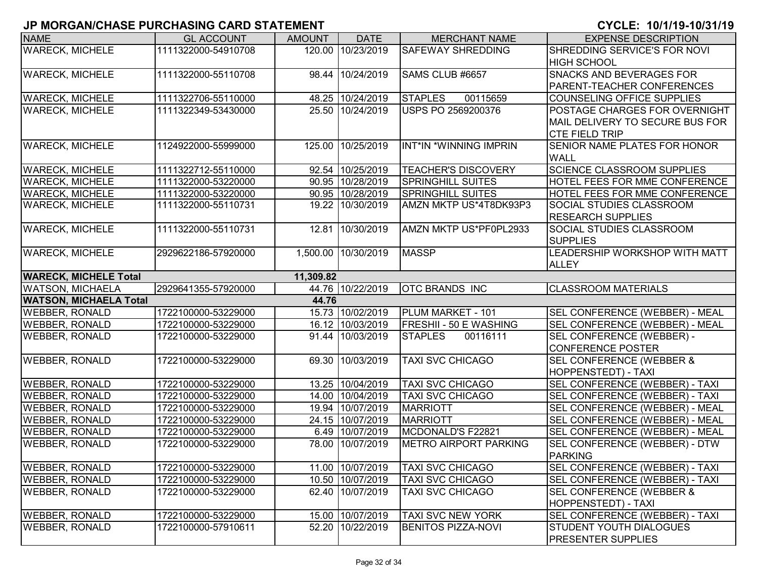# JP MORGAN/CHASE PURCHASING CARD STATEMENT

**CYCLE: 10/1/19-10/31/19**

| NAME | GL ACCOUNT | AMOUNT | DATE | MERCHANT NAME | EXPENSE DESCRIPTION |
|---|---|---|---|---|---|
| WARECK, MICHELE | 1111322000-54910708 | 120.00 | 10/23/2019 | SAFEWAY SHREDDING | SHREDDING SERVICE'S FOR NOVI HIGH SCHOOL |
| WARECK, MICHELE | 1111322000-55110708 | 98.44 | 10/24/2019 | SAMS CLUB #6657 | SNACKS AND BEVERAGES FOR PARENT-TEACHER CONFERENCES |
| WARECK, MICHELE | 1111322706-55110000 | 48.25 | 10/24/2019 | STAPLES 00115659 | COUNSELING OFFICE SUPPLIES |
| WARECK, MICHELE | 1111322349-53430000 | 25.50 | 10/24/2019 | USPS PO 2569200376 | POSTAGE CHARGES FOR OVERNIGHT MAIL DELIVERY TO SECURE BUS FOR CTE FIELD TRIP |
| WARECK, MICHELE | 1124922000-55999000 | 125.00 | 10/25/2019 | INT*IN *WINNING IMPRIN | SENIOR NAME PLATES FOR HONOR WALL |
| WARECK, MICHELE | 1111322712-55110000 | 92.54 | 10/25/2019 | TEACHER'S DISCOVERY | SCIENCE CLASSROOM SUPPLIES |
| WARECK, MICHELE | 1111322000-53220000 | 90.95 | 10/28/2019 | SPRINGHILL SUITES | HOTEL FEES FOR MME CONFERENCE |
| WARECK, MICHELE | 1111322000-53220000 | 90.95 | 10/28/2019 | SPRINGHILL SUITES | HOTEL FEES FOR MME CONFERENCE |
| WARECK, MICHELE | 1111322000-55110731 | 19.22 | 10/30/2019 | AMZN MKTP US*4T8DK93P3 | SOCIAL STUDIES CLASSROOM RESEARCH SUPPLIES |
| WARECK, MICHELE | 1111322000-55110731 | 12.81 | 10/30/2019 | AMZN MKTP US*PF0PL2933 | SOCIAL STUDIES CLASSROOM SUPPLIES |
| WARECK, MICHELE | 2929622186-57920000 | 1,500.00 | 10/30/2019 | MASSP | LEADERSHIP WORKSHOP WITH MATT ALLEY |
| **WARECK, MICHELE Total** | | **11,309.82** | | | |
| WATSON, MICHAELA | 2929641355-57920000 | 44.76 | 10/22/2019 | OTC BRANDS INC | CLASSROOM MATERIALS |
| **WATSON, MICHAELA Total** | | **44.76** | | | |
| WEBBER, RONALD | 1722100000-53229000 | 15.73 | 10/02/2019 | PLUM MARKET - 101 | SEL CONFERENCE (WEBBER) - MEAL |
| WEBBER, RONALD | 1722100000-53229000 | 16.12 | 10/03/2019 | FRESHII - 50 E WASHING | SEL CONFERENCE (WEBBER) - MEAL |
| WEBBER, RONALD | 1722100000-53229000 | 91.44 | 10/03/2019 | STAPLES 00116111 | SEL CONFERENCE (WEBBER) - CONFERENCE POSTER |
| WEBBER, RONALD | 1722100000-53229000 | 69.30 | 10/03/2019 | TAXI SVC CHICAGO | SEL CONFERENCE (WEBBER & HOPPENSTEDT) - TAXI |
| WEBBER, RONALD | 1722100000-53229000 | 13.25 | 10/04/2019 | TAXI SVC CHICAGO | SEL CONFERENCE (WEBBER) - TAXI |
| WEBBER, RONALD | 1722100000-53229000 | 14.00 | 10/04/2019 | TAXI SVC CHICAGO | SEL CONFERENCE (WEBBER) - TAXI |
| WEBBER, RONALD | 1722100000-53229000 | 19.94 | 10/07/2019 | MARRIOTT | SEL CONFERENCE (WEBBER) - MEAL |
| WEBBER, RONALD | 1722100000-53229000 | 24.15 | 10/07/2019 | MARRIOTT | SEL CONFERENCE (WEBBER) - MEAL |
| WEBBER, RONALD | 1722100000-53229000 | 6.49 | 10/07/2019 | MCDONALD'S F22821 | SEL CONFERENCE (WEBBER) - MEAL |
| WEBBER, RONALD | 1722100000-53229000 | 78.00 | 10/07/2019 | METRO AIRPORT PARKING | SEL CONFERENCE (WEBBER) - DTW PARKING |
| WEBBER, RONALD | 1722100000-53229000 | 11.00 | 10/07/2019 | TAXI SVC CHICAGO | SEL CONFERENCE (WEBBER) - TAXI |
| WEBBER, RONALD | 1722100000-53229000 | 10.50 | 10/07/2019 | TAXI SVC CHICAGO | SEL CONFERENCE (WEBBER) - TAXI |
| WEBBER, RONALD | 1722100000-53229000 | 62.40 | 10/07/2019 | TAXI SVC CHICAGO | SEL CONFERENCE (WEBBER & HOPPENSTEDT) - TAXI |
| WEBBER, RONALD | 1722100000-53229000 | 15.00 | 10/07/2019 | TAXI SVC NEW YORK | SEL CONFERENCE (WEBBER) - TAXI |
| WEBBER, RONALD | 1722100000-57910611 | 52.20 | 10/22/2019 | BENITOS PIZZA-NOVI | STUDENT YOUTH DIALOGUES PRESENTER SUPPLIES |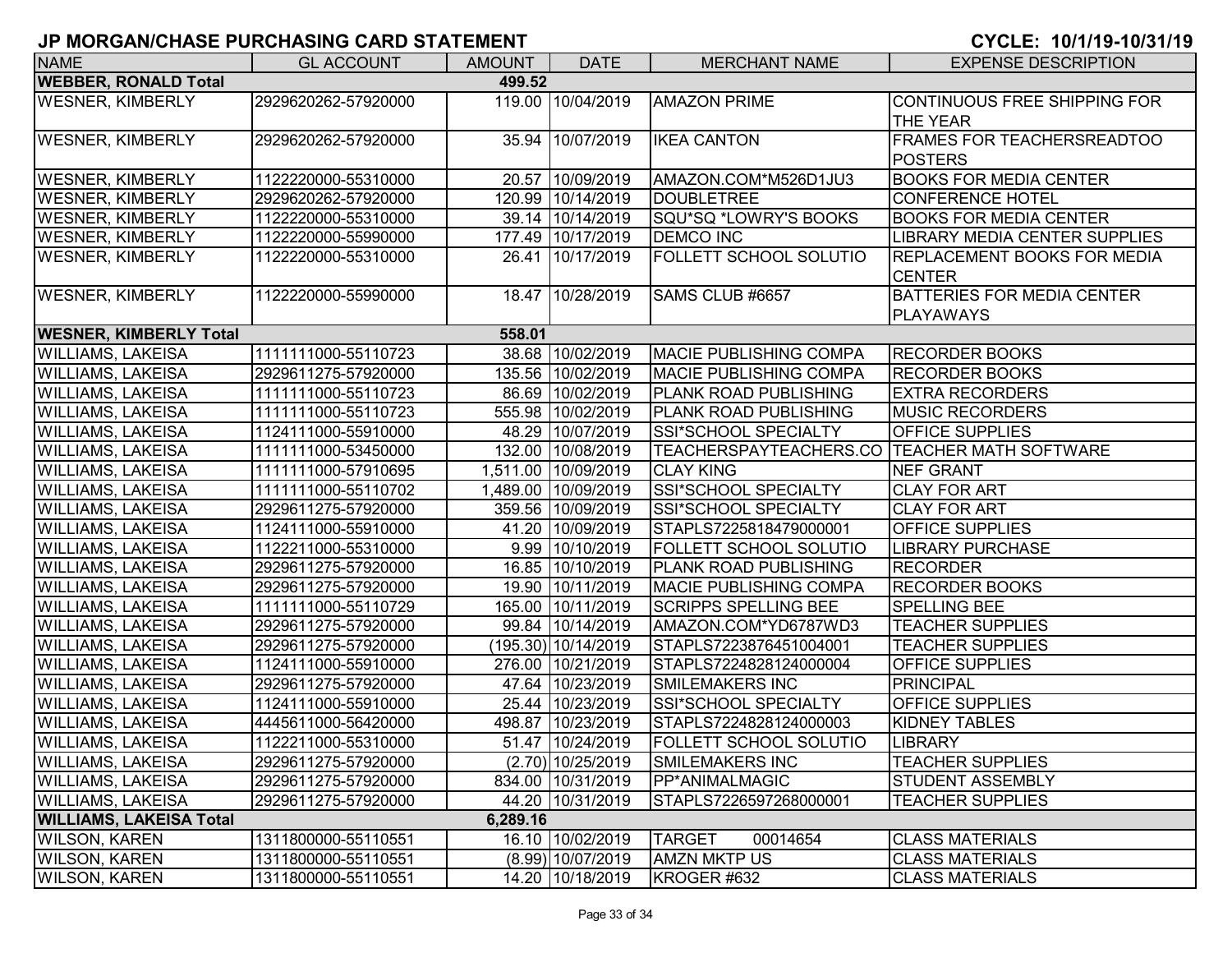## JP MORGAN/CHASE PURCHASING CARD STATEMENT

**CYCLE: 10/1/19-10/31/19**

| NAME | GL ACCOUNT | AMOUNT | DATE | MERCHANT NAME | EXPENSE DESCRIPTION |
|---|---|---|---|---|---|
| **WEBBER, RONALD Total** | | **499.52** | | | |
| WESNER, KIMBERLY | 2929620262-57920000 | 119.00 | 10/04/2019 | AMAZON PRIME | CONTINUOUS FREE SHIPPING FOR THE YEAR |
| WESNER, KIMBERLY | 2929620262-57920000 | 35.94 | 10/07/2019 | IKEA CANTON | FRAMES FOR TEACHERSREADTOO POSTERS |
| WESNER, KIMBERLY | 1122220000-55310000 | 20.57 | 10/09/2019 | AMAZON.COM*M526D1JU3 | BOOKS FOR MEDIA CENTER |
| WESNER, KIMBERLY | 2929620262-57920000 | 120.99 | 10/14/2019 | DOUBLETREE | CONFERENCE HOTEL |
| WESNER, KIMBERLY | 1122220000-55310000 | 39.14 | 10/14/2019 | SQU*SQ *LOWRY'S BOOKS | BOOKS FOR MEDIA CENTER |
| WESNER, KIMBERLY | 1122220000-55990000 | 177.49 | 10/17/2019 | DEMCO INC | LIBRARY MEDIA CENTER SUPPLIES |
| WESNER, KIMBERLY | 1122220000-55310000 | 26.41 | 10/17/2019 | FOLLETT SCHOOL SOLUTIO | REPLACEMENT BOOKS FOR MEDIA CENTER |
| WESNER, KIMBERLY | 1122220000-55990000 | 18.47 | 10/28/2019 | SAMS CLUB #6657 | BATTERIES FOR MEDIA CENTER PLAYAWAYS |
| **WESNER, KIMBERLY Total** | | **558.01** | | | |
| WILLIAMS, LAKEISA | 1111111000-55110723 | 38.68 | 10/02/2019 | MACIE PUBLISHING COMPA | RECORDER BOOKS |
| WILLIAMS, LAKEISA | 2929611275-57920000 | 135.56 | 10/02/2019 | MACIE PUBLISHING COMPA | RECORDER BOOKS |
| WILLIAMS, LAKEISA | 1111111000-55110723 | 86.69 | 10/02/2019 | PLANK ROAD PUBLISHING | EXTRA RECORDERS |
| WILLIAMS, LAKEISA | 1111111000-55110723 | 555.98 | 10/02/2019 | PLANK ROAD PUBLISHING | MUSIC RECORDERS |
| WILLIAMS, LAKEISA | 1124111000-55910000 | 48.29 | 10/07/2019 | SSI*SCHOOL SPECIALTY | OFFICE SUPPLIES |
| WILLIAMS, LAKEISA | 1111111000-53450000 | 132.00 | 10/08/2019 | TEACHERSPAYTEACHERS.CO | TEACHER MATH SOFTWARE |
| WILLIAMS, LAKEISA | 1111111000-57910695 | 1,511.00 | 10/09/2019 | CLAY KING | NEF GRANT |
| WILLIAMS, LAKEISA | 1111111000-55110702 | 1,489.00 | 10/09/2019 | SSI*SCHOOL SPECIALTY | CLAY FOR ART |
| WILLIAMS, LAKEISA | 2929611275-57920000 | 359.56 | 10/09/2019 | SSI*SCHOOL SPECIALTY | CLAY FOR ART |
| WILLIAMS, LAKEISA | 1124111000-55910000 | 41.20 | 10/09/2019 | STAPLS7225818479000001 | OFFICE SUPPLIES |
| WILLIAMS, LAKEISA | 1122211000-55310000 | 9.99 | 10/10/2019 | FOLLETT SCHOOL SOLUTIO | LIBRARY PURCHASE |
| WILLIAMS, LAKEISA | 2929611275-57920000 | 16.85 | 10/10/2019 | PLANK ROAD PUBLISHING | RECORDER |
| WILLIAMS, LAKEISA | 2929611275-57920000 | 19.90 | 10/11/2019 | MACIE PUBLISHING COMPA | RECORDER BOOKS |
| WILLIAMS, LAKEISA | 1111111000-55110729 | 165.00 | 10/11/2019 | SCRIPPS SPELLING BEE | SPELLING BEE |
| WILLIAMS, LAKEISA | 2929611275-57920000 | 99.84 | 10/14/2019 | AMAZON.COM*YD6787WD3 | TEACHER SUPPLIES |
| WILLIAMS, LAKEISA | 2929611275-57920000 | (195.30) | 10/14/2019 | STAPLS7223876451004001 | TEACHER SUPPLIES |
| WILLIAMS, LAKEISA | 1124111000-55910000 | 276.00 | 10/21/2019 | STAPLS7224828124000004 | OFFICE SUPPLIES |
| WILLIAMS, LAKEISA | 2929611275-57920000 | 47.64 | 10/23/2019 | SMILEMAKERS INC | PRINCIPAL |
| WILLIAMS, LAKEISA | 1124111000-55910000 | 25.44 | 10/23/2019 | SSI*SCHOOL SPECIALTY | OFFICE SUPPLIES |
| WILLIAMS, LAKEISA | 4445611000-56420000 | 498.87 | 10/23/2019 | STAPLS7224828124000003 | KIDNEY TABLES |
| WILLIAMS, LAKEISA | 1122211000-55310000 | 51.47 | 10/24/2019 | FOLLETT SCHOOL SOLUTIO | LIBRARY |
| WILLIAMS, LAKEISA | 2929611275-57920000 | (2.70) | 10/25/2019 | SMILEMAKERS INC | TEACHER SUPPLIES |
| WILLIAMS, LAKEISA | 2929611275-57920000 | 834.00 | 10/31/2019 | PP*ANIMALMAGIC | STUDENT ASSEMBLY |
| WILLIAMS, LAKEISA | 2929611275-57920000 | 44.20 | 10/31/2019 | STAPLS7226597268000001 | TEACHER SUPPLIES |
| **WILLIAMS, LAKEISA Total** | | **6,289.16** | | | |
| WILSON, KAREN | 1311800000-55110551 | 16.10 | 10/02/2019 | TARGET 00014654 | CLASS MATERIALS |
| WILSON, KAREN | 1311800000-55110551 | (8.99) | 10/07/2019 | AMZN MKTP US | CLASS MATERIALS |
| WILSON, KAREN | 1311800000-55110551 | 14.20 | 10/18/2019 | KROGER #632 | CLASS MATERIALS |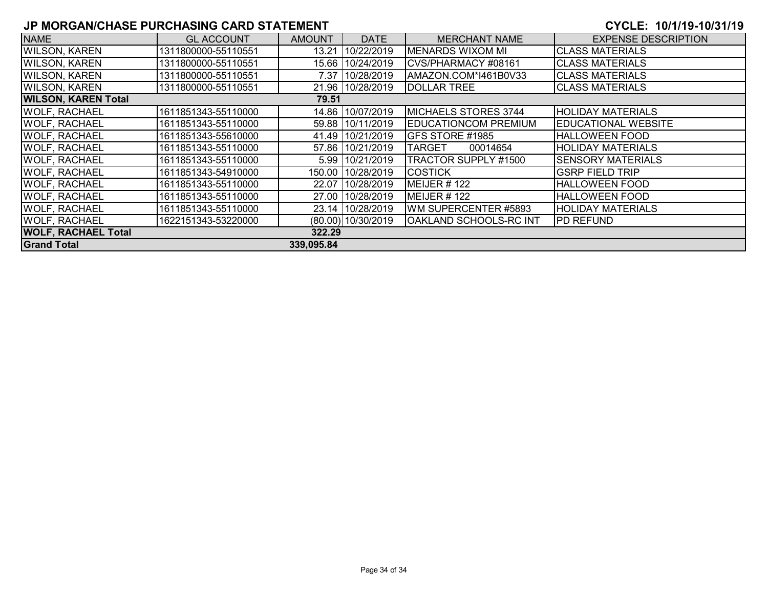## JP MORGAN/CHASE PURCHASING CARD STATEMENT

**CYCLE: 10/1/19-10/31/19**

| NAME | GL ACCOUNT | AMOUNT | DATE | MERCHANT NAME | EXPENSE DESCRIPTION |
|---|---|---|---|---|---|
| WILSON, KAREN | 1311800000-55110551 | 13.21 | 10/22/2019 | MENARDS WIXOM MI | CLASS MATERIALS |
| WILSON, KAREN | 1311800000-55110551 | 15.66 | 10/24/2019 | CVS/PHARMACY #08161 | CLASS MATERIALS |
| WILSON, KAREN | 1311800000-55110551 | 7.37 | 10/28/2019 | AMAZON.COM*I461B0V33 | CLASS MATERIALS |
| WILSON, KAREN | 1311800000-55110551 | 21.96 | 10/28/2019 | DOLLAR TREE | CLASS MATERIALS |
| **WILSON, KAREN Total** | | **79.51** | | | |
| WOLF, RACHAEL | 1611851343-55110000 | 14.86 | 10/07/2019 | MICHAELS STORES 3744 | HOLIDAY MATERIALS |
| WOLF, RACHAEL | 1611851343-55110000 | 59.88 | 10/11/2019 | EDUCATIONCOM PREMIUM | EDUCATIONAL WEBSITE |
| WOLF, RACHAEL | 1611851343-55610000 | 41.49 | 10/21/2019 | GFS STORE #1985 | HALLOWEEN FOOD |
| WOLF, RACHAEL | 1611851343-55110000 | 57.86 | 10/21/2019 | TARGET 00014654 | HOLIDAY MATERIALS |
| WOLF, RACHAEL | 1611851343-55110000 | 5.99 | 10/21/2019 | TRACTOR SUPPLY #1500 | SENSORY MATERIALS |
| WOLF, RACHAEL | 1611851343-54910000 | 150.00 | 10/28/2019 | COSTICK | GSRP FIELD TRIP |
| WOLF, RACHAEL | 1611851343-55110000 | 22.07 | 10/28/2019 | MEIJER # 122 | HALLOWEEN FOOD |
| WOLF, RACHAEL | 1611851343-55110000 | 27.00 | 10/28/2019 | MEIJER # 122 | HALLOWEEN FOOD |
| WOLF, RACHAEL | 1611851343-55110000 | 23.14 | 10/28/2019 | WM SUPERCENTER #5893 | HOLIDAY MATERIALS |
| WOLF, RACHAEL | 1622151343-53220000 | (80.00) | 10/30/2019 | OAKLAND SCHOOLS-RC INT | PD REFUND |
| **WOLF, RACHAEL Total** | | **322.29** | | | |
| **Grand Total** | | **339,095.84** | | | |